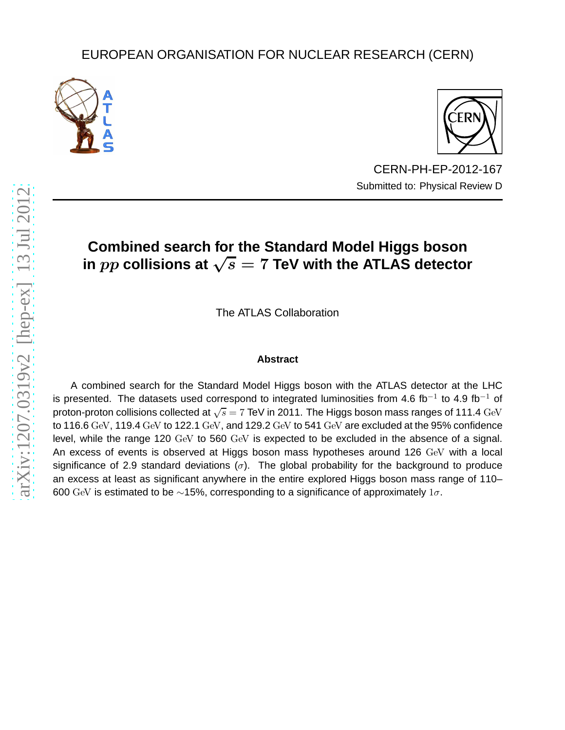EUROPEAN ORGANISATION FOR NUCLEAR RESEARCH (CERN)

CERN-PH-EP-2012-167

Submitted to: Physical Review D

# Combined search for the Standard Model Higgs boson in $pp$ collisions at $\sqrt{s} = 7$ TeV with the ATLAS detector

The ATLAS Collaboration

### Abstract

A combined search for the Standard Model Higgs boson with the ATLAS detector at the LHC is presented. The datasets used correspond to integrated luminosities from 4.6 fb$^{-1}$ to 4.9 fb$^{-1}$ of proton-proton collisions collected at $\sqrt{s} = 7$ TeV in 2011. The Higgs boson mass ranges of 111.4 GeV to 116.6 GeV, 119.4 GeV to 122.1 GeV, and 129.2 GeV to 541 GeV are excluded at the 95% confidence level, while the range 120 GeV to 560 GeV is expected to be excluded in the absence of a signal. An excess of events is observed at Higgs boson mass hypotheses around 126 GeV with a local significance of 2.9 standard deviations ($\sigma$). The global probability for the background to produce an excess at least as significant anywhere in the entire explored Higgs boson mass range of 110–600 GeV is estimated to be ~15%, corresponding to a significance of approximately $1\sigma$.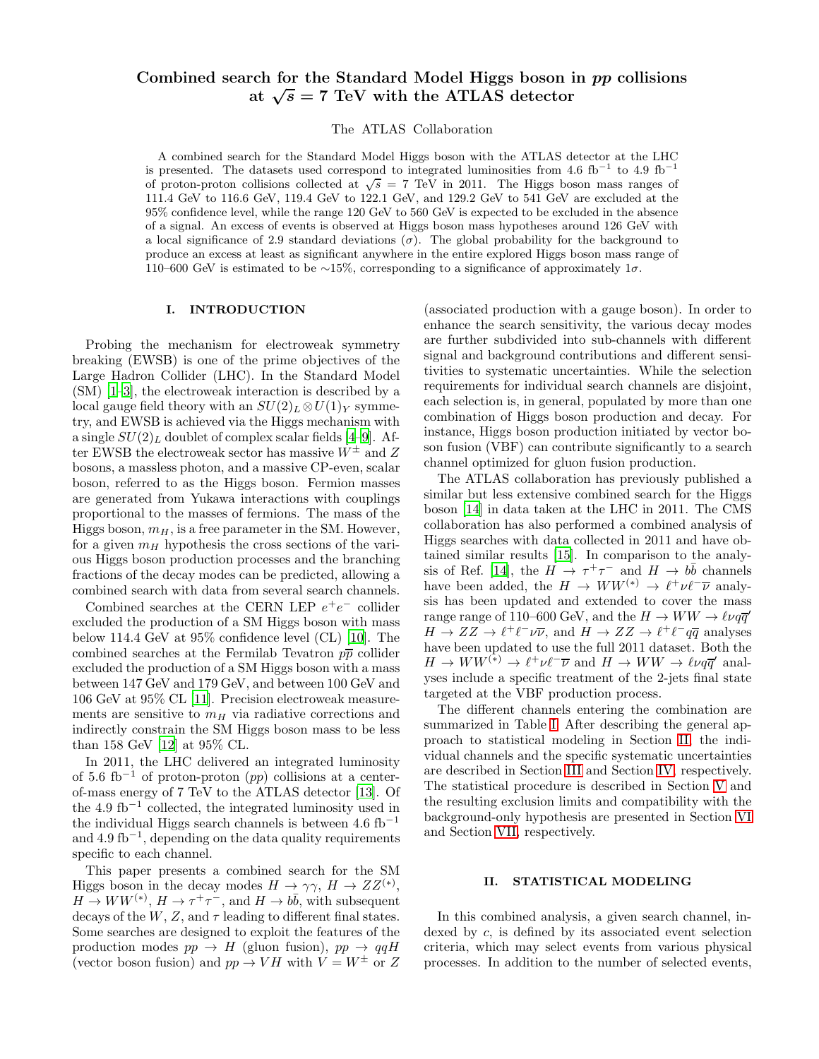# Combined search for the Standard Model Higgs boson in $pp$ collisions at $\sqrt{s} = 7$ TeV with the ATLAS detector

The ATLAS Collaboration

A combined search for the Standard Model Higgs boson with the ATLAS detector at the LHC is presented. The datasets used correspond to integrated luminosities from 4.6 fb$^{-1}$ to 4.9 fb$^{-1}$ of proton-proton collisions collected at $\sqrt{s} = 7$ TeV in 2011. The Higgs boson mass ranges of 111.4 GeV to 116.6 GeV, 119.4 GeV to 122.1 GeV, and 129.2 GeV to 541 GeV are excluded at the 95% confidence level, while the range 120 GeV to 560 GeV is expected to be excluded in the absence of a signal. An excess of events is observed at Higgs boson mass hypotheses around 126 GeV with a local significance of 2.9 standard deviations ($\sigma$). The global probability for the background to produce an excess at least as significant anywhere in the entire explored Higgs boson mass range of 110–600 GeV is estimated to be ∼15%, corresponding to a significance of approximately 1$\sigma$.

## I. INTRODUCTION

Probing the mechanism for electroweak symmetry breaking (EWSB) is one of the prime objectives of the Large Hadron Collider (LHC). In the Standard Model (SM) [1–3], the electroweak interaction is described by a local gauge field theory with an $SU(2)_L \otimes U(1)_Y$ symmetry, and EWSB is achieved via the Higgs mechanism with a single $SU(2)_L$ doublet of complex scalar fields [4–9]. After EWSB the electroweak sector has massive $W^{\pm}$ and $Z$ bosons, a massless photon, and a massive CP-even, scalar boson, referred to as the Higgs boson. Fermion masses are generated from Yukawa interactions with couplings proportional to the masses of fermions. The mass of the Higgs boson, $m_H$, is a free parameter in the SM. However, for a given $m_H$ hypothesis the cross sections of the various Higgs boson production processes and the branching fractions of the decay modes can be predicted, allowing a combined search with data from several search channels.

Combined searches at the CERN LEP $e^+e^-$ collider excluded the production of a SM Higgs boson with mass below 114.4 GeV at 95% confidence level (CL) [10]. The combined searches at the Fermilab Tevatron $p\overline{p}$ collider excluded the production of a SM Higgs boson with a mass between 147 GeV and 179 GeV, and between 100 GeV and 106 GeV at 95% CL [11]. Precision electroweak measurements are sensitive to $m_H$ via radiative corrections and indirectly constrain the SM Higgs boson mass to be less than 158 GeV [12] at 95% CL.

In 2011, the LHC delivered an integrated luminosity of 5.6 fb$^{-1}$ of proton-proton ($pp$) collisions at a center-of-mass energy of 7 TeV to the ATLAS detector [13]. Of the 4.9 fb$^{-1}$ collected, the integrated luminosity used in the individual Higgs search channels is between 4.6 fb$^{-1}$ and 4.9 fb$^{-1}$, depending on the data quality requirements specific to each channel.

This paper presents a combined search for the SM Higgs boson in the decay modes $H \to \gamma\gamma$, $H \to ZZ^{(*)}$, $H \to WW^{(*)}$, $H \to \tau^+\tau^-$, and $H \to b\bar{b}$, with subsequent decays of the $W$, $Z$, and $\tau$ leading to different final states. Some searches are designed to exploit the features of the production modes $pp \to H$ (gluon fusion), $pp \to qqH$ (vector boson fusion) and $pp \to VH$ with $V = W^{\pm}$ or $Z$ (associated production with a gauge boson). In order to enhance the search sensitivity, the various decay modes are further subdivided into sub-channels with different signal and background contributions and different sensitivities to systematic uncertainties. While the selection requirements for individual search channels are disjoint, each selection is, in general, populated by more than one combination of Higgs boson production and decay. For instance, Higgs boson production initiated by vector boson fusion (VBF) can contribute significantly to a search channel optimized for gluon fusion production.

The ATLAS collaboration has previously published a similar but less extensive combined search for the Higgs boson [14] in data taken at the LHC in 2011. The CMS collaboration has also performed a combined analysis of Higgs searches with data collected in 2011 and have obtained similar results [15]. In comparison to the analysis of Ref. [14], the $H \to \tau^+\tau^-$ and $H \to b\bar{b}$ channels have been added, the $H \to WW^{(*)} \to \ell^+\nu\ell^-\overline{\nu}$ analysis has been updated and extended to cover the mass range range of 110–600 GeV, and the $H \to WW \to \ell\nu q\overline{q}'$ $H \to ZZ \to \ell^+\ell^-\nu\overline{\nu}$, and $H \to ZZ \to \ell^+\ell^- q\bar{q}$ analyses have been updated to use the full 2011 dataset. Both the $H \to WW^{(*)} \to \ell^+\nu\ell^-\overline{\nu}$ and $H \to WW \to \ell\nu q\overline{q}'$ analyses include a specific treatment of the 2-jets final state targeted at the VBF production process.

The different channels entering the combination are summarized in Table I. After describing the general approach to statistical modeling in Section II, the individual channels and the specific systematic uncertainties are described in Section III and Section IV, respectively. The statistical procedure is described in Section V and the resulting exclusion limits and compatibility with the background-only hypothesis are presented in Section VI and Section VII, respectively.

## II. STATISTICAL MODELING

In this combined analysis, a given search channel, indexed by $c$, is defined by its associated event selection criteria, which may select events from various physical processes. In addition to the number of selected events,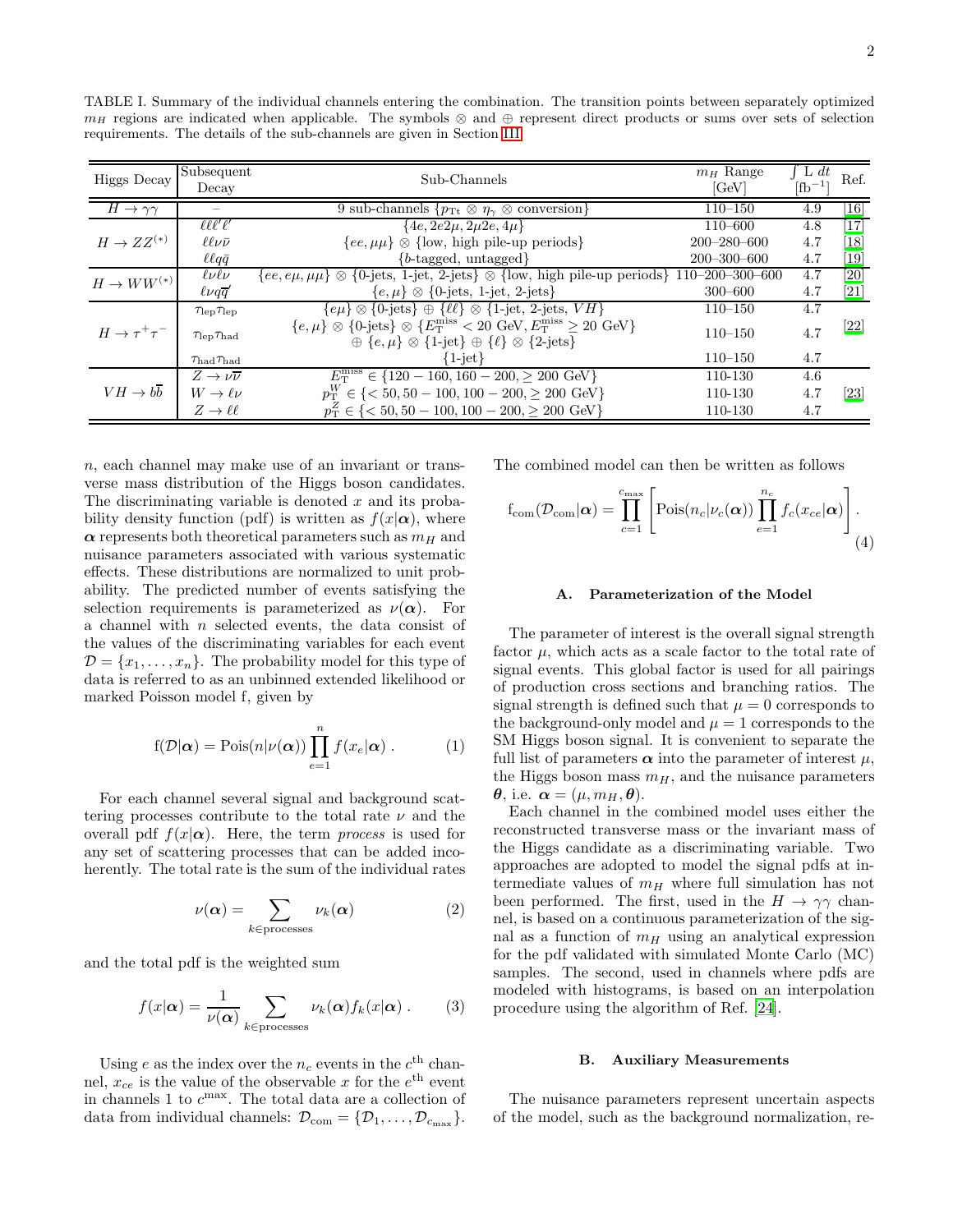TABLE I. Summary of the individual channels entering the combination. The transition points between separately optimized $m_H$ regions are indicated when applicable. The symbols $\otimes$ and $\oplus$ represent direct products or sums over sets of selection requirements. The details of the sub-channels are given in Section III.

| Higgs Decay | Subsequent Decay | Sub-Channels | $m_H$ Range [GeV] | $\int$ L $dt$ [fb$^{-1}$] | Ref. |
|---|---|---|---|---|---|
| $H \to \gamma\gamma$ | – | 9 sub-channels $\{p_{\mathrm{Tt}} \otimes \eta_\gamma \otimes \text{conversion}\}$ | 110–150 | 4.9 | [16] |
| $H \to ZZ^{(*)}$ | $\ell\ell\ell'\ell'$ | $\{4e, 2e2\mu, 2\mu 2e, 4\mu\}$ | 110–600 | 4.8 | [17] |
| | $\ell\ell\nu\bar{\nu}$ | $\{ee, \mu\mu\} \otimes$ {low, high pile-up periods} | 200–280–600 | 4.7 | [18] |
| | $\ell\ell q\bar{q}$ | {$b$-tagged, untagged} | 200–300–600 | 4.7 | [19] |
| $H \to WW^{(*)}$ | $\ell\nu\ell\nu$ | $\{ee, e\mu, \mu\mu\} \otimes$ {0-jets, 1-jet, 2-jets} $\otimes$ {low, high pile-up periods} | 110–200–300–600 | 4.7 | [20] |
| | $\ell\nu q\overline{q}'$ | $\{e, \mu\} \otimes$ {0-jets, 1-jet, 2-jets} | 300–600 | 4.7 | [21] |
| $H \to \tau^+\tau^-$ | $\tau_{\mathrm{lep}}\tau_{\mathrm{lep}}$ | $\{e\mu\} \otimes$ {0-jets} $\oplus$ $\{\ell\ell\} \otimes$ {1-jet, 2-jets, $VH$} | 110–150 | 4.7 | [22] |
| | $\tau_{\mathrm{lep}}\tau_{\mathrm{had}}$ | $\{e, \mu\} \otimes$ {0-jets} $\otimes$ $\{E_{\mathrm{T}}^{\mathrm{miss}} < 20$ GeV, $E_{\mathrm{T}}^{\mathrm{miss}} \geq 20$ GeV$\}$ $\oplus$ $\{e, \mu\} \otimes$ {1-jet} $\oplus$ $\{\ell\} \otimes$ {2-jets} | 110–150 | 4.7 | |
| | $\tau_{\mathrm{had}}\tau_{\mathrm{had}}$ | {1-jet} | 110–150 | 4.7 | |
| $VH \to b\overline{b}$ | $Z \to \nu\overline{\nu}$ | $E_{\mathrm{T}}^{\mathrm{miss}} \in \{120-160, 160-200, \geq 200$ GeV$\}$ | 110-130 | 4.6 | [23] |
| | $W \to \ell\nu$ | $p_{\mathrm{T}}^{W} \in \{< 50, 50-100, 100-200, \geq 200$ GeV$\}$ | 110-130 | 4.7 | |
| | $Z \to \ell\ell$ | $p_{\mathrm{T}}^{Z} \in \{< 50, 50-100, 100-200, \geq 200$ GeV$\}$ | 110-130 | 4.7 | |

$n$, each channel may make use of an invariant or transverse mass distribution of the Higgs boson candidates. The discriminating variable is denoted $x$ and its probability density function (pdf) is written as $f(x|\boldsymbol{\alpha})$, where $\boldsymbol{\alpha}$ represents both theoretical parameters such as $m_H$ and nuisance parameters associated with various systematic effects. These distributions are normalized to unit probability. The predicted number of events satisfying the selection requirements is parameterized as $\nu(\boldsymbol{\alpha})$. For a channel with $n$ selected events, the data consist of the values of the discriminating variables for each event $\mathcal{D} = \{x_1, \ldots, x_n\}$. The probability model for this type of data is referred to as an unbinned extended likelihood or marked Poisson model f, given by

$$\mathrm{f}(\mathcal{D}|\boldsymbol{\alpha}) = \mathrm{Pois}(n|\nu(\boldsymbol{\alpha})) \prod_{e=1}^{n} f(x_e|\boldsymbol{\alpha}) \,. \tag{1}$$

For each channel several signal and background scattering processes contribute to the total rate $\nu$ and the overall pdf $f(x|\boldsymbol{\alpha})$. Here, the term *process* is used for any set of scattering processes that can be added incoherently. The total rate is the sum of the individual rates

$$\nu(\boldsymbol{\alpha}) = \sum_{k \in \mathrm{processes}} \nu_k(\boldsymbol{\alpha}) \tag{2}$$

and the total pdf is the weighted sum

$$f(x|\boldsymbol{\alpha}) = \frac{1}{\nu(\boldsymbol{\alpha})} \sum_{k \in \mathrm{processes}} \nu_k(\boldsymbol{\alpha}) f_k(x|\boldsymbol{\alpha}) \,. \tag{3}$$

Using $e$ as the index over the $n_c$ events in the $c^{\mathrm{th}}$ channel, $x_{ce}$ is the value of the observable $x$ for the $e^{\mathrm{th}}$ event in channels 1 to $c^{\mathrm{max}}$. The total data are a collection of data from individual channels: $\mathcal{D}_{\mathrm{com}} = \{\mathcal{D}_1, \ldots, \mathcal{D}_{c_{\mathrm{max}}}\}$. The combined model can then be written as follows

$$\mathrm{f}_{\mathrm{com}}(\mathcal{D}_{\mathrm{com}}|\boldsymbol{\alpha}) = \prod_{c=1}^{c_{\mathrm{max}}} \left[ \mathrm{Pois}(n_c|\nu_c(\boldsymbol{\alpha})) \prod_{e=1}^{n_c} f_c(x_{ce}|\boldsymbol{\alpha}) \right] . \tag{4}$$

### A. Parameterization of the Model

The parameter of interest is the overall signal strength factor $\mu$, which acts as a scale factor to the total rate of signal events. This global factor is used for all pairings of production cross sections and branching ratios. The signal strength is defined such that $\mu = 0$ corresponds to the background-only model and $\mu = 1$ corresponds to the SM Higgs boson signal. It is convenient to separate the full list of parameters $\boldsymbol{\alpha}$ into the parameter of interest $\mu$, the Higgs boson mass $m_H$, and the nuisance parameters $\boldsymbol{\theta}$, i.e. $\boldsymbol{\alpha} = (\mu, m_H, \boldsymbol{\theta})$.

Each channel in the combined model uses either the reconstructed transverse mass or the invariant mass of the Higgs candidate as a discriminating variable. Two approaches are adopted to model the signal pdfs at intermediate values of $m_H$ where full simulation has not been performed. The first, used in the $H \to \gamma\gamma$ channel, is based on a continuous parameterization of the signal as a function of $m_H$ using an analytical expression for the pdf validated with simulated Monte Carlo (MC) samples. The second, used in channels where pdfs are modeled with histograms, is based on an interpolation procedure using the algorithm of Ref. [24].

### B. Auxiliary Measurements

The nuisance parameters represent uncertain aspects of the model, such as the background normalization, re-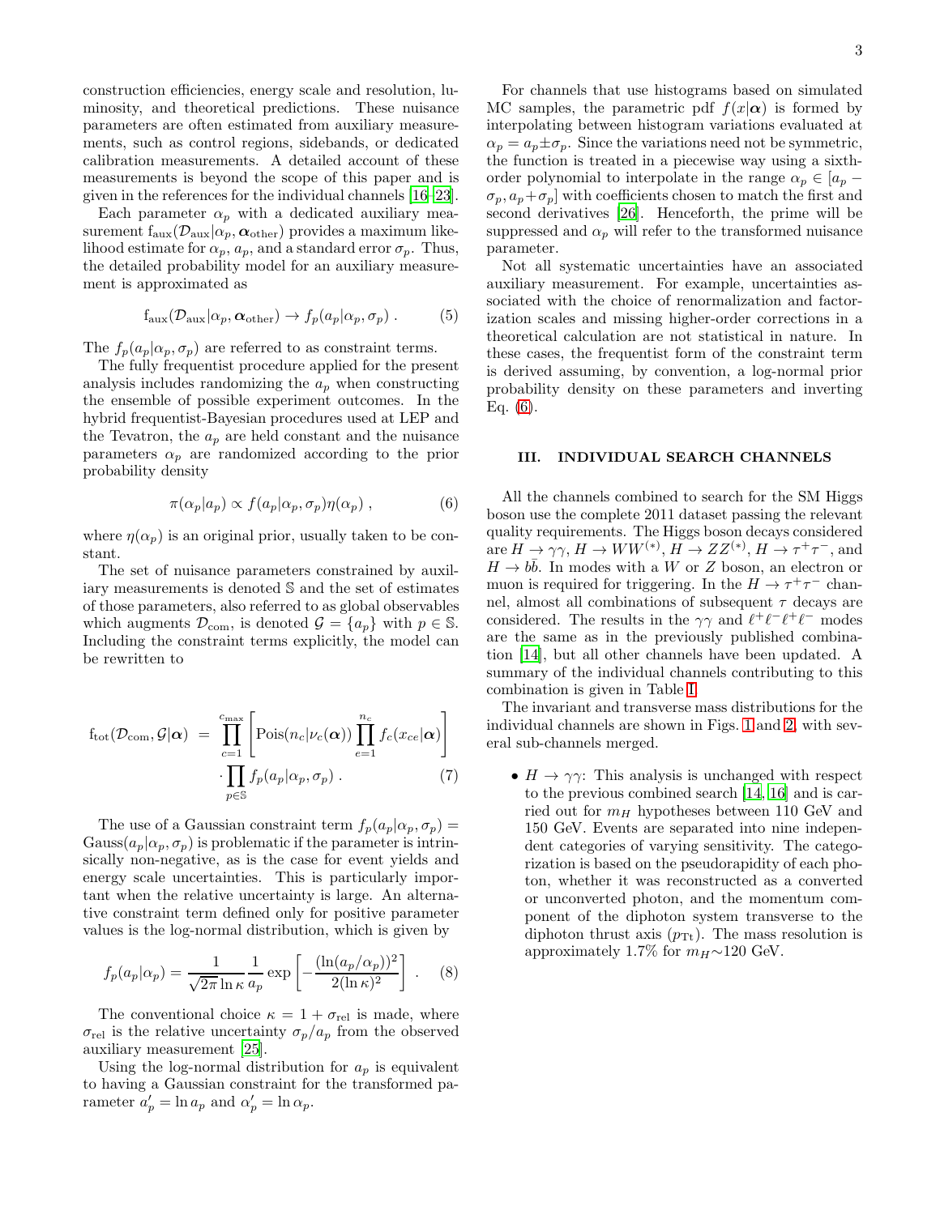construction efficiencies, energy scale and resolution, luminosity, and theoretical predictions. These nuisance parameters are often estimated from auxiliary measurements, such as control regions, sidebands, or dedicated calibration measurements. A detailed account of these measurements is beyond the scope of this paper and is given in the references for the individual channels [16–23].

Each parameter $\alpha_p$ with a dedicated auxiliary measurement $\mathrm{f}_{\mathrm{aux}}(\mathcal{D}_{\mathrm{aux}}|\alpha_p, \boldsymbol{\alpha}_{\mathrm{other}})$ provides a maximum likelihood estimate for $\alpha_p$, $a_p$, and a standard error $\sigma_p$. Thus, the detailed probability model for an auxiliary measurement is approximated as

$$\mathrm{f}_{\mathrm{aux}}(\mathcal{D}_{\mathrm{aux}}|\alpha_p, \boldsymbol{\alpha}_{\mathrm{other}}) \rightarrow f_p(a_p|\alpha_p, \sigma_p) \ . \tag{5}$$

The $f_p(a_p|\alpha_p, \sigma_p)$ are referred to as constraint terms.

The fully frequentist procedure applied for the present analysis includes randomizing the $a_p$ when constructing the ensemble of possible experiment outcomes. In the hybrid frequentist-Bayesian procedures used at LEP and the Tevatron, the $a_p$ are held constant and the nuisance parameters $\alpha_p$ are randomized according to the prior probability density

$$\pi(\alpha_p|a_p) \propto f(a_p|\alpha_p, \sigma_p)\eta(\alpha_p) \ , \tag{6}$$

where $\eta(\alpha_p)$ is an original prior, usually taken to be constant.

The set of nuisance parameters constrained by auxiliary measurements is denoted $\mathbb{S}$ and the set of estimates of those parameters, also referred to as global observables which augments $\mathcal{D}_{\mathrm{com}}$, is denoted $\mathcal{G} = \{a_p\}$ with $p \in \mathbb{S}$. Including the constraint terms explicitly, the model can be rewritten to

$$\begin{aligned}\mathrm{f}_{\mathrm{tot}}(\mathcal{D}_{\mathrm{com}}, \mathcal{G}|\boldsymbol{\alpha}) \;&=\; \prod_{c=1}^{c_{\mathrm{max}}} \left[ \mathrm{Pois}(n_c|\nu_c(\boldsymbol{\alpha})) \prod_{e=1}^{n_c} f_c(x_{ce}|\boldsymbol{\alpha}) \right] \\ &\cdot \prod_{p\in\mathbb{S}} f_p(a_p|\alpha_p, \sigma_p) \ . \end{aligned} \tag{7}$$

The use of a Gaussian constraint term $f_p(a_p|\alpha_p, \sigma_p) = \mathrm{Gauss}(a_p|\alpha_p, \sigma_p)$ is problematic if the parameter is intrinsically non-negative, as is the case for event yields and energy scale uncertainties. This is particularly important when the relative uncertainty is large. An alternative constraint term defined only for positive parameter values is the log-normal distribution, which is given by

$$f_p(a_p|\alpha_p) = \frac{1}{\sqrt{2\pi}\ln\kappa}\frac{1}{a_p}\exp\left[-\frac{(\ln(a_p/\alpha_p))^2}{2(\ln\kappa)^2}\right] \ . \tag{8}$$

The conventional choice $\kappa = 1 + \sigma_{\mathrm{rel}}$ is made, where $\sigma_{\mathrm{rel}}$ is the relative uncertainty $\sigma_p/a_p$ from the observed auxiliary measurement [25].

Using the log-normal distribution for $a_p$ is equivalent to having a Gaussian constraint for the transformed parameter $a'_p = \ln a_p$ and $\alpha'_p = \ln \alpha_p$.

For channels that use histograms based on simulated MC samples, the parametric pdf $f(x|\boldsymbol{\alpha})$ is formed by interpolating between histogram variations evaluated at $\alpha_p = a_p \pm \sigma_p$. Since the variations need not be symmetric, the function is treated in a piecewise way using a sixth-order polynomial to interpolate in the range $\alpha_p \in [a_p - \sigma_p, a_p + \sigma_p]$ with coefficients chosen to match the first and second derivatives [26]. Henceforth, the prime will be suppressed and $\alpha_p$ will refer to the transformed nuisance parameter.

Not all systematic uncertainties have an associated auxiliary measurement. For example, uncertainties associated with the choice of renormalization and factorization scales and missing higher-order corrections in a theoretical calculation are not statistical in nature. In these cases, the frequentist form of the constraint term is derived assuming, by convention, a log-normal prior probability density on these parameters and inverting Eq. (6).

## III. INDIVIDUAL SEARCH CHANNELS

All the channels combined to search for the SM Higgs boson use the complete 2011 dataset passing the relevant quality requirements. The Higgs boson decays considered are $H \rightarrow \gamma\gamma$, $H \rightarrow WW^{(*)}$, $H \rightarrow ZZ^{(*)}$, $H \rightarrow \tau^+\tau^-$, and $H \rightarrow b\bar{b}$. In modes with a $W$ or $Z$ boson, an electron or muon is required for triggering. In the $H \rightarrow \tau^+\tau^-$ channel, almost all combinations of subsequent $\tau$ decays are considered. The results in the $\gamma\gamma$ and $\ell^+\ell^-\ell^+\ell^-$ modes are the same as in the previously published combination [14], but all other channels have been updated. A summary of the individual channels contributing to this combination is given in Table I.

The invariant and transverse mass distributions for the individual channels are shown in Figs. 1 and 2, with several sub-channels merged.

- $H \rightarrow \gamma\gamma$: This analysis is unchanged with respect to the previous combined search [14, 16] and is carried out for $m_H$ hypotheses between 110 GeV and 150 GeV. Events are separated into nine independent categories of varying sensitivity. The categorization is based on the pseudorapidity of each photon, whether it was reconstructed as a converted or unconverted photon, and the momentum component of the diphoton system transverse to the diphoton thrust axis ($p_{\mathrm{Tt}}$). The mass resolution is approximately 1.7% for $m_H$∼120 GeV.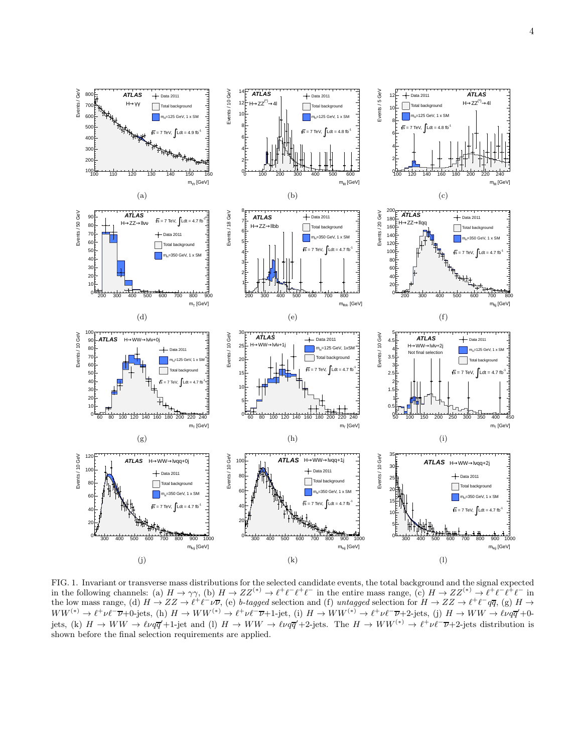FIG. 1. Invariant or transverse mass distributions for the selected candidate events, the total background and the signal expected in the following channels: (a) $H \rightarrow \gamma\gamma$, (b) $H \rightarrow ZZ^{(*)} \rightarrow \ell^+\ell^-\ell^+\ell^-$ in the entire mass range, (c) $H \rightarrow ZZ^{(*)} \rightarrow \ell^+\ell^-\ell^+\ell^-$ in the low mass range, (d) $H \rightarrow ZZ \rightarrow \ell^+\ell^-\nu\overline{\nu}$, (e) *b-tagged* selection and (f) *untagged* selection for $H \rightarrow ZZ \rightarrow \ell^+\ell^-q\overline{q}$, (g) $H \rightarrow WW^{(*)} \rightarrow \ell^+\nu\ell^-\overline{\nu}$+0-jets, (h) $H \rightarrow WW^{(*)} \rightarrow \ell^+\nu\ell^-\overline{\nu}$+1-jet, (i) $H \rightarrow WW^{(*)} \rightarrow \ell^+\nu\ell^-\overline{\nu}$+2-jets, (j) $H \rightarrow WW \rightarrow \ell\nu q\overline{q}'$+0-jets, (k) $H \rightarrow WW \rightarrow \ell\nu q\overline{q}'$+1-jet and (l) $H \rightarrow WW \rightarrow \ell\nu q\overline{q}'$+2-jets. The $H \rightarrow WW^{(*)} \rightarrow \ell^+\nu\ell^-\overline{\nu}$+2-jets distribution is shown before the final selection requirements are applied.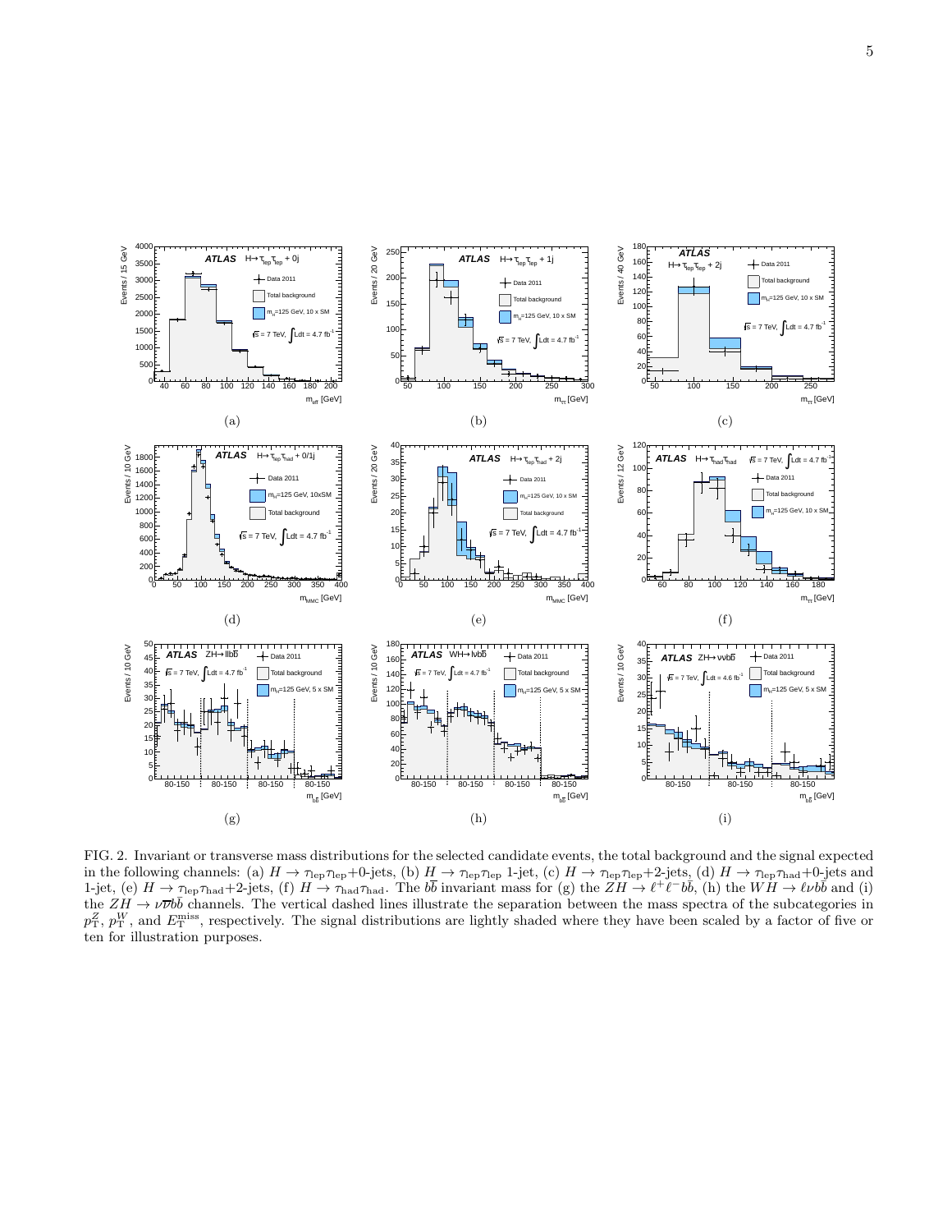FIG. 2. Invariant or transverse mass distributions for the selected candidate events, the total background and the signal expected in the following channels: (a) $H \to \tau_{\rm lep}\tau_{\rm lep}$+0-jets, (b) $H \to \tau_{\rm lep}\tau_{\rm lep}$ 1-jet, (c) $H \to \tau_{\rm lep}\tau_{\rm lep}$+2-jets, (d) $H \to \tau_{\rm lep}\tau_{\rm had}$+0-jets and 1-jet, (e) $H \to \tau_{\rm lep}\tau_{\rm had}$+2-jets, (f) $H \to \tau_{\rm had}\tau_{\rm had}$. The $b\bar{b}$ invariant mass for (g) the $ZH \to \ell^+\ell^- b\bar{b}$, (h) the $WH \to \ell\nu b\bar{b}$ and (i) the $ZH \to \nu\overline{\nu}b\bar{b}$ channels. The vertical dashed lines illustrate the separation between the mass spectra of the subcategories in $p_{\rm T}^Z$, $p_{\rm T}^W$, and $E_{\rm T}^{\rm miss}$, respectively. The signal distributions are lightly shaded where they have been scaled by a factor of five or ten for illustration purposes.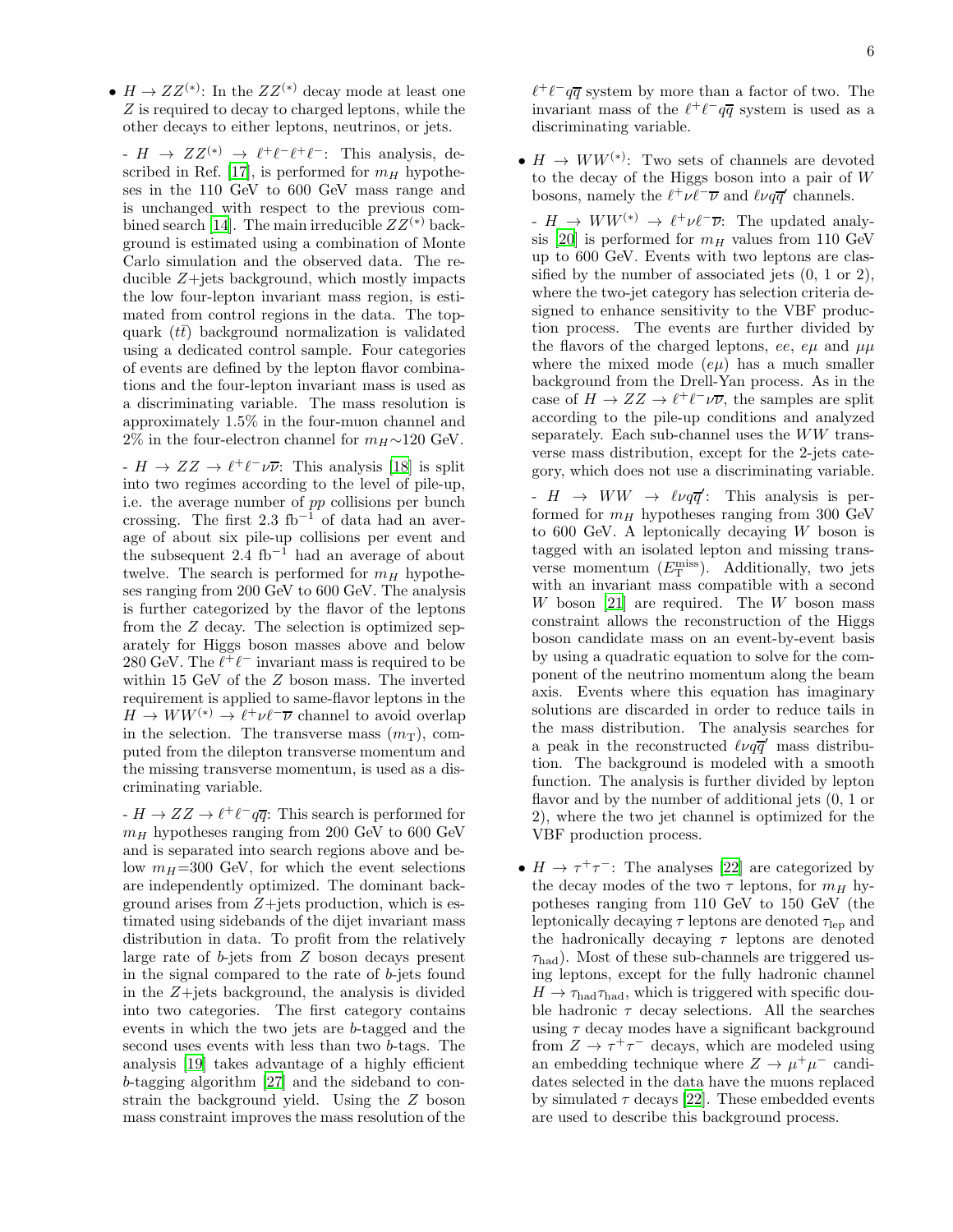- $H \rightarrow ZZ^{(*)}$: In the $ZZ^{(*)}$ decay mode at least one $Z$ is required to decay to charged leptons, while the other decays to either leptons, neutrinos, or jets.

  - $H \rightarrow ZZ^{(*)} \rightarrow \ell^+\ell^-\ell^+\ell^-$: This analysis, described in Ref. [17], is performed for $m_H$ hypotheses in the 110 GeV to 600 GeV mass range and is unchanged with respect to the previous combined search [14]. The main irreducible $ZZ^{(*)}$ background is estimated using a combination of Monte Carlo simulation and the observed data. The reducible $Z$+jets background, which mostly impacts the low four-lepton invariant mass region, is estimated from control regions in the data. The top-quark ($t\bar{t}$) background normalization is validated using a dedicated control sample. Four categories of events are defined by the lepton flavor combinations and the four-lepton invariant mass is used as a discriminating variable. The mass resolution is approximately 1.5% in the four-muon channel and 2% in the four-electron channel for $m_H$∼120 GeV.

  - $H \rightarrow ZZ \rightarrow \ell^+\ell^-\nu\overline{\nu}$: This analysis [18] is split into two regimes according to the level of pile-up, i.e. the average number of $pp$ collisions per bunch crossing. The first 2.3 fb$^{-1}$ of data had an average of about six pile-up collisions per event and the subsequent 2.4 fb$^{-1}$ had an average of about twelve. The search is performed for $m_H$ hypotheses ranging from 200 GeV to 600 GeV. The analysis is further categorized by the flavor of the leptons from the $Z$ decay. The selection is optimized separately for Higgs boson masses above and below 280 GeV. The $\ell^+\ell^-$ invariant mass is required to be within 15 GeV of the $Z$ boson mass. The inverted requirement is applied to same-flavor leptons in the $H \rightarrow WW^{(*)} \rightarrow \ell^+\nu\ell^-\overline{\nu}$ channel to avoid overlap in the selection. The transverse mass ($m_{\rm T}$), computed from the dilepton transverse momentum and the missing transverse momentum, is used as a discriminating variable.

  - $H \rightarrow ZZ \rightarrow \ell^+\ell^- q\overline{q}$: This search is performed for $m_H$ hypotheses ranging from 200 GeV to 600 GeV and is separated into search regions above and below $m_H$=300 GeV, for which the event selections are independently optimized. The dominant background arises from $Z$+jets production, which is estimated using sidebands of the dijet invariant mass distribution in data. To profit from the relatively large rate of $b$-jets from $Z$ boson decays present in the signal compared to the rate of $b$-jets found in the $Z$+jets background, the analysis is divided into two categories. The first category contains events in which the two jets are $b$-tagged and the second uses events with less than two $b$-tags. The analysis [19] takes advantage of a highly efficient $b$-tagging algorithm [27] and the sideband to constrain the background yield. Using the $Z$ boson mass constraint improves the mass resolution of the $\ell^+\ell^- q\overline{q}$ system by more than a factor of two. The invariant mass of the $\ell^+\ell^- q\overline{q}$ system is used as a discriminating variable.

- $H \rightarrow WW^{(*)}$: Two sets of channels are devoted to the decay of the Higgs boson into a pair of $W$ bosons, namely the $\ell^+\nu\ell^-\overline{\nu}$ and $\ell\nu q\overline{q}'$ channels.

  - $H \rightarrow WW^{(*)} \rightarrow \ell^+\nu\ell^-\overline{\nu}$: The updated analysis [20] is performed for $m_H$ values from 110 GeV up to 600 GeV. Events with two leptons are classified by the number of associated jets (0, 1 or 2), where the two-jet category has selection criteria designed to enhance sensitivity to the VBF production process. The events are further divided by the flavors of the charged leptons, $ee$, $e\mu$ and $\mu\mu$ where the mixed mode ($e\mu$) has a much smaller background from the Drell-Yan process. As in the case of $H \rightarrow ZZ \rightarrow \ell^+\ell^-\nu\overline{\nu}$, the samples are split according to the pile-up conditions and analyzed separately. Each sub-channel uses the $WW$ transverse mass distribution, except for the 2-jets category, which does not use a discriminating variable.

  - $H \rightarrow WW \rightarrow \ell\nu q\overline{q}'$: This analysis is performed for $m_H$ hypotheses ranging from 300 GeV to 600 GeV. A leptonically decaying $W$ boson is tagged with an isolated lepton and missing transverse momentum ($E_{\rm T}^{\rm miss}$). Additionally, two jets with an invariant mass compatible with a second $W$ boson [21] are required. The $W$ boson mass constraint allows the reconstruction of the Higgs boson candidate mass on an event-by-event basis by using a quadratic equation to solve for the component of the neutrino momentum along the beam axis. Events where this equation has imaginary solutions are discarded in order to reduce tails in the mass distribution. The analysis searches for a peak in the reconstructed $\ell\nu q\overline{q}'$ mass distribution. The background is modeled with a smooth function. The analysis is further divided by lepton flavor and by the number of additional jets (0, 1 or 2), where the two jet channel is optimized for the VBF production process.

- $H \rightarrow \tau^+\tau^-$: The analyses [22] are categorized by the decay modes of the two $\tau$ leptons, for $m_H$ hypotheses ranging from 110 GeV to 150 GeV (the leptonically decaying $\tau$ leptons are denoted $\tau_{\rm lep}$ and the hadronically decaying $\tau$ leptons are denoted $\tau_{\rm had}$). Most of these sub-channels are triggered using leptons, except for the fully hadronic channel $H \rightarrow \tau_{\rm had}\tau_{\rm had}$, which is triggered with specific double hadronic $\tau$ decay selections. All the searches using $\tau$ decay modes have a significant background from $Z \rightarrow \tau^+\tau^-$ decays, which are modeled using an embedding technique where $Z \rightarrow \mu^+\mu^-$ candidates selected in the data have the muons replaced by simulated $\tau$ decays [22]. These embedded events are used to describe this background process.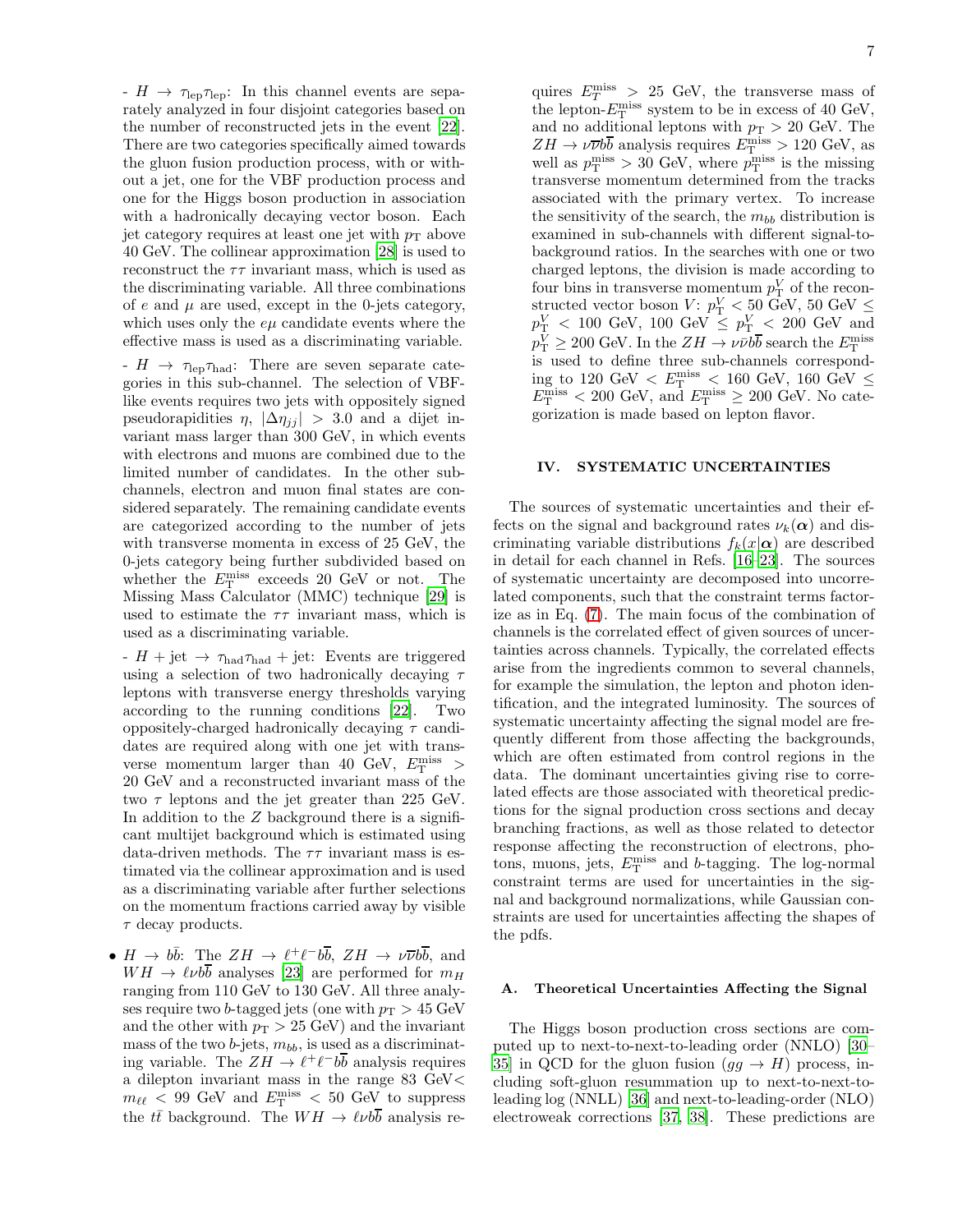- $H \rightarrow \tau_{\rm lep}\tau_{\rm lep}$: In this channel events are separately analyzed in four disjoint categories based on the number of reconstructed jets in the event [22]. There are two categories specifically aimed towards the gluon fusion production process, with or without a jet, one for the VBF production process and one for the Higgs boson production in association with a hadronically decaying vector boson. Each jet category requires at least one jet with $p_{\rm T}$ above 40 GeV. The collinear approximation [28] is used to reconstruct the $\tau\tau$ invariant mass, which is used as the discriminating variable. All three combinations of $e$ and $\mu$ are used, except in the 0-jets category, which uses only the $e\mu$ candidate events where the effective mass is used as a discriminating variable.

- $H \rightarrow \tau_{\rm lep}\tau_{\rm had}$: There are seven separate categories in this sub-channel. The selection of VBF-like events requires two jets with oppositely signed pseudorapidities $\eta$, $|\Delta\eta_{jj}| > 3.0$ and a dijet invariant mass larger than 300 GeV, in which events with electrons and muons are combined due to the limited number of candidates. In the other sub-channels, electron and muon final states are considered separately. The remaining candidate events are categorized according to the number of jets with transverse momenta in excess of 25 GeV, the 0-jets category being further subdivided based on whether the $E_{\rm T}^{\rm miss}$ exceeds 20 GeV or not. The Missing Mass Calculator (MMC) technique [29] is used to estimate the $\tau\tau$ invariant mass, which is used as a discriminating variable.

- $H + {\rm jet} \rightarrow \tau_{\rm had}\tau_{\rm had} + {\rm jet}$: Events are triggered using a selection of two hadronically decaying $\tau$ leptons with transverse energy thresholds varying according to the running conditions [22]. Two oppositely-charged hadronically decaying $\tau$ candidates are required along with one jet with transverse momentum larger than 40 GeV, $E_{\rm T}^{\rm miss} > 20$ GeV and a reconstructed invariant mass of the two $\tau$ leptons and the jet greater than 225 GeV. In addition to the $Z$ background there is a significant multijet background which is estimated using data-driven methods. The $\tau\tau$ invariant mass is estimated via the collinear approximation and is used as a discriminating variable after further selections on the momentum fractions carried away by visible $\tau$ decay products.

- $H \rightarrow b\bar{b}$: The $ZH \rightarrow \ell^+\ell^- b\overline{b}$, $ZH \rightarrow \nu\overline{\nu}b\overline{b}$, and $WH \rightarrow \ell\nu b\overline{b}$ analyses [23] are performed for $m_H$ ranging from 110 GeV to 130 GeV. All three analyses require two $b$-tagged jets (one with $p_{\rm T} > 45$ GeV and the other with $p_{\rm T} > 25$ GeV) and the invariant mass of the two $b$-jets, $m_{bb}$, is used as a discriminating variable. The $ZH \rightarrow \ell^+\ell^- b\overline{b}$ analysis requires a dilepton invariant mass in the range 83 GeV$< m_{\ell\ell} <$ 99 GeV and $E_{\rm T}^{\rm miss} < 50$ GeV to suppress the $t\bar{t}$ background. The $WH \rightarrow \ell\nu b\overline{b}$ analysis requires $E_{\rm T}^{\rm miss} > 25$ GeV, the transverse mass of the lepton-$E_{\rm T}^{\rm miss}$ system to be in excess of 40 GeV, and no additional leptons with $p_{\rm T} > 20$ GeV. The $ZH \rightarrow \nu\overline{\nu}b\overline{b}$ analysis requires $E_{\rm T}^{\rm miss} > 120$ GeV, as well as $p_{\rm T}^{\rm miss} > 30$ GeV, where $p_{\rm T}^{\rm miss}$ is the missing transverse momentum determined from the tracks associated with the primary vertex. To increase the sensitivity of the search, the $m_{bb}$ distribution is examined in sub-channels with different signal-to-background ratios. In the searches with one or two charged leptons, the division is made according to four bins in transverse momentum $p_{\rm T}^{V}$ of the reconstructed vector boson $V$: $p_{\rm T}^{V} < 50$ GeV, 50 GeV $\leq p_{\rm T}^{V} <$ 100 GeV, 100 GeV $\leq p_{\rm T}^{V} <$ 200 GeV and $p_{\rm T}^{V} \geq 200$ GeV. In the $ZH \rightarrow \nu\bar{\nu}b\overline{b}$ search the $E_{\rm T}^{\rm miss}$ is used to define three sub-channels corresponding to 120 GeV $< E_{\rm T}^{\rm miss} <$ 160 GeV, 160 GeV $\leq E_{\rm T}^{\rm miss} <$ 200 GeV, and $E_{\rm T}^{\rm miss} \geq 200$ GeV. No categorization is made based on lepton flavor.

## IV. SYSTEMATIC UNCERTAINTIES

The sources of systematic uncertainties and their effects on the signal and background rates $\nu_k(\boldsymbol{\alpha})$ and discriminating variable distributions $f_k(x|\boldsymbol{\alpha})$ are described in detail for each channel in Refs. [16–23]. The sources of systematic uncertainty are decomposed into uncorrelated components, such that the constraint terms factorize as in Eq. (7). The main focus of the combination of channels is the correlated effect of given sources of uncertainties across channels. Typically, the correlated effects arise from the ingredients common to several channels, for example the simulation, the lepton and photon identification, and the integrated luminosity. The sources of systematic uncertainty affecting the signal model are frequently different from those affecting the backgrounds, which are often estimated from control regions in the data. The dominant uncertainties giving rise to correlated effects are those associated with theoretical predictions for the signal production cross sections and decay branching fractions, as well as those related to detector response affecting the reconstruction of electrons, photons, muons, jets, $E_{\rm T}^{\rm miss}$ and $b$-tagging. The log-normal constraint terms are used for uncertainties in the signal and background normalizations, while Gaussian constraints are used for uncertainties affecting the shapes of the pdfs.

### A. Theoretical Uncertainties Affecting the Signal

The Higgs boson production cross sections are computed up to next-to-next-to-leading order (NNLO) [30–35] in QCD for the gluon fusion ($gg \rightarrow H$) process, including soft-gluon resummation up to next-to-next-to-leading log (NNLL) [36] and next-to-leading-order (NLO) electroweak corrections [37, 38]. These predictions are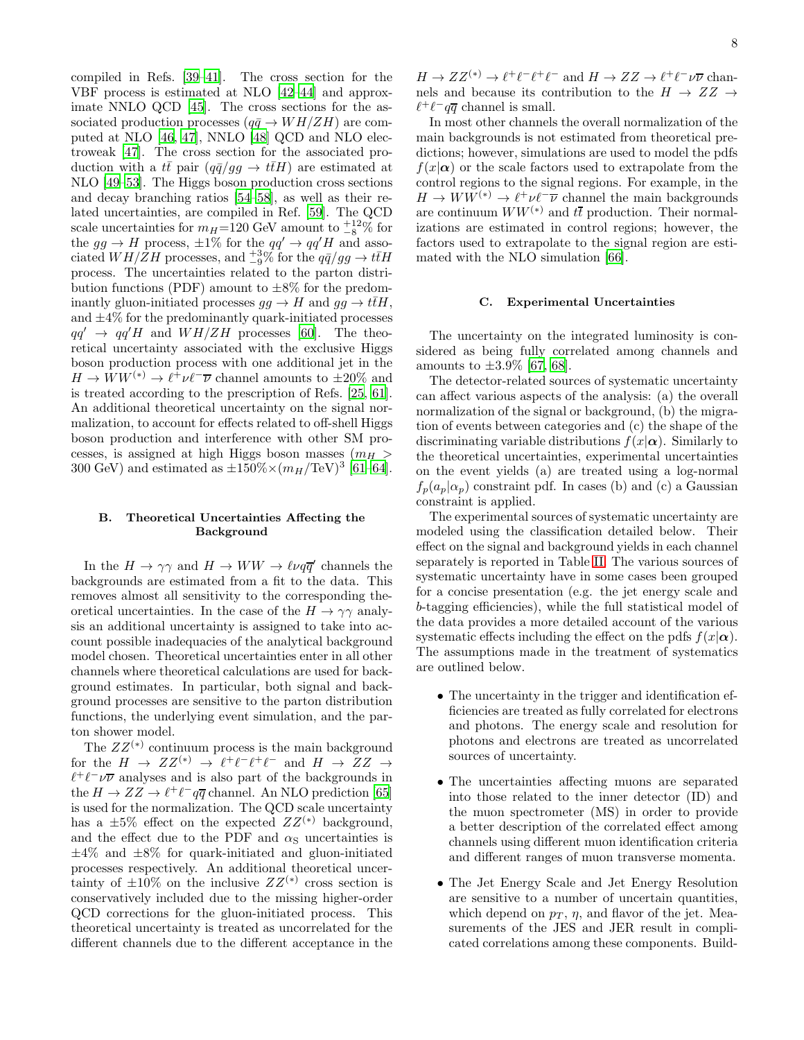compiled in Refs. [39–41]. The cross section for the VBF process is estimated at NLO [42–44] and approximate NNLO QCD [45]. The cross sections for the associated production processes ($q\bar{q} \to WH/ZH$) are computed at NLO [46, 47], NNLO [48] QCD and NLO electroweak [47]. The cross section for the associated production with a $t\bar{t}$ pair ($q\bar{q}/gg \to t\bar{t}H$) are estimated at NLO [49–53]. The Higgs boson production cross sections and decay branching ratios [54–58], as well as their related uncertainties, are compiled in Ref. [59]. The QCD scale uncertainties for $m_H$=120 GeV amount to $^{+12}_{-8}$% for the $gg \to H$ process, ±1% for the $qq' \to qq'H$ and associated $WH/ZH$ processes, and $^{+3}_{-9}$% for the $q\bar{q}/gg \to t\bar{t}H$ process. The uncertainties related to the parton distribution functions (PDF) amount to ±8% for the predominantly gluon-initiated processes $gg \to H$ and $gg \to t\bar{t}H$, and ±4% for the predominantly quark-initiated processes $qq' \to qq'H$ and $WH/ZH$ processes [60]. The theoretical uncertainty associated with the exclusive Higgs boson production process with one additional jet in the $H \to WW^{(*)} \to \ell^+\nu\ell^-\overline{\nu}$ channel amounts to ±20% and is treated according to the prescription of Refs. [25, 61]. An additional theoretical uncertainty on the signal normalization, to account for effects related to off-shell Higgs boson production and interference with other SM processes, is assigned at high Higgs boson masses ($m_H >$ 300 GeV) and estimated as $\pm 150\% \times (m_H/\text{TeV})^3$ [61–64].

### B. Theoretical Uncertainties Affecting the Background

In the $H \to \gamma\gamma$ and $H \to WW \to \ell\nu q\overline{q}'$ channels the backgrounds are estimated from a fit to the data. This removes almost all sensitivity to the corresponding theoretical uncertainties. In the case of the $H \to \gamma\gamma$ analysis an additional uncertainty is assigned to take into account possible inadequacies of the analytical background model chosen. Theoretical uncertainties enter in all other channels where theoretical calculations are used for background estimates. In particular, both signal and background processes are sensitive to the parton distribution functions, the underlying event simulation, and the parton shower model.

The $ZZ^{(*)}$ continuum process is the main background for the $H \to ZZ^{(*)} \to \ell^+\ell^-\ell^+\ell^-$ and $H \to ZZ \to \ell^+\ell^-\nu\overline{\nu}$ analyses and is also part of the backgrounds in the $H \to ZZ \to \ell^+\ell^-q\overline{q}$ channel. An NLO prediction [65] is used for the normalization. The QCD scale uncertainty has a ±5% effect on the expected $ZZ^{(*)}$ background, and the effect due to the PDF and $\alpha_S$ uncertainties is ±4% and ±8% for quark-initiated and gluon-initiated processes respectively. An additional theoretical uncertainty of ±10% on the inclusive $ZZ^{(*)}$ cross section is conservatively included due to the missing higher-order QCD corrections for the gluon-initiated process. This theoretical uncertainty is treated as uncorrelated for the different channels due to the different acceptance in the $H \to ZZ^{(*)} \to \ell^+\ell^-\ell^+\ell^-$ and $H \to ZZ \to \ell^+\ell^-\nu\overline{\nu}$ channels and because its contribution to the $H \to ZZ \to \ell^+\ell^-q\overline{q}$ channel is small.

In most other channels the overall normalization of the main backgrounds is not estimated from theoretical predictions; however, simulations are used to model the pdfs $f(x|\boldsymbol{\alpha})$ or the scale factors used to extrapolate from the control regions to the signal regions. For example, in the $H \to WW^{(*)} \to \ell^+\nu\ell^-\overline{\nu}$ channel the main backgrounds are continuum $WW^{(*)}$ and $t\bar{t}$ production. Their normalizations are estimated in control regions; however, the factors used to extrapolate to the signal region are estimated with the NLO simulation [66].

### C. Experimental Uncertainties

The uncertainty on the integrated luminosity is considered as being fully correlated among channels and amounts to ±3.9% [67, 68].

The detector-related sources of systematic uncertainty can affect various aspects of the analysis: (a) the overall normalization of the signal or background, (b) the migration of events between categories and (c) the shape of the discriminating variable distributions $f(x|\boldsymbol{\alpha})$. Similarly to the theoretical uncertainties, experimental uncertainties on the event yields (a) are treated using a log-normal $f_p(a_p|\alpha_p)$ constraint pdf. In cases (b) and (c) a Gaussian constraint is applied.

The experimental sources of systematic uncertainty are modeled using the classification detailed below. Their effect on the signal and background yields in each channel separately is reported in Table II. The various sources of systematic uncertainty have in some cases been grouped for a concise presentation (e.g. the jet energy scale and $b$-tagging efficiencies), while the full statistical model of the data provides a more detailed account of the various systematic effects including the effect on the pdfs $f(x|\boldsymbol{\alpha})$. The assumptions made in the treatment of systematics are outlined below.

- The uncertainty in the trigger and identification efficiencies are treated as fully correlated for electrons and photons. The energy scale and resolution for photons and electrons are treated as uncorrelated sources of uncertainty.

- The uncertainties affecting muons are separated into those related to the inner detector (ID) and the muon spectrometer (MS) in order to provide a better description of the correlated effect among channels using different muon identification criteria and different ranges of muon transverse momenta.

- The Jet Energy Scale and Jet Energy Resolution are sensitive to a number of uncertain quantities, which depend on $p_T$, $\eta$, and flavor of the jet. Measurements of the JES and JER result in complicated correlations among these components. Build-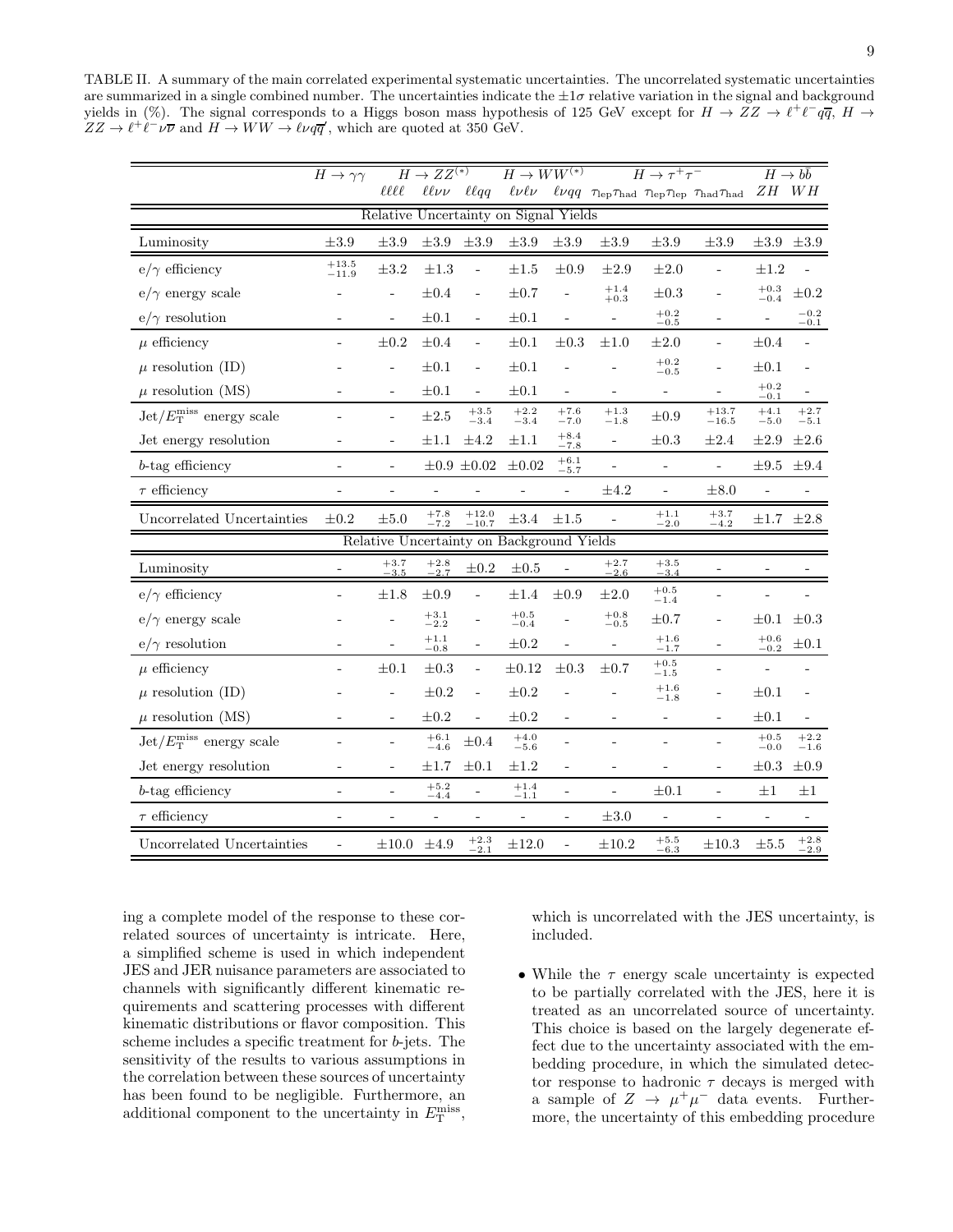TABLE II. A summary of the main correlated experimental systematic uncertainties. The uncorrelated systematic uncertainties are summarized in a single combined number. The uncertainties indicate the $\pm 1\sigma$ relative variation in the signal and background yields in (%). The signal corresponds to a Higgs boson mass hypothesis of 125 GeV except for $H \to ZZ \to \ell^+\ell^- q\overline{q}$, $H \to ZZ \to \ell^+\ell^- \nu\overline{\nu}$ and $H \to WW \to \ell\nu q\overline{q}'$, which are quoted at 350 GeV.

| | $H \to \gamma\gamma$ | $H \to ZZ^{(*)}$ | | | $H \to WW^{(*)}$ | | $H \to \tau^+\tau^-$ | | | $H \to b\bar{b}$ | |
|---|---|---|---|---|---|---|---|---|---|---|---|
| | | $\ell\ell\ell\ell$ | $\ell\ell\nu\nu$ | $\ell\ell qq$ | $\ell\nu\ell\nu$ | $\ell\nu qq$ | $\tau_{\rm lep}\tau_{\rm had}$ | $\tau_{\rm lep}\tau_{\rm lep}$ | $\tau_{\rm had}\tau_{\rm had}$ | $ZH$ | $WH$ |
| **Relative Uncertainty on Signal Yields** | | | | | | | | | | | |
| Luminosity | $\pm3.9$ | $\pm3.9$ | $\pm3.9$ | $\pm3.9$ | $\pm3.9$ | $\pm3.9$ | $\pm3.9$ | $\pm3.9$ | $\pm3.9$ | $\pm3.9$ | $\pm3.9$ |
| e/$\gamma$ efficiency | $^{+13.5}_{-11.9}$ | $\pm3.2$ | $\pm1.3$ | - | $\pm1.5$ | $\pm0.9$ | $\pm2.9$ | $\pm2.0$ | - | $\pm1.2$ | - |
| e/$\gamma$ energy scale | - | - | $\pm0.4$ | - | $\pm0.7$ | - | $^{+1.4}_{+0.3}$ | $\pm0.3$ | - | $^{+0.3}_{-0.4}$ | $\pm0.2$ |
| e/$\gamma$ resolution | - | - | $\pm0.1$ | - | $\pm0.1$ | - | - | $^{+0.2}_{-0.5}$ | - | - | $^{-0.2}_{-0.1}$ |
| $\mu$ efficiency | - | $\pm0.2$ | $\pm0.4$ | - | $\pm0.1$ | $\pm0.3$ | $\pm1.0$ | $\pm2.0$ | - | $\pm0.4$ | - |
| $\mu$ resolution (ID) | - | - | $\pm0.1$ | - | $\pm0.1$ | - | - | $^{+0.2}_{-0.5}$ | - | $\pm0.1$ | - |
| $\mu$ resolution (MS) | - | - | $\pm0.1$ | - | $\pm0.1$ | - | - | - | - | $^{+0.2}_{-0.1}$ | - |
| Jet/$E_{\rm T}^{\rm miss}$ energy scale | - | - | $\pm2.5$ | $^{+3.5}_{-3.4}$ | $^{+2.2}_{-3.4}$ | $^{+7.6}_{-7.0}$ | $^{+1.3}_{-1.8}$ | $\pm0.9$ | $^{+13.7}_{-16.5}$ | $^{+4.1}_{-5.0}$ | $^{+2.7}_{-5.1}$ |
| Jet energy resolution | - | - | $\pm1.1$ | $\pm4.2$ | $\pm1.1$ | $^{+8.4}_{-7.8}$ | - | $\pm0.3$ | $\pm2.4$ | $\pm2.9$ | $\pm2.6$ |
| $b$-tag efficiency | - | - | $\pm0.9$ | $\pm0.02$ | $\pm0.02$ | $^{+6.1}_{-5.7}$ | - | - | - | $\pm9.5$ | $\pm9.4$ |
| $\tau$ efficiency | - | - | - | - | - | - | $\pm4.2$ | - | $\pm8.0$ | - | - |
| Uncorrelated Uncertainties | $\pm0.2$ | $\pm5.0$ | $^{+7.8}_{-7.2}$ | $^{+12.0}_{-10.7}$ | $\pm3.4$ | $\pm1.5$ | - | $^{+1.1}_{-2.0}$ | $^{+3.7}_{-4.2}$ | $\pm1.7$ | $\pm2.8$ |
| **Relative Uncertainty on Background Yields** | | | | | | | | | | | |
| Luminosity | - | $^{+3.7}_{-3.5}$ | $^{+2.8}_{-2.7}$ | $\pm0.2$ | $\pm0.5$ | - | $^{+2.7}_{-2.6}$ | $^{+3.5}_{-3.4}$ | - | - | - |
| e/$\gamma$ efficiency | - | $\pm1.8$ | $\pm0.9$ | - | $\pm1.4$ | $\pm0.9$ | $\pm2.0$ | $^{+0.5}_{-1.4}$ | - | - | - |
| e/$\gamma$ energy scale | - | - | $^{+3.1}_{-2.2}$ | - | $^{+0.5}_{-0.4}$ | - | $^{+0.8}_{-0.5}$ | $\pm0.7$ | - | $\pm0.1$ | $\pm0.3$ |
| e/$\gamma$ resolution | - | - | $^{+1.1}_{-0.8}$ | - | $\pm0.2$ | - | - | $^{+1.6}_{-1.7}$ | - | $^{+0.6}_{-0.2}$ | $\pm0.1$ |
| $\mu$ efficiency | - | $\pm0.1$ | $\pm0.3$ | - | $\pm0.12$ | $\pm0.3$ | $\pm0.7$ | $^{+0.5}_{-1.5}$ | - | - | - |
| $\mu$ resolution (ID) | - | - | $\pm0.2$ | - | $\pm0.2$ | - | - | $^{+1.6}_{-1.8}$ | - | $\pm0.1$ | - |
| $\mu$ resolution (MS) | - | - | $\pm0.2$ | - | $\pm0.2$ | - | - | - | - | $\pm0.1$ | - |
| Jet/$E_{\rm T}^{\rm miss}$ energy scale | - | - | $^{+6.1}_{-4.6}$ | $\pm0.4$ | $^{+4.0}_{-5.6}$ | - | - | - | - | $^{+0.5}_{-0.0}$ | $^{+2.2}_{-1.6}$ |
| Jet energy resolution | - | - | $\pm1.7$ | $\pm0.1$ | $\pm1.2$ | - | - | - | - | $\pm0.3$ | $\pm0.9$ |
| $b$-tag efficiency | - | - | $^{+5.2}_{-4.4}$ | - | $^{+1.4}_{-1.1}$ | - | - | $\pm0.1$ | - | $\pm1$ | $\pm1$ |
| $\tau$ efficiency | - | - | - | - | - | - | $\pm3.0$ | - | - | - | - |
| Uncorrelated Uncertainties | - | $\pm10.0$ | $\pm4.9$ | $^{+2.3}_{-2.1}$ | $\pm12.0$ | - | $\pm10.2$ | $^{+5.5}_{-6.3}$ | $\pm10.3$ | $\pm5.5$ | $^{+2.8}_{-2.9}$ |

ing a complete model of the response to these correlated sources of uncertainty is intricate. Here, a simplified scheme is used in which independent JES and JER nuisance parameters are associated to channels with significantly different kinematic requirements and scattering processes with different kinematic distributions or flavor composition. This scheme includes a specific treatment for $b$-jets. The sensitivity of the results to various assumptions in the correlation between these sources of uncertainty has been found to be negligible. Furthermore, an additional component to the uncertainty in $E_{\rm T}^{\rm miss}$, which is uncorrelated with the JES uncertainty, is included.

- While the $\tau$ energy scale uncertainty is expected to be partially correlated with the JES, here it is treated as an uncorrelated source of uncertainty. This choice is based on the largely degenerate effect due to the uncertainty associated with the embedding procedure, in which the simulated detector response to hadronic $\tau$ decays is merged with a sample of $Z \to \mu^+\mu^-$ data events. Furthermore, the uncertainty of this embedding procedure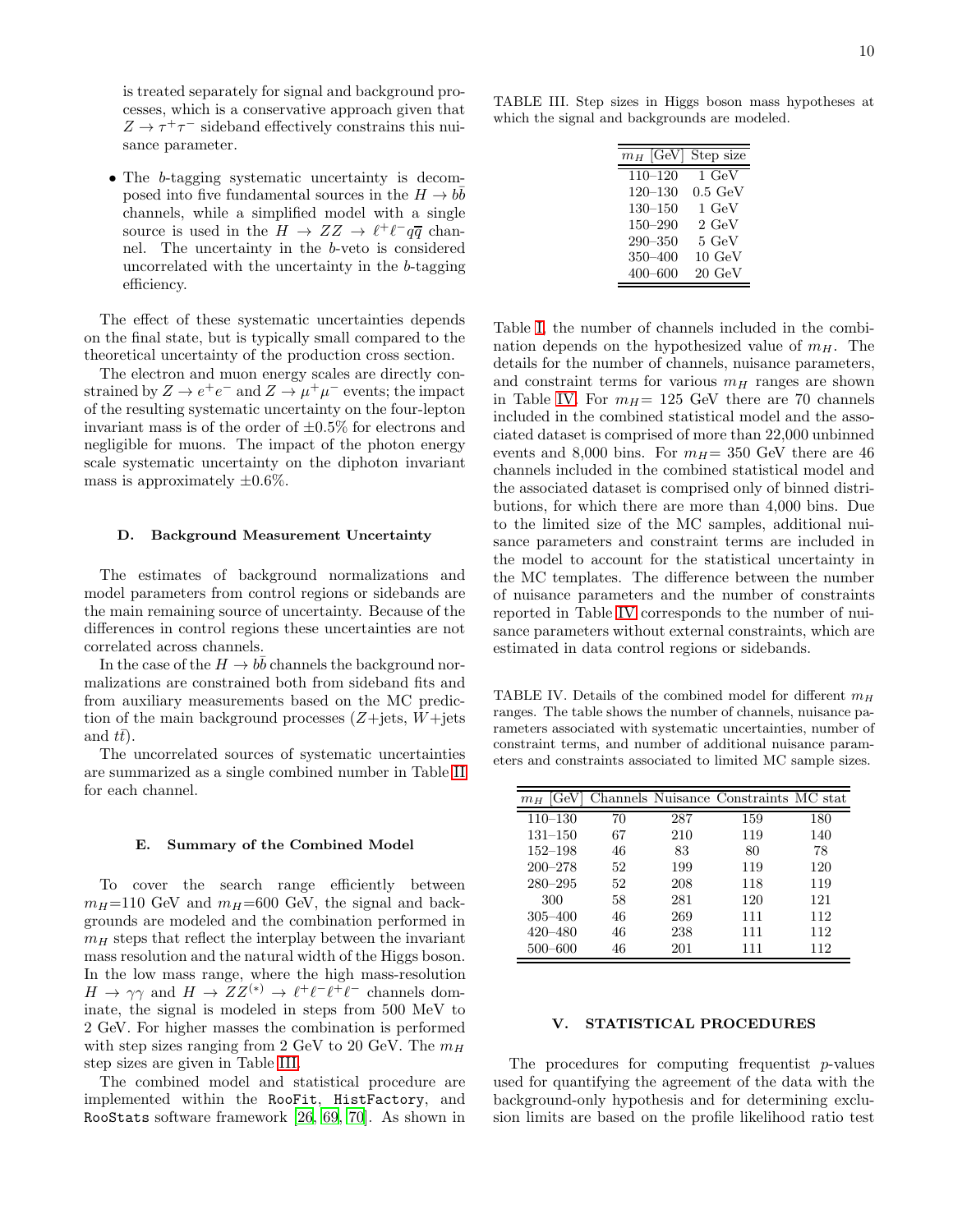is treated separately for signal and background processes, which is a conservative approach given that $Z \rightarrow \tau^+\tau^-$ sideband effectively constrains this nuisance parameter.

- The $b$-tagging systematic uncertainty is decomposed into five fundamental sources in the $H \rightarrow b\bar{b}$ channels, while a simplified model with a single source is used in the $H \rightarrow ZZ \rightarrow \ell^+\ell^- q\overline{q}$ channel. The uncertainty in the $b$-veto is considered uncorrelated with the uncertainty in the $b$-tagging efficiency.

The effect of these systematic uncertainties depends on the final state, but is typically small compared to the theoretical uncertainty of the production cross section.

The electron and muon energy scales are directly constrained by $Z \rightarrow e^+e^-$ and $Z \rightarrow \mu^+\mu^-$ events; the impact of the resulting systematic uncertainty on the four-lepton invariant mass is of the order of $\pm 0.5\%$ for electrons and negligible for muons. The impact of the photon energy scale systematic uncertainty on the diphoton invariant mass is approximately $\pm 0.6\%$.

### D. Background Measurement Uncertainty

The estimates of background normalizations and model parameters from control regions or sidebands are the main remaining source of uncertainty. Because of the differences in control regions these uncertainties are not correlated across channels.

In the case of the $H \rightarrow b\bar{b}$ channels the background normalizations are constrained both from sideband fits and from auxiliary measurements based on the MC prediction of the main background processes ($Z$+jets, $W$+jets and $t\bar{t}$).

The uncorrelated sources of systematic uncertainties are summarized as a single combined number in Table II for each channel.

### E. Summary of the Combined Model

To cover the search range efficiently between $m_H$=110 GeV and $m_H$=600 GeV, the signal and backgrounds are modeled and the combination performed in $m_H$ steps that reflect the interplay between the invariant mass resolution and the natural width of the Higgs boson. In the low mass range, where the high mass-resolution $H \rightarrow \gamma\gamma$ and $H \rightarrow ZZ^{(*)} \rightarrow \ell^+\ell^-\ell^+\ell^-$ channels dominate, the signal is modeled in steps from 500 MeV to 2 GeV. For higher masses the combination is performed with step sizes ranging from 2 GeV to 20 GeV. The $m_H$ step sizes are given in Table III.

The combined model and statistical procedure are implemented within the RooFit, HistFactory, and RooStats software framework [26, 69, 70]. As shown in Table I, the number of channels included in the combination depends on the hypothesized value of $m_H$. The details for the number of channels, nuisance parameters, and constraint terms for various $m_H$ ranges are shown in Table IV. For $m_H$= 125 GeV there are 70 channels included in the combined statistical model and the associated dataset is comprised of more than 22,000 unbinned events and 8,000 bins. For $m_H$= 350 GeV there are 46 channels included in the combined statistical model and the associated dataset is comprised of only of binned distributions, for which there are more than 4,000 bins. Due to the limited size of the MC samples, additional nuisance parameters and constraint terms are included in the model to account for the statistical uncertainty in the MC templates. The difference between the number of nuisance parameters and the number of constraints reported in Table IV corresponds to the number of nuisance parameters without external constraints, which are estimated in data control regions or sidebands.

TABLE III. Step sizes in Higgs boson mass hypotheses at which the signal and backgrounds are modeled.

| $m_H$ [GeV] | Step size |
|---|---|
| 110–120 | 1 GeV |
| 120–130 | 0.5 GeV |
| 130–150 | 1 GeV |
| 150–290 | 2 GeV |
| 290–350 | 5 GeV |
| 350–400 | 10 GeV |
| 400–600 | 20 GeV |

TABLE IV. Details of the combined model for different $m_H$ ranges. The table shows the number of channels, nuisance parameters associated with systematic uncertainties, number of constraint terms, and number of additional nuisance parameters and constraints associated to limited MC sample sizes.

| $m_H$ [GeV] | Channels | Nuisance | Constraints | MC stat |
|---|---|---|---|---|
| 110–130 | 70 | 287 | 159 | 180 |
| 131–150 | 67 | 210 | 119 | 140 |
| 152–198 | 46 | 83 | 80 | 78 |
| 200–278 | 52 | 199 | 119 | 120 |
| 280–295 | 52 | 208 | 118 | 119 |
| 300 | 58 | 281 | 120 | 121 |
| 305–400 | 46 | 269 | 111 | 112 |
| 420–480 | 46 | 238 | 111 | 112 |
| 500–600 | 46 | 201 | 111 | 112 |

## V. STATISTICAL PROCEDURES

The procedures for computing frequentist $p$-values used for quantifying the agreement of the data with the background-only hypothesis and for determining exclusion limits are based on the profile likelihood ratio test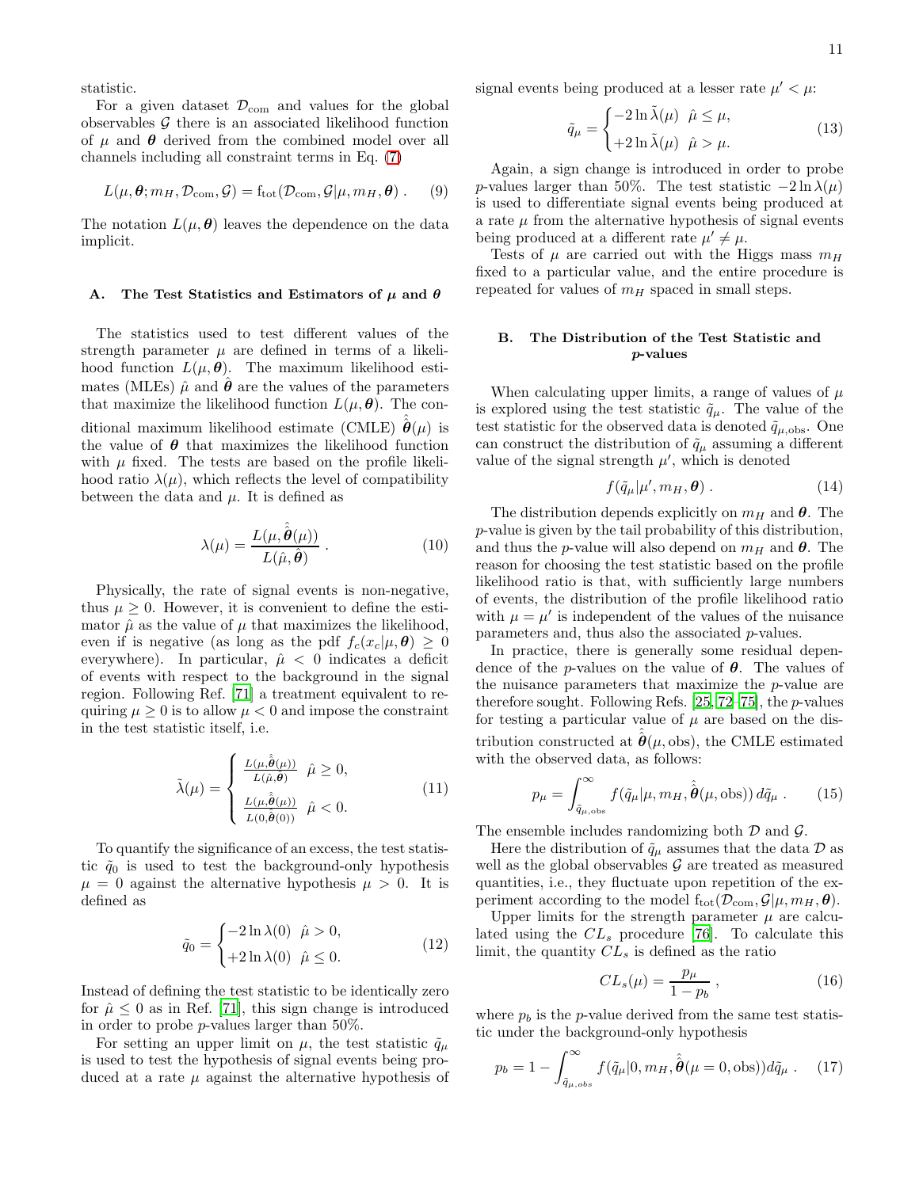statistic.

For a given dataset $\mathcal{D}_{\rm com}$ and values for the global observables $\mathcal{G}$ there is an associated likelihood function of $\mu$ and $\boldsymbol{\theta}$ derived from the combined model over all channels including all constraint terms in Eq. (7)

$$L(\mu, \boldsymbol{\theta}; m_H, \mathcal{D}_{\rm com}, \mathcal{G}) = {\rm f_{tot}}(\mathcal{D}_{\rm com}, \mathcal{G}|\mu, m_H, \boldsymbol{\theta}) \; . \tag{9}$$

The notation $L(\mu, \boldsymbol{\theta})$ leaves the dependence on the data implicit.

### A. The Test Statistics and Estimators of $\mu$ and $\theta$

The statistics used to test different values of the strength parameter $\mu$ are defined in terms of a likelihood function $L(\mu, \boldsymbol{\theta})$. The maximum likelihood estimates (MLEs) $\hat{\mu}$ and $\hat{\boldsymbol{\theta}}$ are the values of the parameters that maximize the likelihood function $L(\mu, \boldsymbol{\theta})$. The conditional maximum likelihood estimate (CMLE) $\hat{\hat{\boldsymbol{\theta}}}(\mu)$ is the value of $\boldsymbol{\theta}$ that maximizes the likelihood function with $\mu$ fixed. The tests are based on the profile likelihood ratio $\lambda(\mu)$, which reflects the level of compatibility between the data and $\mu$. It is defined as

$$\lambda(\mu) = \frac{L(\mu, \hat{\hat{\boldsymbol{\theta}}}(\mu))}{L(\hat{\mu}, \hat{\boldsymbol{\theta}})} \; . \tag{10}$$

Physically, the rate of signal events is non-negative, thus $\mu \geq 0$. However, it is convenient to define the estimator $\hat{\mu}$ as the value of $\mu$ that maximizes the likelihood, even if is negative (as long as the pdf $f_c(x_c|\mu, \boldsymbol{\theta}) \geq 0$ everywhere). In particular, $\hat{\mu} < 0$ indicates a deficit of events with respect to the background in the signal region. Following Ref. [71] a treatment equivalent to requiring $\mu \geq 0$ is to allow $\mu < 0$ and impose the constraint in the test statistic itself, i.e.

$$\tilde{\lambda}(\mu) = \begin{cases} \frac{L(\mu, \hat{\hat{\boldsymbol{\theta}}}(\mu))}{L(\hat{\mu}, \hat{\boldsymbol{\theta}})} & \hat{\mu} \geq 0, \\ \frac{L(\mu, \hat{\hat{\boldsymbol{\theta}}}(\mu))}{L(0, \hat{\hat{\boldsymbol{\theta}}}(0))} & \hat{\mu} < 0. \end{cases} \tag{11}$$

To quantify the significance of an excess, the test statistic $\tilde{q}_0$ is used to test the background-only hypothesis $\mu = 0$ against the alternative hypothesis $\mu > 0$. It is defined as

$$\tilde{q}_0 = \begin{cases} -2 \ln \lambda(0) & \hat{\mu} > 0, \\ +2 \ln \lambda(0) & \hat{\mu} \leq 0. \end{cases} \tag{12}$$

Instead of defining the test statistic to be identically zero for $\hat{\mu} \leq 0$ as in Ref. [71], this sign change is introduced in order to probe $p$-values larger than 50%.

For setting an upper limit on $\mu$, the test statistic $\tilde{q}_\mu$ is used to test the hypothesis of signal events being produced at a rate $\mu$ against the alternative hypothesis of signal events being produced at a lesser rate $\mu' < \mu$:

$$\tilde{q}_\mu = \begin{cases} -2 \ln \tilde{\lambda}(\mu) & \hat{\mu} \leq \mu, \\ +2 \ln \tilde{\lambda}(\mu) & \hat{\mu} > \mu. \end{cases} \tag{13}$$

Again, a sign change is introduced in order to probe $p$-values larger than 50%. The test statistic $-2 \ln \lambda(\mu)$ is used to differentiate signal events being produced at a rate $\mu$ from the alternative hypothesis of signal events being produced at a different rate $\mu' \neq \mu$.

Tests of $\mu$ are carried out with the Higgs mass $m_H$ fixed to a particular value, and the entire procedure is repeated for values of $m_H$ spaced in small steps.

### B. The Distribution of the Test Statistic and $p$-values

When calculating upper limits, a range of values of $\mu$ is explored using the test statistic $\tilde{q}_\mu$. The value of the test statistic for the observed data is denoted $\tilde{q}_{\mu,\rm obs}$. One can construct the distribution of $\tilde{q}_\mu$ assuming a different value of the signal strength $\mu'$, which is denoted

$$f(\tilde{q}_\mu | \mu', m_H, \boldsymbol{\theta}) \; . \tag{14}$$

The distribution depends explicitly on $m_H$ and $\boldsymbol{\theta}$. The $p$-value is given by the tail probability of this distribution, and thus the $p$-value will also depend on $m_H$ and $\boldsymbol{\theta}$. The reason for choosing the test statistic based on the profile likelihood ratio is that, with sufficiently large numbers of events, the distribution of the profile likelihood ratio with $\mu = \mu'$ is independent of the values of the nuisance parameters and, thus also the associated $p$-values.

In practice, there is generally some residual dependence of the $p$-values on the value of $\boldsymbol{\theta}$. The values of the nuisance parameters that maximize the $p$-value are therefore sought. Following Refs. [25, 72–75], the $p$-values for testing a particular value of $\mu$ are based on the distribution constructed at $\hat{\hat{\boldsymbol{\theta}}}(\mu, \rm obs)$, the CMLE estimated with the observed data, as follows:

$$p_\mu = \int_{\tilde{q}_{\mu,\rm obs}}^{\infty} f(\tilde{q}_\mu | \mu, m_H, \hat{\hat{\boldsymbol{\theta}}}(\mu, \rm obs)) \, d\tilde{q}_\mu \; . \tag{15}$$

The ensemble includes randomizing both $\mathcal{D}$ and $\mathcal{G}$.

Here the distribution of $\tilde{q}_\mu$ assumes that the data $\mathcal{D}$ as well as the global observables $\mathcal{G}$ are treated as measured quantities, i.e., they fluctuate upon repetition of the experiment according to the model ${\rm f_{tot}}(\mathcal{D}_{\rm com}, \mathcal{G}|\mu, m_H, \boldsymbol{\theta})$.

Upper limits for the strength parameter $\mu$ are calculated using the $CL_s$ procedure [76]. To calculate this limit, the quantity $CL_s$ is defined as the ratio

$$CL_s(\mu) = \frac{p_\mu}{1 - p_b} \; , \tag{16}$$

where $p_b$ is the $p$-value derived from the same test statistic under the background-only hypothesis

$$p_b = 1 - \int_{\tilde{q}_{\mu,obs}}^{\infty} f(\tilde{q}_\mu | 0, m_H, \hat{\hat{\boldsymbol{\theta}}}(\mu = 0, \rm obs)) d\tilde{q}_\mu \; . \tag{17}$$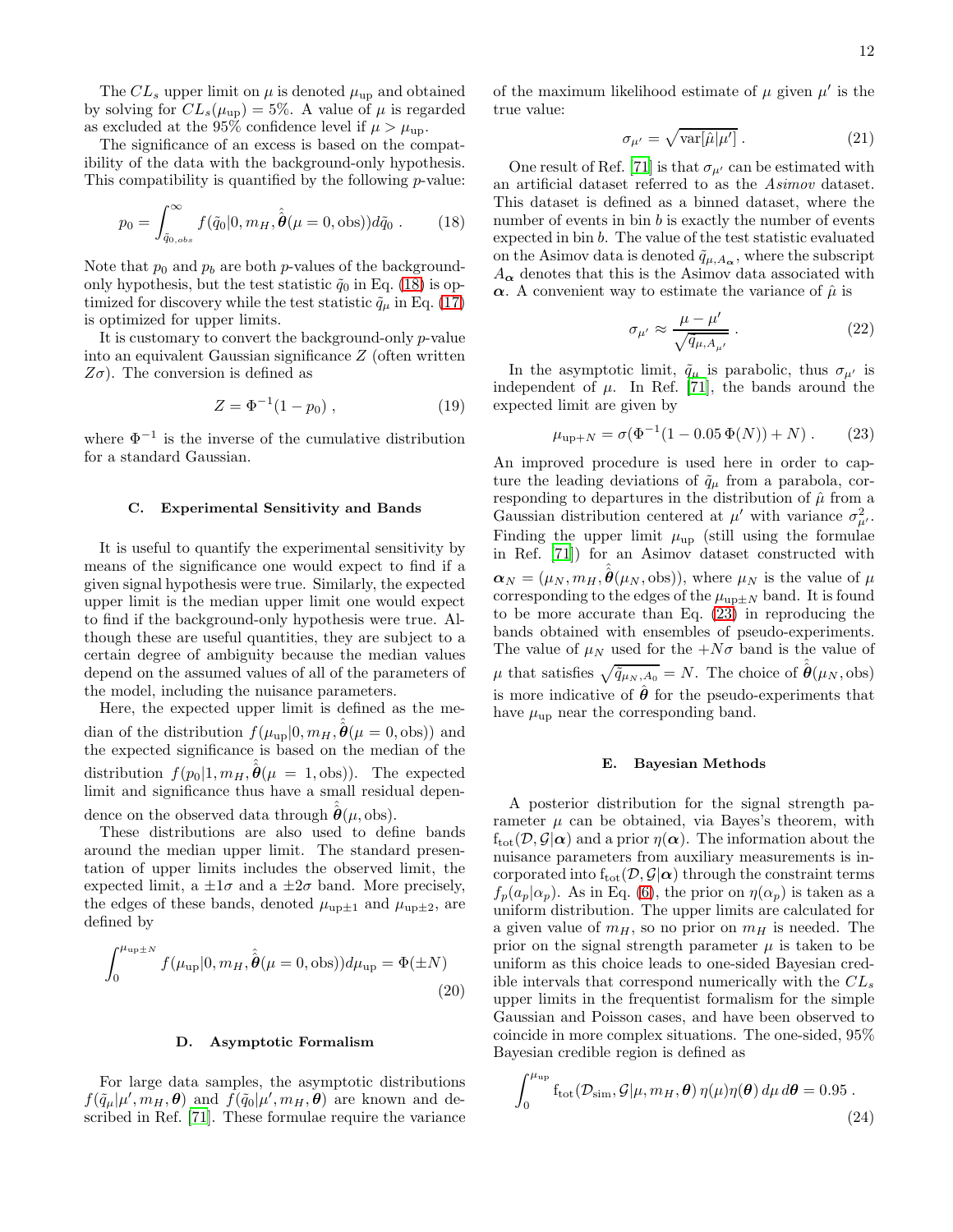The $CL_s$ upper limit on $\mu$ is denoted $\mu_{\rm up}$ and obtained by solving for $CL_s(\mu_{\rm up}) = 5\%$. A value of $\mu$ is regarded as excluded at the 95% confidence level if $\mu > \mu_{\rm up}$.

The significance of an excess is based on the compatibility of the data with the background-only hypothesis. This compatibility is quantified by the following $p$-value:

$$p_0 = \int_{\tilde{q}_{0,obs}}^{\infty} f(\tilde{q}_0|0, m_H, \hat{\hat{\boldsymbol{\theta}}}(\mu = 0, \text{obs}))d\tilde{q}_0 \; . \tag{18}$$

Note that $p_0$ and $p_b$ are both $p$-values of the background-only hypothesis, but the test statistic $\tilde{q}_0$ in Eq. (18) is optimized for discovery while the test statistic $\tilde{q}_\mu$ in Eq. (17) is optimized for upper limits.

It is customary to convert the background-only $p$-value into an equivalent Gaussian significance $Z$ (often written $Z\sigma$). The conversion is defined as

$$Z = \Phi^{-1}(1 - p_0) \; , \tag{19}$$

where $\Phi^{-1}$ is the inverse of the cumulative distribution for a standard Gaussian.

### C. Experimental Sensitivity and Bands

It is useful to quantify the experimental sensitivity by means of the significance one would expect to find if a given signal hypothesis were true. Similarly, the expected upper limit is the median upper limit one would expect to find if the background-only hypothesis were true. Although these are useful quantities, they are subject to a certain degree of ambiguity because the median values depend on the assumed values of all of the parameters of the model, including the nuisance parameters.

Here, the expected upper limit is defined as the median of the distribution $f(\mu_{\rm up}|0, m_H, \hat{\hat{\boldsymbol{\theta}}}(\mu = 0, \text{obs}))$ and the expected significance is based on the median of the distribution $f(p_0|1, m_H, \hat{\hat{\boldsymbol{\theta}}}(\mu = 1, \text{obs}))$. The expected limit and significance thus have a small residual dependence on the observed data through $\hat{\hat{\boldsymbol{\theta}}}(\mu, \text{obs})$.

These distributions are also used to define bands around the median upper limit. The standard presentation of upper limits includes the observed limit, the expected limit, a $\pm 1\sigma$ and a $\pm 2\sigma$ band. More precisely, the edges of these bands, denoted $\mu_{\rm up\pm1}$ and $\mu_{\rm up\pm2}$, are defined by

$$\int_0^{\mu_{\rm up\pm N}} f(\mu_{\rm up}|0, m_H, \hat{\hat{\boldsymbol{\theta}}}(\mu = 0, \text{obs}))d\mu_{\rm up} = \Phi(\pm N) \tag{20}$$

### D. Asymptotic Formalism

For large data samples, the asymptotic distributions $f(\tilde{q}_\mu|\mu', m_H, \boldsymbol{\theta})$ and $f(\tilde{q}_0|\mu', m_H, \boldsymbol{\theta})$ are known and described in Ref. [71]. These formulae require the variance of the maximum likelihood estimate of $\mu$ given $\mu'$ is the true value:

$$\sigma_{\mu'} = \sqrt{\text{var}[\hat{\mu}|\mu']} \; . \tag{21}$$

One result of Ref. [71] is that $\sigma_{\mu'}$ can be estimated with an artificial dataset referred to as the *Asimov* dataset. This dataset is defined as a binned dataset, where the number of events in bin $b$ is exactly the number of events expected in bin $b$. The value of the test statistic evaluated on the Asimov data is denoted $\tilde{q}_{\mu, A_{\boldsymbol{\alpha}}}$, where the subscript $A_{\boldsymbol{\alpha}}$ denotes that this is the Asimov data associated with $\boldsymbol{\alpha}$. A convenient way to estimate the variance of $\hat{\mu}$ is

$$\sigma_{\mu'} \approx \frac{\mu - \mu'}{\sqrt{\tilde{q}_{\mu, A_{\mu'}}}} \; . \tag{22}$$

In the asymptotic limit, $\tilde{q}_\mu$ is parabolic, thus $\sigma_{\mu'}$ is independent of $\mu$. In Ref. [71], the bands around the expected limit are given by

$$\mu_{\text{up}+N} = \sigma(\Phi^{-1}(1 - 0.05\,\Phi(N)) + N) \; . \tag{23}$$

An improved procedure is used here in order to capture the leading deviations of $\tilde{q}_\mu$ from a parabola, corresponding to departures in the distribution of $\hat{\mu}$ from a Gaussian distribution centered at $\mu'$ with variance $\sigma^2_{\mu'}$. Finding the upper limit $\mu_{\rm up}$ (still using the formulae in Ref. [71]) for an Asimov dataset constructed with $\boldsymbol{\alpha}_N = (\mu_N, m_H, \hat{\hat{\boldsymbol{\theta}}}(\mu_N, \text{obs}))$, where $\mu_N$ is the value of $\mu$ corresponding to the edges of the $\mu_{\rm up\pm N}$ band. It is found to be more accurate than Eq. (23) in reproducing the bands obtained with ensembles of pseudo-experiments. The value of $\mu_N$ used for the $+N\sigma$ band is the value of $\mu$ that satisfies $\sqrt{\tilde{q}_{\mu_N, A_0}} = N$. The choice of $\hat{\hat{\boldsymbol{\theta}}}(\mu_N, \text{obs})$ is more indicative of $\hat{\boldsymbol{\theta}}$ for the pseudo-experiments that have $\mu_{\rm up}$ near the corresponding band.

### E. Bayesian Methods

A posterior distribution for the signal strength parameter $\mu$ can be obtained, via Bayes's theorem, with $\text{f}_{\text{tot}}(\mathcal{D}, \mathcal{G}|\boldsymbol{\alpha})$ and a prior $\eta(\boldsymbol{\alpha})$. The information about the nuisance parameters from auxiliary measurements is incorporated into $\text{f}_{\text{tot}}(\mathcal{D}, \mathcal{G}|\boldsymbol{\alpha})$ through the constraint terms $f_p(a_p|\alpha_p)$. As in Eq. (6), the prior on $\eta(\alpha_p)$ is taken as a uniform distribution. The upper limits are calculated for a given value of $m_H$, so no prior on $m_H$ is needed. The prior on the signal strength parameter $\mu$ is taken to be uniform as this choice leads to one-sided Bayesian credible intervals that correspond numerically with the $CL_s$ upper limits in the frequentist formalism for the simple Gaussian and Poisson cases, and have been observed to coincide in more complex situations. The one-sided, 95% Bayesian credible region is defined as

$$\int_0^{\mu_{\rm up}} \text{f}_{\text{tot}}(\mathcal{D}_{\text{sim}}, \mathcal{G}|\mu, m_H, \boldsymbol{\theta})\,\eta(\mu)\eta(\boldsymbol{\theta})\,d\mu\,d\boldsymbol{\theta} = 0.95 \; . \tag{24}$$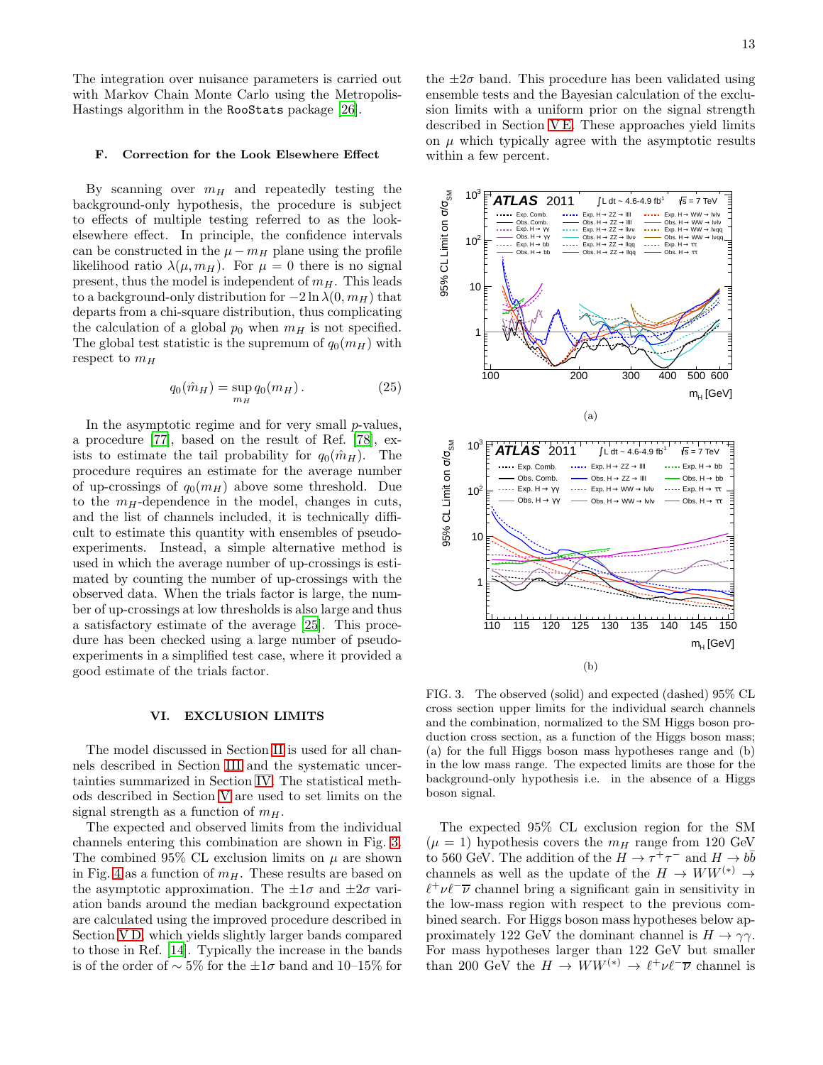The integration over nuisance parameters is carried out with Markov Chain Monte Carlo using the Metropolis-Hastings algorithm in the RooStats package [26].

### F. Correction for the Look Elsewhere Effect

By scanning over $m_H$ and repeatedly testing the background-only hypothesis, the procedure is subject to effects of multiple testing referred to as the look-elsewhere effect. In principle, the confidence intervals can be constructed in the $\mu - m_H$ plane using the profile likelihood ratio $\lambda(\mu, m_H)$. For $\mu = 0$ there is no signal present, thus the model is independent of $m_H$. This leads to a background-only distribution for $-2\ln\lambda(0, m_H)$ that departs from a chi-square distribution, thus complicating the calculation of a global $p_0$ when $m_H$ is not specified. The global test statistic is the supremum of $q_0(m_H)$ with respect to $m_H$

$$q_0(\hat{m}_H) = \sup_{m_H} q_0(m_H)\,. \quad (25)$$

In the asymptotic regime and for very small $p$-values, a procedure [77], based on the result of Ref. [78], exists to estimate the tail probability for $q_0(\hat{m}_H)$. The procedure requires an estimate for the average number of up-crossings of $q_0(m_H)$ above some threshold. Due to the $m_H$-dependence in the model, changes in cuts, and the list of channels included, it is technically difficult to estimate this quantity with ensembles of pseudo-experiments. Instead, a simple alternative method is used in which the average number of up-crossings is estimated by counting the number of up-crossings with the observed data. When the trials factor is large, the number of up-crossings at low thresholds is also large and thus a satisfactory estimate of the average [25]. This procedure has been checked using a large number of pseudo-experiments in a simplified test case, where it provided a good estimate of the trials factor.

## VI. EXCLUSION LIMITS

The model discussed in Section II is used for all channels described in Section III and the systematic uncertainties summarized in Section IV. The statistical methods described in Section V are used to set limits on the signal strength as a function of $m_H$.

The expected and observed limits from the individual channels entering this combination are shown in Fig. 3. The combined 95% CL exclusion limits on $\mu$ are shown in Fig. 4 as a function of $m_H$. These results are based on the asymptotic approximation. The $\pm1\sigma$ and $\pm2\sigma$ variation bands around the median background expectation are calculated using the improved procedure described in Section V D, which yields slightly larger bands compared to those in Ref. [14]. Typically the increase in the bands is of the order of $\sim 5\%$ for the $\pm1\sigma$ band and 10–15% for the $\pm2\sigma$ band. This procedure has been validated using ensemble tests and the Bayesian calculation of the exclusion limits with a uniform prior on the signal strength described in Section V E. These approaches yield limits on $\mu$ which typically agree with the asymptotic results within a few percent.

(a)

(b)

FIG. 3. The observed (solid) and expected (dashed) 95% CL cross section upper limits for the individual search channels and the combination, normalized to the SM Higgs boson production cross section, as a function of the Higgs boson mass; (a) for the full Higgs boson mass hypotheses range and (b) in the low mass range. The expected limits are those for the background-only hypothesis i.e. in the absence of a Higgs boson signal.

The expected 95% CL exclusion region for the SM ($\mu = 1$) hypothesis covers the $m_H$ range from 120 GeV to 560 GeV. The addition of the $H \to \tau^+\tau^-$ and $H \to b\bar{b}$ channels as well as the update of the $H \to WW^{(*)} \to \ell^+\nu\ell^-\overline{\nu}$ channel bring a significant gain in sensitivity in the low-mass region with respect to the previous combined search. For Higgs boson mass hypotheses below approximately 122 GeV the dominant channel is $H \to \gamma\gamma$. For mass hypotheses larger than 122 GeV but smaller than 200 GeV the $H \to WW^{(*)} \to \ell^+\nu\ell^-\overline{\nu}$ channel is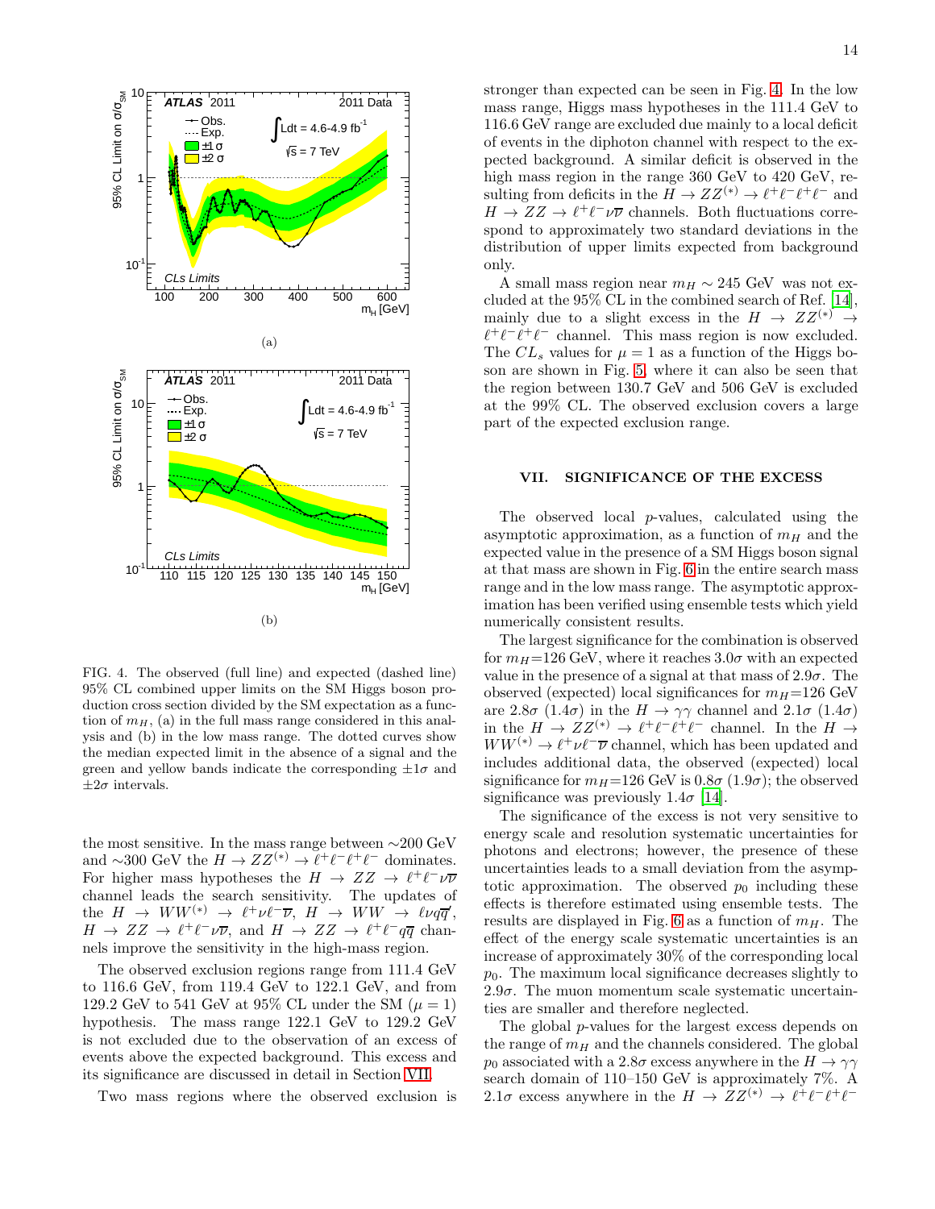(a)

(b)

FIG. 4. The observed (full line) and expected (dashed line) 95% CL combined upper limits on the SM Higgs boson production cross section divided by the SM expectation as a function of $m_H$, (a) in the full mass range considered in this analysis and (b) in the low mass range. The dotted curves show the median expected limit in the absence of a signal and the green and yellow bands indicate the corresponding $\pm 1\sigma$ and $\pm 2\sigma$ intervals.

the most sensitive. In the mass range between ∼200 GeV and ∼300 GeV the $H \to ZZ^{(*)} \to \ell^+\ell^-\ell^+\ell^-$ dominates. For higher mass hypotheses the $H \to ZZ \to \ell^+\ell^-\nu\overline{\nu}$ channel leads the search sensitivity. The updates of the $H \to WW^{(*)} \to \ell^+\nu\ell^-\overline{\nu}$, $H \to WW \to \ell\nu q\overline{q}'$, $H \to ZZ \to \ell^+\ell^- \nu\overline{\nu}$, and $H \to ZZ \to \ell^+\ell^- q\overline{q}$ channels improve the sensitivity in the high-mass region.

The observed exclusion regions range from 111.4 GeV to 116.6 GeV, from 119.4 GeV to 122.1 GeV, and from 129.2 GeV to 541 GeV at 95% CL under the SM ($\mu = 1$) hypothesis. The mass range 122.1 GeV to 129.2 GeV is not excluded due to the observation of an excess of events above the expected background. This excess and its significance are discussed in detail in Section VII.

Two mass regions where the observed exclusion is stronger than expected can be seen in Fig. 4. In the low mass range, Higgs mass hypotheses in the 111.4 GeV to 116.6 GeV range are excluded due mainly to a local deficit of events in the diphoton channel with respect to the expected background. A similar deficit is observed in the high mass region in the range 360 GeV to 420 GeV, resulting from deficits in the $H \to ZZ^{(*)} \to \ell^+\ell^-\ell^+\ell^-$ and $H \to ZZ \to \ell^+\ell^-\nu\overline{\nu}$ channels. Both fluctuations correspond to approximately two standard deviations in the distribution of upper limits expected from background only.

A small mass region near $m_H \sim 245$ GeV was not excluded at the 95% CL in the combined search of Ref. [14], mainly due to a slight excess in the $H \to ZZ^{(*)} \to \ell^+\ell^-\ell^+\ell^-$ channel. This mass region is now excluded. The $CL_s$ values for $\mu = 1$ as a function of the Higgs boson are shown in Fig. 5, where it can also be seen that the region between 130.7 GeV and 506 GeV is excluded at the 99% CL. The observed exclusion covers a large part of the expected exclusion range.

## VII. SIGNIFICANCE OF THE EXCESS

The observed local $p$-values, calculated using the asymptotic approximation, as a function of $m_H$ and the expected value in the presence of a SM Higgs boson signal at that mass are shown in Fig. 6 in the entire search mass range and in the low mass range. The asymptotic approximation has been verified using ensemble tests which yield numerically consistent results.

The largest significance for the combination is observed for $m_H$=126 GeV, where it reaches $3.0\sigma$ with an expected value in the presence of a signal at that mass of $2.9\sigma$. The observed (expected) local significances for $m_H$=126 GeV are $2.8\sigma$ ($1.4\sigma$) in the $H \to \gamma\gamma$ channel and $2.1\sigma$ ($1.4\sigma$) in the $H \to ZZ^{(*)} \to \ell^+\ell^-\ell^+\ell^-$ channel. In the $H \to WW^{(*)} \to \ell^+\nu\ell^-\overline{\nu}$ channel, which has been updated and includes additional data, the observed (expected) local significance for $m_H$=126 GeV is $0.8\sigma$ ($1.9\sigma$); the observed significance was previously $1.4\sigma$ [14].

The significance of the excess is not very sensitive to energy scale and resolution systematic uncertainties for photons and electrons; however, the presence of these uncertainties leads to a small deviation from the asymptotic approximation. The observed $p_0$ including these effects is therefore estimated using ensemble tests. The results are displayed in Fig. 6 as a function of $m_H$. The effect of the energy scale systematic uncertainties is an increase of approximately 30% of the corresponding local $p_0$. The maximum local significance decreases slightly to $2.9\sigma$. The muon momentum scale systematic uncertainties are smaller and therefore neglected.

The global $p$-values for the largest excess depends on the range of $m_H$ and the channels considered. The global $p_0$ associated with a $2.8\sigma$ excess anywhere in the $H \to \gamma\gamma$ search domain of 110–150 GeV is approximately 7%. A $2.1\sigma$ excess anywhere in the $H \to ZZ^{(*)} \to \ell^+\ell^-\ell^+\ell^-$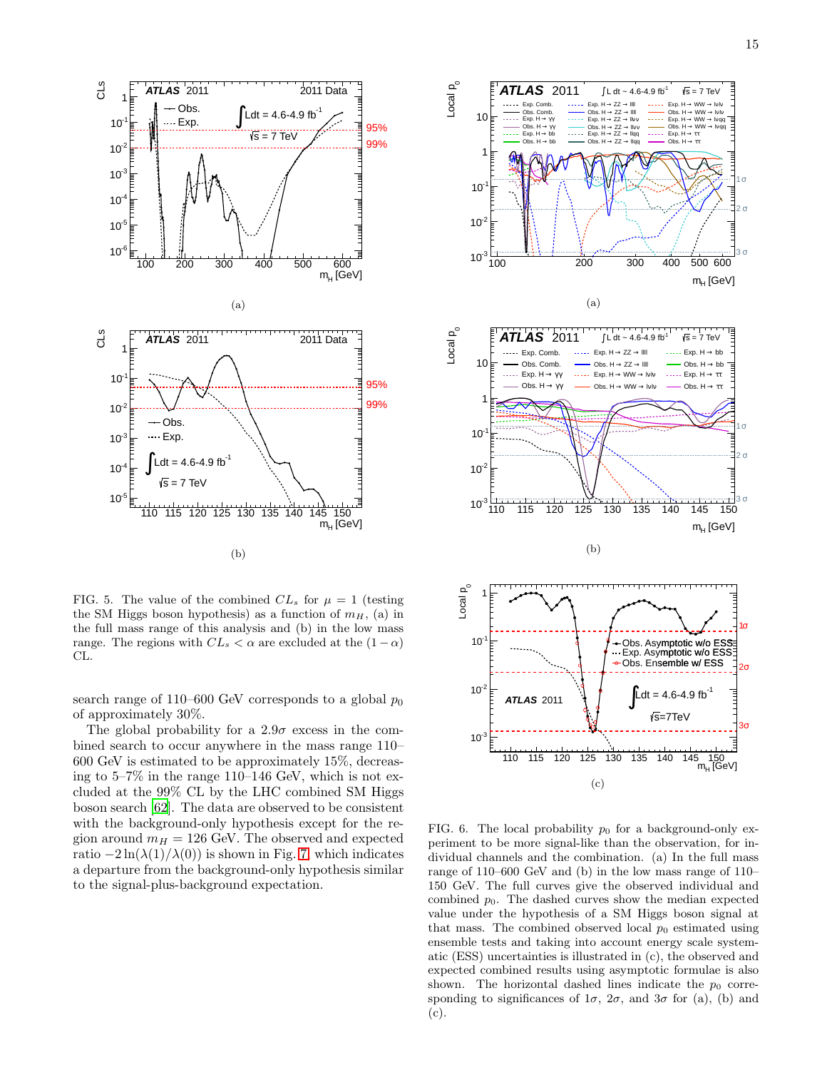FIG. 5. The value of the combined $CL_s$ for $\mu = 1$ (testing the SM Higgs boson hypothesis) as a function of $m_H$, (a) in the full mass range of this analysis and (b) in the low mass range. The regions with $CL_s < \alpha$ are excluded at the $(1-\alpha)$ CL.

search range of 110–600 GeV corresponds to a global $p_0$ of approximately 30%.

The global probability for a $2.9\sigma$ excess in the combined search to occur anywhere in the mass range 110–600 GeV is estimated to be approximately 15%, decreasing to 5–7% in the range 110–146 GeV, which is not excluded at the 99% CL by the LHC combined SM Higgs boson search [62]. The data are observed to be consistent with the background-only hypothesis except for the region around $m_H = 126$ GeV. The observed and expected ratio $-2\ln(\lambda(1)/\lambda(0))$ is shown in Fig. 7 which indicates a departure from the background-only hypothesis similar to the signal-plus-background expectation.

FIG. 6. The local probability $p_0$ for a background-only experiment to be more signal-like than the observation, for individual channels and the combination. (a) In the full mass range of 110–600 GeV and (b) in the low mass range of 110–150 GeV. The full curves give the observed individual and combined $p_0$. The dashed curves show the median expected value under the hypothesis of a SM Higgs boson signal at that mass. The combined observed local $p_0$ estimated using ensemble tests and taking into account energy scale systematic (ESS) uncertainties is illustrated in (c), the observed and expected combined results using asymptotic formulae is also shown. The horizontal dashed lines indicate the $p_0$ corresponding to significances of $1\sigma$, $2\sigma$, and $3\sigma$ for (a), (b) and (c).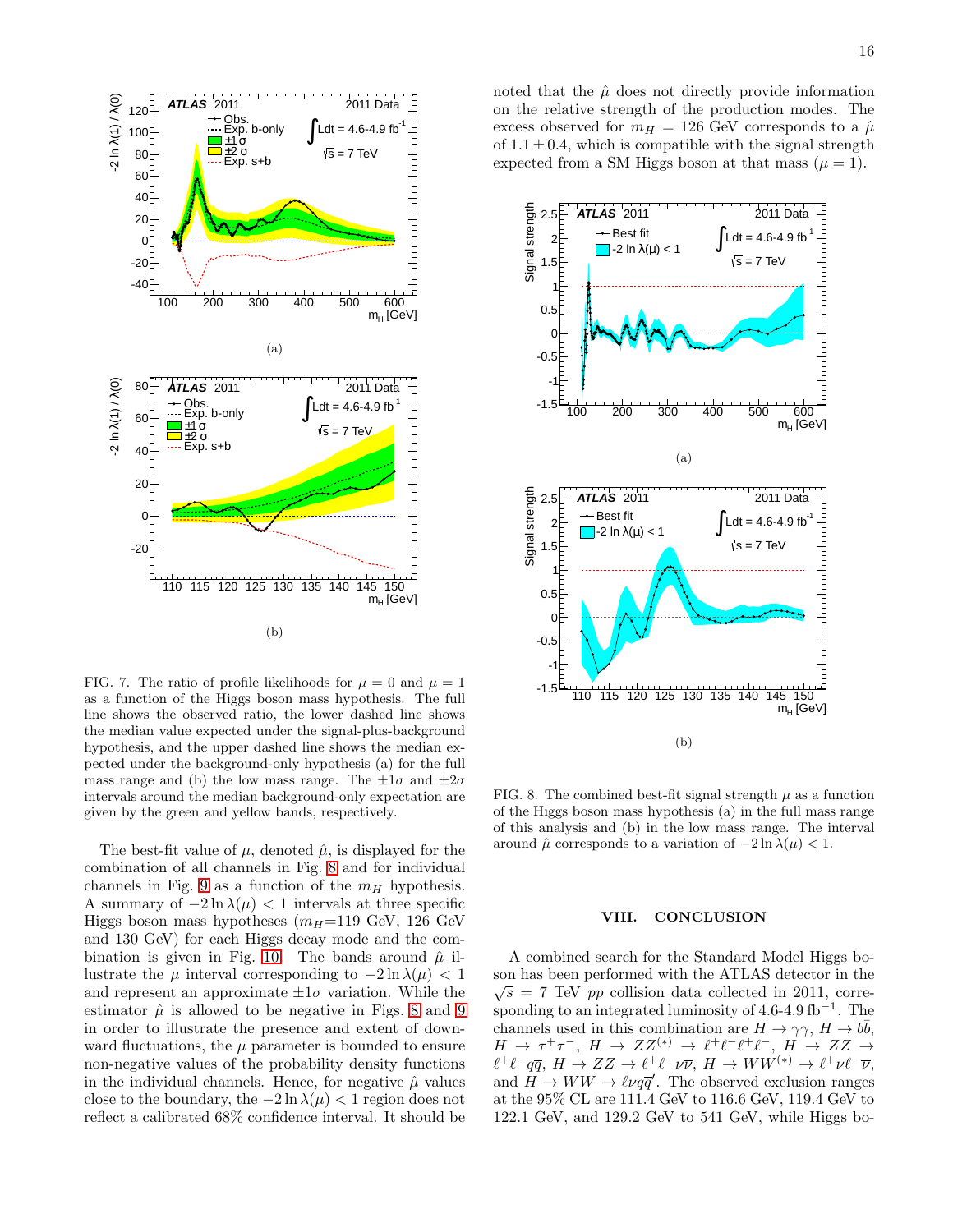(a)

(b)

FIG. 7. The ratio of profile likelihoods for $\mu = 0$ and $\mu = 1$ as a function of the Higgs boson mass hypothesis. The full line shows the observed ratio, the lower dashed line shows the median value expected under the signal-plus-background hypothesis, and the upper dashed line shows the median expected under the background-only hypothesis (a) for the full mass range and (b) for the low mass range. The $\pm 1\sigma$ and $\pm 2\sigma$ intervals around the median background-only expectation are given by the green and yellow bands, respectively.

The best-fit value of $\mu$, denoted $\hat{\mu}$, is displayed for the combination of all channels in Fig. 8 and for individual channels in Fig. 9 as a function of the $m_H$ hypothesis. A summary of $-2\ln\lambda(\mu) < 1$ intervals at three specific Higgs boson mass hypotheses ($m_H$=119 GeV, 126 GeV and 130 GeV) for each Higgs decay mode and the combination is given in Fig. 10. The bands around $\hat{\mu}$ illustrate the $\mu$ interval corresponding to $-2\ln\lambda(\mu) < 1$ and represent an approximate $\pm 1\sigma$ variation. While the estimator $\hat{\mu}$ is allowed to be negative in Figs. 8 and 9 in order to illustrate the presence and extent of downward fluctuations, the $\mu$ parameter is bounded to ensure non-negative values of the probability density functions in the individual channels. Hence, for negative $\hat{\mu}$ values close to the boundary, the $-2\ln\lambda(\mu) < 1$ region does not reflect a calibrated 68% confidence interval. It should be noted that the $\hat{\mu}$ does not directly provide information on the relative strength of the production modes. The excess observed for $m_H = 126$ GeV corresponds to a $\hat{\mu}$ of $1.1 \pm 0.4$, which is compatible with the signal strength expected from a SM Higgs boson at that mass ($\mu = 1$).

(a)

(b)

FIG. 8. The combined best-fit signal strength $\mu$ as a function of the Higgs boson mass hypothesis (a) in the full mass range of this analysis and (b) in the low mass range. The interval around $\hat{\mu}$ corresponds to a variation of $-2\ln\lambda(\mu) < 1$.

## VIII. CONCLUSION

A combined search for the Standard Model Higgs boson has been performed with the ATLAS detector in the $\sqrt{s} = 7$ TeV $pp$ collision data collected in 2011, corresponding to an integrated luminosity of 4.6-4.9 fb$^{-1}$. The channels used in this combination are $H \to \gamma\gamma$, $H \to b\bar{b}$, $H \to \tau^+\tau^-$, $H \to ZZ^{(*)} \to \ell^+\ell^-\ell^+\ell^-$, $H \to ZZ \to \ell^+\ell^- q\bar{q}$, $H \to ZZ \to \ell^+\ell^-\nu\overline{\nu}$, $H \to WW^{(*)} \to \ell^+\nu\ell^-\overline{\nu}$, and $H \to WW \to \ell\nu q\overline{q}'$. The observed exclusion ranges at the 95% CL are 111.4 GeV to 116.6 GeV, 119.4 GeV to 122.1 GeV, and 129.2 GeV to 541 GeV, while Higgs bo-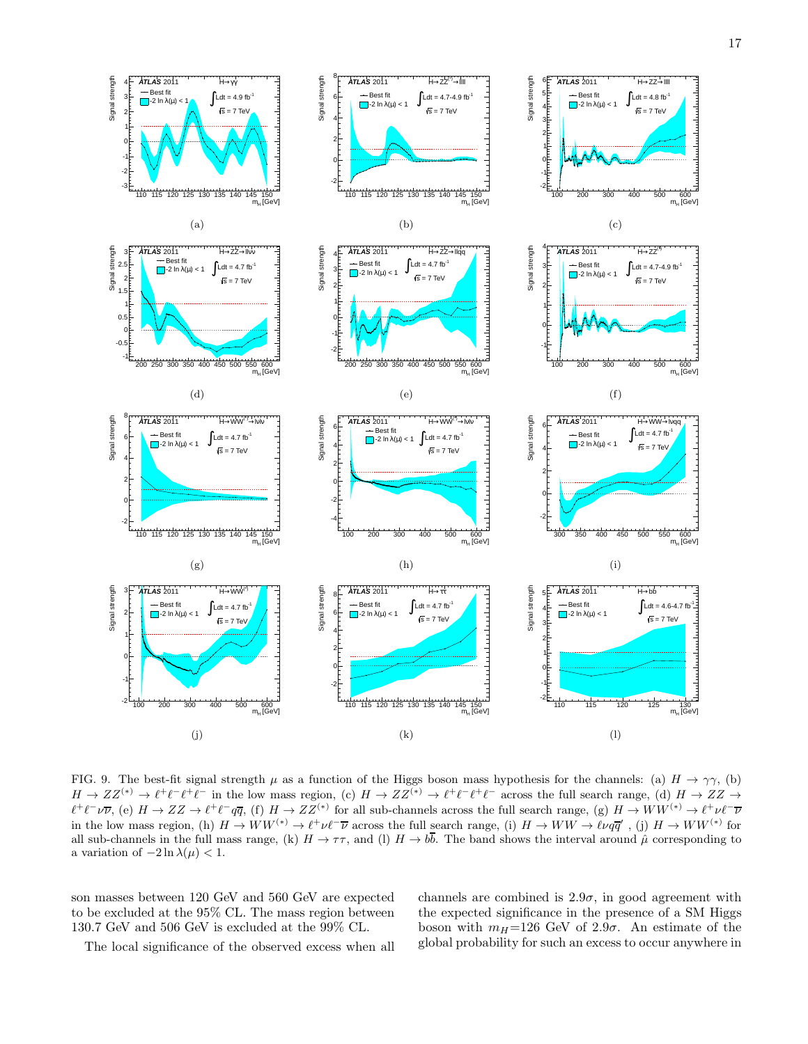(a)

(b)

(c)

(d)

(e)

(f)

(g)

(h)

(i)

(j)

(k)

(l)

FIG. 9. The best-fit signal strength $\mu$ as a function of the Higgs boson mass hypothesis for the channels: (a) $H \to \gamma\gamma$, (b) $H \to ZZ^{(*)} \to \ell^+\ell^-\ell^+\ell^-$ in the low mass region, (c) $H \to ZZ^{(*)} \to \ell^+\ell^-\ell^+\ell^-$ across the full search range, (d) $H \to ZZ \to \ell^+\ell^-\nu\overline{\nu}$, (e) $H \to ZZ \to \ell^+\ell^- q\overline{q}$, (f) $H \to ZZ^{(*)}$ for all sub-channels across the full search range, (g) $H \to WW^{(*)} \to \ell^+\nu\ell^-\overline{\nu}$ in the low mass region, (h) $H \to WW^{(*)} \to \ell^+\nu\ell^-\overline{\nu}$ across the full search range, (i) $H \to WW \to \ell\nu q\overline{q}'$ , (j) $H \to WW^{(*)}$ for all sub-channels in the full mass range, (k) $H \to \tau\tau$, and (l) $H \to b\overline{b}$. The band shows the interval around $\hat{\mu}$ corresponding to a variation of $-2\ln\lambda(\mu) < 1$.

son masses between 120 GeV and 560 GeV are expected to be excluded at the 95% CL. The mass region between 130.7 GeV and 506 GeV is excluded at the 99% CL.

The local significance of the observed excess when all channels are combined is $2.9\sigma$, in good agreement with the expected significance in the presence of a SM Higgs boson with $m_H$=126 GeV of $2.9\sigma$. An estimate of the global probability for such an excess to occur anywhere in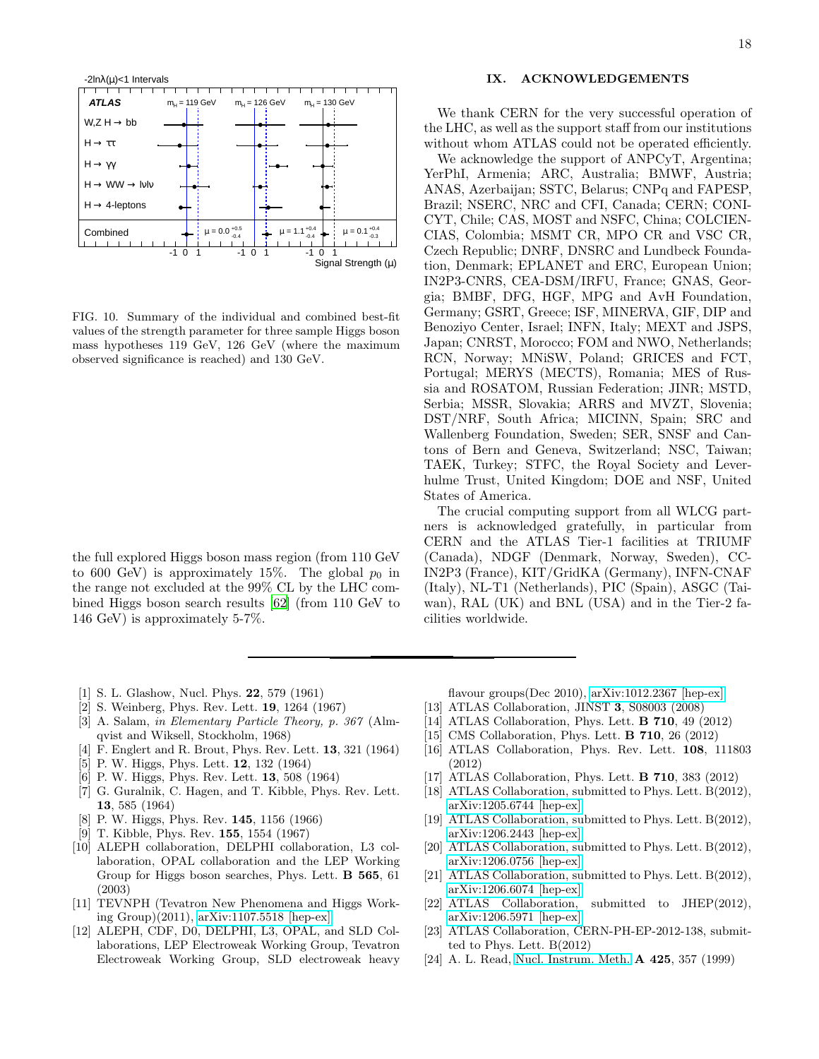-2lnλ(μ)<1 Intervals

**ATLAS** $m_H$ = 119 GeV, $m_H$ = 126 GeV, $m_H$ = 130 GeV

W,Z H → bb

H → ττ

H → γγ

H → WW → lνlν

H → 4-leptons

Combined $\mu = 0.0^{+0.5}_{-0.4}$ $\mu = 1.1^{+0.4}_{-0.4}$ $\mu = 0.1^{+0.4}_{-0.3}$

Signal Strength (μ)

FIG. 10. Summary of the individual and combined best-fit values of the strength parameter for three sample Higgs boson mass hypotheses 119 GeV, 126 GeV (where the maximum observed significance is reached) and 130 GeV.

the full explored Higgs boson mass region (from 110 GeV to 600 GeV) is approximately 15%. The global $p_0$ in the range not excluded at the 99% CL by the LHC combined Higgs boson search results [62] (from 110 GeV to 146 GeV) is approximately 5-7%.

## IX. ACKNOWLEDGEMENTS

We thank CERN for the very successful operation of the LHC, as well as the support staff from our institutions without whom ATLAS could not be operated efficiently.

We acknowledge the support of ANPCyT, Argentina; YerPhI, Armenia; ARC, Australia; BMWF, Austria; ANAS, Azerbaijan; SSTC, Belarus; CNPq and FAPESP, Brazil; NSERC, NRC and CFI, Canada; CERN; CONICYT, Chile; CAS, MOST and NSFC, China; COLCIENCIAS, Colombia; MSMT CR, MPO CR and VSC CR, Czech Republic; DNRF, DNSRC and Lundbeck Foundation, Denmark; EPLANET and ERC, European Union; IN2P3-CNRS, CEA-DSM/IRFU, France; GNAS, Georgia; BMBF, DFG, HGF, MPG and AvH Foundation, Germany; GSRT, Greece; ISF, MINERVA, GIF, DIP and Benoziyo Center, Israel; INFN, Italy; MEXT and JSPS, Japan; CNRST, Morocco; FOM and NWO, Netherlands; RCN, Norway; MNiSW, Poland; GRICES and FCT, Portugal; MERYS (MECTS), Romania; MES of Russia and ROSATOM, Russian Federation; JINR; MSTD, Serbia; MSSR, Slovakia; ARRS and MVZT, Slovenia; DST/NRF, South Africa; MICINN, Spain; SRC and Wallenberg Foundation, Sweden; SER, SNSF and Cantons of Bern and Geneva, Switzerland; NSC, Taiwan; TAEK, Turkey; STFC, the Royal Society and Leverhulme Trust, United Kingdom; DOE and NSF, United States of America.

The crucial computing support from all WLCG partners is acknowledged gratefully, in particular from CERN and the ATLAS Tier-1 facilities at TRIUMF (Canada), NDGF (Denmark, Norway, Sweden), CC-IN2P3 (France), KIT/GridKA (Germany), INFN-CNAF (Italy), NL-T1 (Netherlands), PIC (Spain), ASGC (Taiwan), RAL (UK) and BNL (USA) and in the Tier-2 facilities worldwide.

---

[1] S. L. Glashow, Nucl. Phys. **22**, 579 (1961)
[2] S. Weinberg, Phys. Rev. Lett. **19**, 1264 (1967)
[3] A. Salam, *in Elementary Particle Theory, p. 367* (Almqvist and Wiksell, Stockholm, 1968)
[4] F. Englert and R. Brout, Phys. Rev. Lett. **13**, 321 (1964)
[5] P. W. Higgs, Phys. Lett. **12**, 132 (1964)
[6] P. W. Higgs, Phys. Rev. Lett. **13**, 508 (1964)
[7] G. Guralnik, C. Hagen, and T. Kibble, Phys. Rev. Lett. **13**, 585 (1964)
[8] P. W. Higgs, Phys. Rev. **145**, 1156 (1966)
[9] T. Kibble, Phys. Rev. **155**, 1554 (1967)
[10] ALEPH collaboration, DELPHI collaboration, L3 collaboration, OPAL collaboration and the LEP Working Group for Higgs boson searches, Phys. Lett. **B 565**, 61 (2003)
[11] TEVNPH (Tevatron New Phenomena and Higgs Working Group)(2011), arXiv:1107.5518 [hep-ex]
[12] ALEPH, CDF, D0, DELPHI, L3, OPAL, and SLD Collaborations, LEP Electroweak Working Group, Tevatron Electroweak Working Group, SLD electroweak heavy flavour groups(Dec 2010), arXiv:1012.2367 [hep-ex]
[13] ATLAS Collaboration, JINST **3**, S08003 (2008)
[14] ATLAS Collaboration, Phys. Lett. **B 710**, 49 (2012)
[15] CMS Collaboration, Phys. Lett. **B 710**, 26 (2012)
[16] ATLAS Collaboration, Phys. Rev. Lett. **108**, 111803 (2012)
[17] ATLAS Collaboration, Phys. Lett. **B 710**, 383 (2012)
[18] ATLAS Collaboration, submitted to Phys. Lett. B(2012), arXiv:1205.6744 [hep-ex]
[19] ATLAS Collaboration, submitted to Phys. Lett. B(2012), arXiv:1206.2443 [hep-ex]
[20] ATLAS Collaboration, submitted to Phys. Lett. B(2012), arXiv:1206.0756 [hep-ex]
[21] ATLAS Collaboration, submitted to Phys. Lett. B(2012), arXiv:1206.6074 [hep-ex]
[22] ATLAS Collaboration, submitted to JHEP(2012), arXiv:1206.5971 [hep-ex]
[23] ATLAS Collaboration, CERN-PH-EP-2012-138, submitted to Phys. Lett. B(2012)
[24] A. L. Read, Nucl. Instrum. Meth. **A 425**, 357 (1999)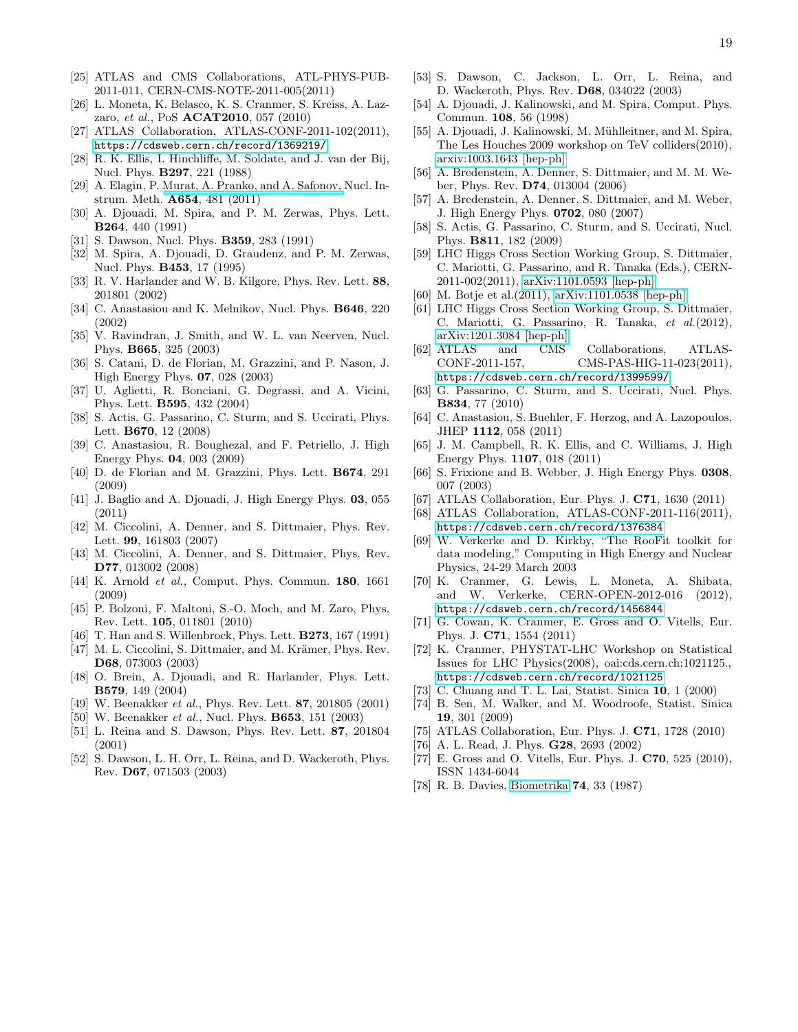[25] ATLAS and CMS Collaborations, ATL-PHYS-PUB-2011-011, CERN-CMS-NOTE-2011-005(2011)

[26] L. Moneta, K. Belasco, K. S. Cranmer, S. Kreiss, A. Lazzaro, *et al.*, PoS **ACAT2010**, 057 (2010)

[27] ATLAS Collaboration, ATLAS-CONF-2011-102(2011), https://cdsweb.cern.ch/record/1369219/

[28] R. K. Ellis, I. Hinchliffe, M. Soldate, and J. van der Bij, Nucl. Phys. **B297**, 221 (1988)

[29] A. Elagin, P. Murat, A. Pranko, and A. Safonov, Nucl. Instrum. Meth. **A654**, 481 (2011)

[30] A. Djouadi, M. Spira, and P. M. Zerwas, Phys. Lett. **B264**, 440 (1991)

[31] S. Dawson, Nucl. Phys. **B359**, 283 (1991)

[32] M. Spira, A. Djouadi, D. Graudenz, and P. M. Zerwas, Nucl. Phys. **B453**, 17 (1995)

[33] R. V. Harlander and W. B. Kilgore, Phys. Rev. Lett. **88**, 201801 (2002)

[34] C. Anastasiou and K. Melnikov, Nucl. Phys. **B646**, 220 (2002)

[35] V. Ravindran, J. Smith, and W. L. van Neerven, Nucl. Phys. **B665**, 325 (2003)

[36] S. Catani, D. de Florian, M. Grazzini, and P. Nason, J. High Energy Phys. **07**, 028 (2003)

[37] U. Aglietti, R. Bonciani, G. Degrassi, and A. Vicini, Phys. Lett. **B595**, 432 (2004)

[38] S. Actis, G. Passarino, C. Sturm, and S. Uccirati, Phys. Lett. **B670**, 12 (2008)

[39] C. Anastasiou, R. Boughezal, and F. Petriello, J. High Energy Phys. **04**, 003 (2009)

[40] D. de Florian and M. Grazzini, Phys. Lett. **B674**, 291 (2009)

[41] J. Baglio and A. Djouadi, J. High Energy Phys. **03**, 055 (2011)

[42] M. Ciccolini, A. Denner, and S. Dittmaier, Phys. Rev. Lett. **99**, 161803 (2007)

[43] M. Ciccolini, A. Denner, and S. Dittmaier, Phys. Rev. **D77**, 013002 (2008)

[44] K. Arnold *et al.*, Comput. Phys. Commun. **180**, 1661 (2009)

[45] P. Bolzoni, F. Maltoni, S.-O. Moch, and M. Zaro, Phys. Rev. Lett. **105**, 011801 (2010)

[46] T. Han and S. Willenbrock, Phys. Lett. **B273**, 167 (1991)

[47] M. L. Ciccolini, S. Dittmaier, and M. Krämer, Phys. Rev. **D68**, 073003 (2003)

[48] O. Brein, A. Djouadi, and R. Harlander, Phys. Lett. **B579**, 149 (2004)

[49] W. Beenakker *et al.*, Phys. Rev. Lett. **87**, 201805 (2001)

[50] W. Beenakker *et al.*, Nucl. Phys. **B653**, 151 (2003)

[51] L. Reina and S. Dawson, Phys. Rev. Lett. **87**, 201804 (2001)

[52] S. Dawson, L. H. Orr, L. Reina, and D. Wackeroth, Phys. Rev. **D67**, 071503 (2003)

[53] S. Dawson, C. Jackson, L. Orr, L. Reina, and D. Wackeroth, Phys. Rev. **D68**, 034022 (2003)

[54] A. Djouadi, J. Kalinowski, and M. Spira, Comput. Phys. Commun. **108**, 56 (1998)

[55] A. Djouadi, J. Kalinowski, M. Mühlleitner, and M. Spira, The Les Houches 2009 workshop on TeV colliders(2010), arxiv:1003.1643 [hep-ph]

[56] A. Bredenstein, A. Denner, S. Dittmaier, and M. M. Weber, Phys. Rev. **D74**, 013004 (2006)

[57] A. Bredenstein, A. Denner, S. Dittmaier, and M. Weber, J. High Energy Phys. **0702**, 080 (2007)

[58] S. Actis, G. Passarino, C. Sturm, and S. Uccirati, Nucl. Phys. **B811**, 182 (2009)

[59] LHC Higgs Cross Section Working Group, S. Dittmaier, C. Mariotti, G. Passarino, and R. Tanaka (Eds.), CERN-2011-002(2011), arXiv:1101.0593 [hep-ph]

[60] M. Botje et al.(2011), arXiv:1101.0538 [hep-ph]

[61] LHC Higgs Cross Section Working Group, S. Dittmaier, C. Mariotti, G. Passarino, R. Tanaka, *et al.*(2012), arXiv:1201.3084 [hep-ph]

[62] ATLAS and CMS Collaborations, ATLAS-CONF-2011-157, CMS-PAS-HIG-11-023(2011), https://cdsweb.cern.ch/record/1399599/

[63] G. Passarino, C. Sturm, and S. Uccirati, Nucl. Phys. **B834**, 77 (2010)

[64] C. Anastasiou, S. Buehler, F. Herzog, and A. Lazopoulos, JHEP **1112**, 058 (2011)

[65] J. M. Campbell, R. K. Ellis, and C. Williams, J. High Energy Phys. **1107**, 018 (2011)

[66] S. Frixione and B. Webber, J. High Energy Phys. **0308**, 007 (2003)

[67] ATLAS Collaboration, Eur. Phys. J. **C71**, 1630 (2011)

[68] ATLAS Collaboration, ATLAS-CONF-2011-116(2011), https://cdsweb.cern.ch/record/1376384

[69] W. Verkerke and D. Kirkby, "The RooFit toolkit for data modeling," Computing in High Energy and Nuclear Physics, 24-29 March 2003

[70] K. Cranmer, G. Lewis, L. Moneta, A. Shibata, and W. Verkerke, CERN-OPEN-2012-016 (2012), https://cdsweb.cern.ch/record/1456844

[71] G. Cowan, K. Cranmer, E. Gross and O. Vitells, Eur. Phys. J. **C71**, 1554 (2011)

[72] K. Cranmer, PHYSTAT-LHC Workshop on Statistical Issues for LHC Physics(2008), oai:cds.cern.ch:1021125., https://cdsweb.cern.ch/record/1021125

[73] C. Chuang and T. L. Lai, Statist. Sinica **10**, 1 (2000)

[74] B. Sen, M. Walker, and M. Woodroofe, Statist. Sinica **19**, 301 (2009)

[75] ATLAS Collaboration, Eur. Phys. J. **C71**, 1728 (2010)

[76] A. L. Read, J. Phys. **G28**, 2693 (2002)

[77] E. Gross and O. Vitells, Eur. Phys. J. **C70**, 525 (2010), ISSN 1434-6044

[78] R. B. Davies, Biometrika **74**, 33 (1987)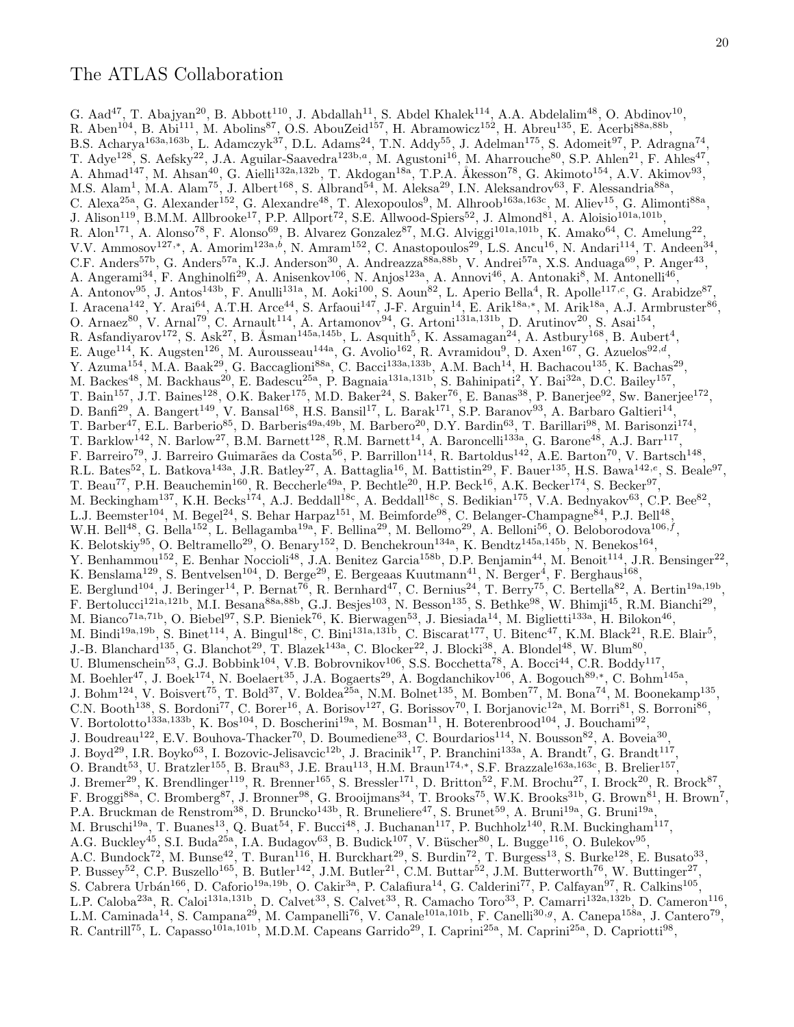# The ATLAS Collaboration

G. Aad[47], T. Abajyan[20], B. Abbott[110], J. Abdallah[11], S. Abdel Khalek[114], A.A. Abdelalim[48], O. Abdinov[10], R. Aben[104], B. Abi[111], M. Abolins[87], O.S. AbouZeid[157], H. Abramowicz[152], H. Abreu[135], E. Acerbi[88a,88b], B.S. Acharya[163a,163b], L. Adamczyk[37], D.L. Adams[24], T.N. Addy[55], J. Adelman[175], S. Adomeit[97], P. Adragna[74], T. Adye[128], S. Aefsky[22], J.A. Aguilar-Saavedra[123b,a], M. Agustoni[16], M. Aharrouche[80], S.P. Ahlen[21], F. Ahles[47], A. Ahmad[147], M. Ahsan[40], G. Aielli[132a,132b], T. Akdogan[18a], T.P.A. Åkesson[78], G. Akimoto[154], A.V. Akimov[93], M.S. Alam[1], M.A. Alam[75], J. Albert[168], S. Albrand[54], M. Aleksa[29], I.N. Aleksandrov[63], F. Alessandria[88a], C. Alexa[25a], G. Alexander[152], G. Alexandre[48], T. Alexopoulos[9], M. Alhroob[163a,163c], M. Aliev[15], G. Alimonti[88a], J. Alison[119], B.M.M. Allbrooke[17], P.P. Allport[72], S.E. Allwood-Spiers[52], J. Almond[81], A. Aloisio[101a,101b], R. Alon[171], A. Alonso[78], F. Alonso[69], B. Alvarez Gonzalez[87], M.G. Alviggi[101a,101b], K. Amako[64], C. Amelung[22], V.V. Ammosov[127,*], A. Amorim[123a,b], N. Amram[152], C. Anastopoulos[29], L.S. Ancu[16], N. Andari[114], T. Andeen[34], C.F. Anders[57b], G. Anders[57a], K.J. Anderson[30], A. Andreazza[88a,88b], V. Andrei[57a], X.S. Anduaga[69], P. Anger[43], A. Angerami[34], F. Anghinolfi[29], A. Anisenkov[106], N. Anjos[123a], A. Annovi[46], A. Antonaki[8], M. Antonelli[46], A. Antonov[95], J. Antos[143b], F. Anulli[131a], M. Aoki[100], S. Aoun[82], L. Aperio Bella[4], R. Apolle[117,c], G. Arabidze[87], I. Aracena[142], Y. Arai[64], A.T.H. Arce[44], S. Arfaoui[147], J-F. Arguin[14], E. Arik[18a,*], M. Arik[18a], A.J. Armbruster[86], O. Arnaez[80], V. Arnal[79], C. Arnault[114], A. Artamonov[94], G. Artoni[131a,131b], D. Arutinov[20], S. Asai[154], R. Asfandiyarov[172], S. Ask[27], B. Åsman[145a,145b], L. Asquith[5], K. Assamagan[24], A. Astbury[168], B. Aubert[4], E. Auge[114], K. Augsten[126], M. Aurousseau[144a], G. Avolio[162], R. Avramidou[9], D. Axen[167], G. Azuelos[92,d], Y. Azuma[154], M.A. Baak[29], G. Baccaglioni[88a], C. Bacci[133a,133b], A.M. Bach[14], H. Bachacou[135], K. Bachas[29], M. Backes[48], M. Backhaus[20], E. Badescu[25a], P. Bagnaia[131a,131b], S. Bahinipati[2], Y. Bai[32a], D.C. Bailey[157], T. Bain[157], J.T. Baines[128], O.K. Baker[175], M.D. Baker[24], S. Baker[76], E. Banas[38], P. Banerjee[92], Sw. Banerjee[172], D. Banfi[29], A. Bangert[149], V. Bansal[168], H.S. Bansil[17], L. Barak[171], S.P. Baranov[93], A. Barbaro Galtieri[14], T. Barber[47], E.L. Barberio[85], D. Barberis[49a,49b], M. Barbero[20], D.Y. Bardin[63], T. Barillari[98], M. Barisonzi[174], T. Barklow[142], N. Barlow[27], B.M. Barnett[128], R.M. Barnett[14], A. Baroncelli[133a], G. Barone[48], A.J. Barr[117], F. Barreiro[79], J. Barreiro Guimarães da Costa[56], P. Barrillon[114], R. Bartoldus[142], A.E. Barton[70], V. Bartsch[148], R.L. Bates[52], L. Batkova[143a], J.R. Batley[27], A. Battaglia[16], M. Battistin[29], F. Bauer[135], H.S. Bawa[142,e], S. Beale[97], T. Beau[77], P.H. Beauchemin[160], R. Beccherle[49a], P. Bechtle[20], H.P. Beck[16], A.K. Becker[174], S. Becker[97], M. Beckingham[137], K.H. Becks[174], A.J. Beddall[18c], A. Beddall[18c], S. Bedikian[175], V.A. Bednyakov[63], C.P. Bee[82], L.J. Beemster[104], M. Begel[24], S. Behar Harpaz[151], M. Beimforde[98], C. Belanger-Champagne[84], P.J. Bell[48], W.H. Bell[48], G. Bella[152], L. Bellagamba[19a], F. Bellina[29], M. Bellomo[29], A. Belloni[56], O. Beloborodova[106,f], K. Belotskiy[95], O. Beltramello[29], O. Benary[152], D. Benchekroun[134a], K. Bendtz[145a,145b], N. Benekos[164], Y. Benhammou[152], E. Benhar Noccioli[48], J.A. Benitez Garcia[158b], D.P. Benjamin[44], M. Benoit[114], J.R. Bensinger[22], K. Benslama[129], S. Bentvelsen[104], D. Berge[29], E. Bergeaas Kuutmann[41], N. Berger[4], F. Berghaus[168], E. Berglund[104], J. Beringer[14], P. Bernat[76], R. Bernhard[47], C. Bernius[24], T. Berry[75], C. Bertella[82], A. Bertin[19a,19b], F. Bertolucci[121a,121b], M.I. Besana[88a,88b], G.J. Besjes[103], N. Besson[135], S. Bethke[98], W. Bhimji[45], R.M. Bianchi[29], M. Bianco[71a,71b], O. Biebel[97], S.P. Bieniek[76], K. Bierwagen[53], J. Biesiada[14], M. Biglietti[133a], H. Bilokon[46], M. Bindi[19a,19b], S. Binet[114], A. Bingul[18c], C. Bini[131a,131b], C. Biscarat[177], U. Bitenc[47], K.M. Black[21], R.E. Blair[5], J.-B. Blanchard[135], G. Blanchot[29], T. Blazek[143a], C. Blocker[22], J. Blocki[38], A. Blondel[48], W. Blum[80], U. Blumenschein[53], G.J. Bobbink[104], V.B. Bobrovnikov[106], S.S. Bocchetta[78], A. Bocci[44], C.R. Boddy[117], M. Boehler[47], J. Boek[174], N. Boelaert[35], J.A. Bogaerts[29], A. Bogdanchikov[106], A. Bogouch[89,*], C. Bohm[145a], J. Bohm[124], V. Boisvert[75], T. Bold[37], V. Boldea[25a], N.M. Bolnet[135], M. Bomben[77], M. Bona[74], M. Boonekamp[135], C.N. Booth[138], S. Bordoni[77], C. Borer[16], A. Borisov[127], G. Borissov[70], I. Borjanovic[12a], M. Borri[81], S. Borroni[86], V. Bortolotto[133a,133b], K. Bos[104], D. Boscherini[19a], M. Bosman[11], H. Boterenbrood[104], J. Bouchami[92], J. Boudreau[122], E.V. Bouhova-Thacker[70], D. Boumediene[33], C. Bourdarios[114], N. Bousson[82], A. Boveia[30], J. Boyd[29], I.R. Boyko[63], I. Bozovic-Jelisavcic[12b], J. Bracinik[17], P. Branchini[133a], A. Brandt[7], G. Brandt[117], O. Brandt[53], U. Bratzler[155], B. Brau[83], J.E. Brau[113], H.M. Braun[174,*], S.F. Brazzale[163a,163c], B. Brelier[157], J. Bremer[29], K. Brendlinger[119], R. Brenner[165], S. Bressler[171], D. Britton[52], F.M. Brochu[27], I. Brock[20], R. Brock[87], F. Broggi[88a], C. Bromberg[87], J. Bronner[98], G. Brooijmans[34], T. Brooks[75], W.K. Brooks[31b], G. Brown[81], H. Brown[7], P.A. Bruckman de Renstrom[38], D. Bruncko[143b], R. Bruneliere[47], S. Brunet[59], A. Bruni[19a], G. Bruni[19a], M. Bruschi[19a], T. Buanes[13], Q. Buat[54], F. Bucci[48], J. Buchanan[117], P. Buchholz[140], R.M. Buckingham[117], A.G. Buckley[45], S.I. Buda[25a], I.A. Budagov[63], B. Budick[107], V. Büscher[80], L. Bugge[116], O. Bulekov[95], A.C. Bundock[72], M. Bunse[42], T. Buran[116], H. Burckhart[29], S. Burdin[72], T. Burgess[13], S. Burke[128], E. Busato[33], P. Bussey[52], C.P. Buszello[165], B. Butler[142], J.M. Butler[21], C.M. Buttar[52], J.M. Butterworth[76], W. Buttinger[27], S. Cabrera Urbán[166], D. Caforio[19a,19b], O. Cakir[3a], P. Calafiura[14], G. Calderini[77], P. Calfayan[97], R. Calkins[105], L.P. Caloba[23a], R. Caloi[131a,131b], D. Calvet[33], S. Calvet[33], R. Camacho Toro[33], P. Camarri[132a,132b], D. Cameron[116], L.M. Caminada[14], S. Campana[29], M. Campanelli[76], V. Canale[101a,101b], F. Canelli[30,g], A. Canepa[158a], J. Cantero[79], R. Cantrill[75], L. Capasso[101a,101b], M.D.M. Capeans Garrido[29], I. Caprini[25a], M. Caprini[25a], D. Capriotti[98],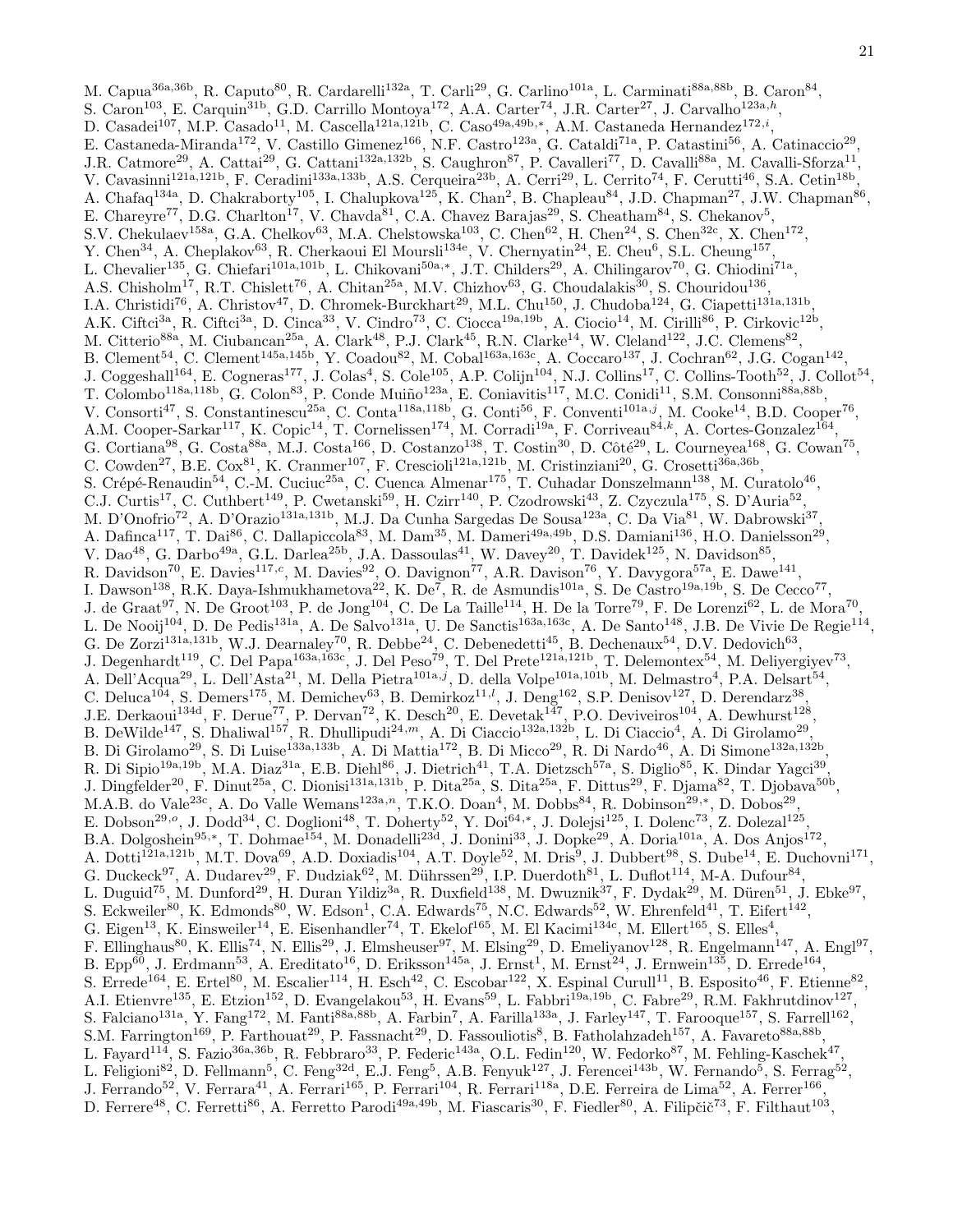M. Capua[36a,36b], R. Caputo[80], R. Cardarelli[132a], T. Carli[29], G. Carlino[101a], L. Carminati[88a,88b], B. Caron[84], S. Caron[103], E. Carquin[31b], G.D. Carrillo Montoya[172], A.A. Carter[74], J.R. Carter[27], J. Carvalho[123a,h], D. Casadei[107], M.P. Casado[11], M. Cascella[121a,121b], C. Caso[49a,49b,*], A.M. Castaneda Hernandez[172,i], E. Castaneda-Miranda[172], V. Castillo Gimenez[166], N.F. Castro[123a], G. Cataldi[71a], P. Catastini[56], A. Catinaccio[29], J.R. Catmore[29], A. Cattai[29], G. Cattani[132a,132b], S. Caughron[87], P. Cavalleri[77], D. Cavalli[88a], M. Cavalli-Sforza[11], V. Cavasinni[121a,121b], F. Ceradini[133a,133b], A.S. Cerqueira[23b], A. Cerri[29], L. Cerrito[74], F. Cerutti[46], S.A. Cetin[18b], A. Chafaq[134a], D. Chakraborty[105], I. Chalupkova[125], K. Chan[2], B. Chapleau[84], J.D. Chapman[27], J.W. Chapman[86], E. Chareyre[77], D.G. Charlton[17], V. Chavda[81], C.A. Chavez Barajas[29], S. Cheatham[84], S. Chekanov[5], S.V. Chekulaev[158a], G.A. Chelkov[63], M.A. Chelstowska[103], C. Chen[62], H. Chen[24], S. Chen[32c], X. Chen[172], Y. Chen[34], A. Cheplakov[63], R. Cherkaoui El Moursli[134e], V. Chernyatin[24], E. Cheu[6], S.L. Cheung[157], L. Chevalier[135], G. Chiefari[101a,101b], L. Chikovani[50a,*], J.T. Childers[29], A. Chilingarov[70], G. Chiodini[71a], A.S. Chisholm[17], R.T. Chislett[76], A. Chitan[25a], M.V. Chizhov[63], G. Choudalakis[30], S. Chouridou[136], I.A. Christidi[76], A. Christov[47], D. Chromek-Burckhart[29], M.L. Chu[150], J. Chudoba[124], G. Ciapetti[131a,131b], A.K. Ciftci[3a], R. Ciftci[3a], D. Cinca[33], V. Cindro[73], C. Ciocca[19a,19b], A. Ciocio[14], M. Cirilli[86], P. Cirkovic[12b], M. Citterio[88a], M. Ciubancan[25a], A. Clark[48], P.J. Clark[45], R.N. Clarke[14], W. Cleland[122], J.C. Clemens[82], B. Clement[54], C. Clement[145a,145b], Y. Coadou[82], M. Cobal[163a,163c], A. Coccaro[137], J. Cochran[62], J.G. Cogan[142], J. Coggeshall[164], E. Cogneras[177], J. Colas[4], S. Cole[105], A.P. Colijn[104], N.J. Collins[17], C. Collins-Tooth[52], J. Collot[54], T. Colombo[118a,118b], G. Colon[83], P. Conde Muiño[123a], E. Coniavitis[117], M.C. Conidi[11], S.M. Consonni[88a,88b], V. Consorti[47], S. Constantinescu[25a], C. Conta[118a,118b], G. Conti[56], F. Conventi[101a,j], M. Cooke[14], B.D. Cooper[76], A.M. Cooper-Sarkar[117], K. Copic[14], T. Cornelissen[174], M. Corradi[19a], F. Corriveau[84,k], A. Cortes-Gonzalez[164], G. Cortiana[98], G. Costa[88a], M.J. Costa[166], D. Costanzo[138], T. Costin[30], D. Côté[29], L. Courneyea[168], G. Cowan[75], C. Cowden[27], B.E. Cox[81], K. Cranmer[107], F. Crescioli[121a,121b], M. Cristinziani[20], G. Crosetti[36a,36b], S. Crépé-Renaudin[54], C.-M. Cuciuc[25a], C. Cuenca Almenar[175], T. Cuhadar Donszelmann[138], M. Curatolo[46], C.J. Curtis[17], C. Cuthbert[149], P. Cwetanski[59], H. Czirr[140], P. Czodrowski[43], Z. Czyczula[175], S. D'Auria[52], M. D'Onofrio[72], A. D'Orazio[131a,131b], M.J. Da Cunha Sargedas De Sousa[123a], C. Da Via[81], W. Dabrowski[37], A. Dafinca[117], T. Dai[86], C. Dallapiccola[83], M. Dam[35], M. Dameri[49a,49b], D.S. Damiani[136], H.O. Danielsson[29], V. Dao[48], G. Darbo[49a], G.L. Darlea[25b], J.A. Dassoulas[41], W. Davey[20], T. Davidek[125], N. Davidson[85], R. Davidson[70], E. Davies[117,c], M. Davies[92], O. Davignon[77], A.R. Davison[76], Y. Davygora[57a], E. Dawe[141], I. Dawson[138], R.K. Daya-Ishmukhametova[22], K. De[7], R. de Asmundis[101a], S. De Castro[19a,19b], S. De Cecco[77], J. de Graat[97], N. De Groot[103], P. de Jong[104], C. De La Taille[114], H. De la Torre[79], F. De Lorenzi[62], L. de Mora[70], L. De Nooij[104], D. De Pedis[131a], A. De Salvo[131a], U. De Sanctis[163a,163c], A. De Santo[148], J.B. De Vivie De Regie[114], G. De Zorzi[131a,131b], W.J. Dearnaley[70], R. Debbe[24], C. Debenedetti[45], B. Dechenaux[54], D.V. Dedovich[63], J. Degenhardt[119], C. Del Papa[163a,163c], J. Del Peso[79], T. Del Prete[121a,121b], T. Delemontex[54], M. Deliyergiyev[73], A. Dell'Acqua[29], L. Dell'Asta[21], M. Della Pietra[101a,j], D. della Volpe[101a,101b], M. Delmastro[4], P.A. Delsart[54], C. Deluca[104], S. Demers[175], M. Demichev[63], B. Demirkoz[11,l], J. Deng[162], S.P. Denisov[127], D. Derendarz[38], J.E. Derkaoui[134d], F. Derue[77], P. Dervan[72], K. Desch[20], E. Devetak[147], P.O. Deviveiros[104], A. Dewhurst[128], B. DeWilde[147], S. Dhaliwal[157], R. Dhullipudi[24,m], A. Di Ciaccio[132a,132b], L. Di Ciaccio[4], A. Di Girolamo[29], B. Di Girolamo[29], S. Di Luise[133a,133b], A. Di Mattia[172], B. Di Micco[29], R. Di Nardo[46], A. Di Simone[132a,132b], R. Di Sipio[19a,19b], M.A. Diaz[31a], E.B. Diehl[86], J. Dietrich[41], T.A. Dietzsch[57a], S. Diglio[85], K. Dindar Yagci[39], J. Dingfelder[20], F. Dinut[25a], C. Dionisi[131a,131b], P. Dita[25a], S. Dita[25a], F. Dittus[29], F. Djama[82], T. Djobava[50b], M.A.B. do Vale[23c], A. Do Valle Wemans[123a,n], T.K.O. Doan[4], M. Dobbs[84], R. Dobinson[29,*], D. Dobos[29], E. Dobson[29,o], J. Dodd[34], C. Doglioni[48], T. Doherty[52], Y. Doi[64,*], J. Dolejsi[125], I. Dolenc[73], Z. Dolezal[125], B.A. Dolgoshein[95,*], T. Dohmae[154], M. Donadelli[23d], J. Donini[33], J. Dopke[29], A. Doria[101a], A. Dos Anjos[172], A. Dotti[121a,121b], M.T. Dova[69], A.D. Doxiadis[104], A.T. Doyle[52], M. Dris[9], J. Dubbert[98], S. Dube[14], E. Duchovni[171], G. Duckeck[97], A. Dudarev[29], F. Dudziak[62], M. Dührssen[29], I.P. Duerdoth[81], L. Duflot[114], M-A. Dufour[84], L. Duguid[75], M. Dunford[29], H. Duran Yildiz[3a], R. Duxfield[138], M. Dwuznik[37], F. Dydak[29], M. Düren[51], J. Ebke[97], S. Eckweiler[80], K. Edmonds[80], W. Edson[1], C.A. Edwards[75], N.C. Edwards[52], W. Ehrenfeld[41], T. Eifert[142], G. Eigen[13], K. Einsweiler[14], E. Eisenhandler[74], T. Ekelof[165], M. El Kacimi[134c], M. Ellert[165], S. Elles[4], F. Ellinghaus[80], K. Ellis[74], N. Ellis[29], J. Elmsheuser[97], M. Elsing[29], D. Emeliyanov[128], R. Engelmann[147], A. Engl[97], B. Epp[60], J. Erdmann[53], A. Ereditato[16], D. Eriksson[145a], J. Ernst[1], M. Ernst[24], J. Ernwein[135], D. Errede[164], S. Errede[164], E. Ertel[80], M. Escalier[114], H. Esch[42], C. Escobar[122], X. Espinal Curull[11], B. Esposito[46], F. Etienne[82], A.I. Etienvre[135], E. Etzion[152], D. Evangelakou[53], H. Evans[59], L. Fabbri[19a,19b], C. Fabre[29], R.M. Fakhrutdinov[127], S. Falciano[131a], Y. Fang[172], M. Fanti[88a,88b], A. Farbin[7], A. Farilla[133a], J. Farley[147], T. Farooque[157], S. Farrell[162], S.M. Farrington[169], P. Farthouat[29], P. Fassnacht[29], D. Fassouliotis[8], B. Fatholahzadeh[157], A. Favareto[88a,88b], L. Fayard[114], S. Fazio[36a,36b], R. Febbraro[33], P. Federic[143a], O.L. Fedin[120], W. Fedorko[87], M. Fehling-Kaschek[47], L. Feligioni[82], D. Fellmann[5], C. Feng[32d], E.J. Feng[5], A.B. Fenyuk[127], J. Ferencei[143b], W. Fernando[5], S. Ferrag[52], J. Ferrando[52], V. Ferrara[41], A. Ferrari[165], P. Ferrari[104], R. Ferrari[118a], D.E. Ferreira de Lima[52], A. Ferrer[166], D. Ferrere[48], C. Ferretti[86], A. Ferretto Parodi[49a,49b], M. Fiascaris[30], F. Fiedler[80], A. Filipčič[73], F. Filthaut[103],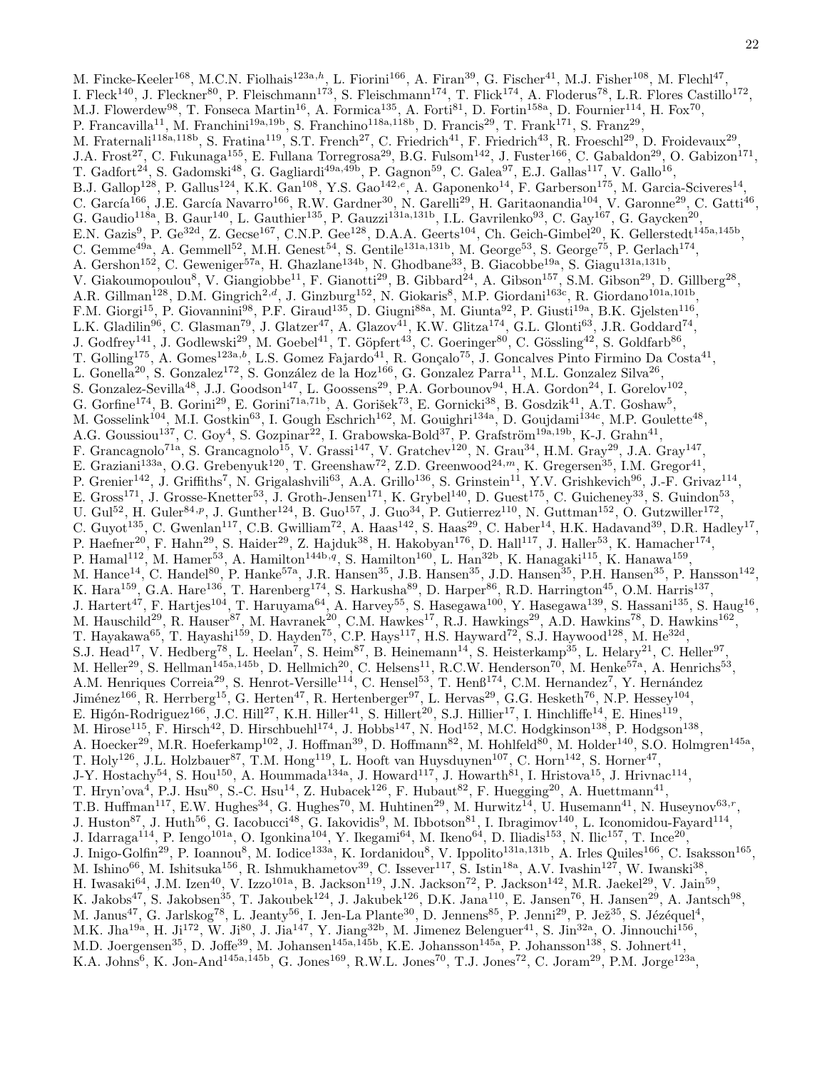M. Fincke-Keeler[168], M.C.N. Fiolhais[123a,h], L. Fiorini[166], A. Firan[39], G. Fischer[41], M.J. Fisher[108], M. Flechl[47], I. Fleck[140], J. Fleckner[80], P. Fleischmann[173], S. Fleischmann[174], T. Flick[174], A. Floderus[78], L.R. Flores Castillo[172], M.J. Flowerdew[98], T. Fonseca Martin[16], A. Formica[135], A. Forti[81], D. Fortin[158a], D. Fournier[114], H. Fox[70], P. Francavilla[11], M. Franchini[19a,19b], S. Franchino[118a,118b], D. Francis[29], T. Frank[171], S. Franz[29], M. Fraternali[118a,118b], S. Fratina[119], S.T. French[27], C. Friedrich[41], F. Friedrich[43], R. Froeschl[29], D. Froidevaux[29], J.A. Frost[27], C. Fukunaga[155], E. Fullana Torregrosa[29], B.G. Fulsom[142], J. Fuster[166], C. Gabaldon[29], O. Gabizon[171], T. Gadfort[24], S. Gadomski[48], G. Gagliardi[49a,49b], P. Gagnon[59], C. Galea[97], E.J. Gallas[117], V. Gallo[16], B.J. Gallop[128], P. Gallus[124], K.K. Gan[108], Y.S. Gao[142,e], A. Gaponenko[14], F. Garberson[175], M. Garcia-Sciveres[14], C. García[166], J.E. García Navarro[166], R.W. Gardner[30], N. Garelli[29], H. Garitaonandia[104], V. Garonne[29], C. Gatti[46], G. Gaudio[118a], B. Gaur[140], L. Gauthier[135], P. Gauzzi[131a,131b], I.L. Gavrilenko[93], C. Gay[167], G. Gaycken[20], E.N. Gazis[9], P. Ge[32d], Z. Gecse[167], C.N.P. Gee[128], D.A.A. Geerts[104], Ch. Geich-Gimbel[20], K. Gellerstedt[145a,145b], C. Gemme[49a], A. Gemmell[52], M.H. Genest[54], S. Gentile[131a,131b], M. George[53], S. George[75], P. Gerlach[174], A. Gershon[152], C. Geweniger[57a], H. Ghazlane[134b], N. Ghodbane[33], B. Giacobbe[19a], S. Giagu[131a,131b], V. Giakoumopoulou[8], V. Giangiobbe[11], F. Gianotti[29], B. Gibbard[24], A. Gibson[157], S.M. Gibson[29], D. Gillberg[28], A.R. Gillman[128], D.M. Gingrich[2,d], J. Ginzburg[152], N. Giokaris[8], M.P. Giordani[163c], R. Giordano[101a,101b], F.M. Giorgi[15], P. Giovannini[98], P.F. Giraud[135], D. Giugni[88a], M. Giunta[92], P. Giusti[19a], B.K. Gjelsten[116], L.K. Gladilin[96], C. Glasman[79], J. Glatzer[47], A. Glazov[41], K.W. Glitza[174], G.L. Glonti[63], J.R. Goddard[74], J. Godfrey[141], J. Godlewski[29], M. Goebel[41], T. Göpfert[43], C. Goeringer[80], C. Gössling[42], S. Goldfarb[86], T. Golling[175], A. Gomes[123a,b], L.S. Gomez Fajardo[41], R. Gonçalo[75], J. Goncalves Pinto Firmino Da Costa[41], L. Gonella[20], S. Gonzalez[172], S. González de la Hoz[166], G. Gonzalez Parra[11], M.L. Gonzalez Silva[26], S. Gonzalez-Sevilla[48], J.J. Goodson[147], L. Goossens[29], P.A. Gorbounov[94], H.A. Gordon[24], I. Gorelov[102], G. Gorfine[174], B. Gorini[29], E. Gorini[71a,71b], A. Gorišek[73], E. Gornicki[38], B. Gosdzik[41], A.T. Goshaw[5], M. Gosselink[104], M.I. Gostkin[63], I. Gough Eschrich[162], M. Gouighri[134a], D. Goujdami[134c], M.P. Goulette[48], A.G. Goussiou[137], C. Goy[4], S. Gozpinar[22], I. Grabowska-Bold[37], P. Grafström[19a,19b], K-J. Grahn[41], F. Grancagnolo[71a], S. Grancagnolo[15], V. Grassi[147], V. Gratchev[120], N. Grau[34], H.M. Gray[29], J.A. Gray[147], E. Graziani[133a], O.G. Grebenyuk[120], T. Greenshaw[72], Z.D. Greenwood[24,m], K. Gregersen[35], I.M. Gregor[41], P. Grenier[142], J. Griffiths[7], N. Grigalashvili[63], A.A. Grillo[136], S. Grinstein[11], Y.V. Grishkevich[96], J.-F. Grivaz[114], E. Gross[171], J. Grosse-Knetter[53], J. Groth-Jensen[171], K. Grybel[140], D. Guest[175], C. Guicheney[33], S. Guindon[53], U. Gul[52], H. Guler[84,p], J. Gunther[124], B. Guo[157], J. Guo[34], P. Gutierrez[110], N. Guttman[152], O. Gutzwiller[172], C. Guyot[135], C. Gwenlan[117], C.B. Gwilliam[72], A. Haas[142], S. Haas[29], C. Haber[14], H.K. Hadavand[39], D.R. Hadley[17], P. Haefner[20], F. Hahn[29], S. Haider[29], Z. Hajduk[38], H. Hakobyan[176], D. Hall[117], J. Haller[53], K. Hamacher[174], P. Hamal[112], M. Hamer[53], A. Hamilton[144b,q], S. Hamilton[160], L. Han[32b], K. Hanagaki[115], K. Hanawa[159], M. Hance[14], C. Handel[80], P. Hanke[57a], J.R. Hansen[35], J.B. Hansen[35], J.D. Hansen[35], P.H. Hansen[35], P. Hansson[142], K. Hara[159], G.A. Hare[136], T. Harenberg[174], S. Harkusha[89], D. Harper[86], R.D. Harrington[45], O.M. Harris[137], J. Hartert[47], F. Hartjes[104], T. Haruyama[64], A. Harvey[55], S. Hasegawa[100], Y. Hasegawa[139], S. Hassani[135], S. Haug[16], M. Hauschild[29], R. Hauser[87], M. Havranek[20], C.M. Hawkes[17], R.J. Hawkings[29], A.D. Hawkins[78], D. Hawkins[162], T. Hayakawa[65], T. Hayashi[159], D. Hayden[75], C.P. Hays[117], H.S. Hayward[72], S.J. Haywood[128], M. He[32d], S.J. Head[17], V. Hedberg[78], L. Heelan[7], S. Heim[87], B. Heinemann[14], S. Heisterkamp[35], L. Helary[21], C. Heller[97], M. Heller[29], S. Hellman[145a,145b], D. Hellmich[20], C. Helsens[11], R.C.W. Henderson[70], M. Henke[57a], A. Henrichs[53], A.M. Henriques Correia[29], S. Henrot-Versille[114], C. Hensel[53], T. Henß[174], C.M. Hernandez[7], Y. Hernández Jiménez[166], R. Herrberg[15], G. Herten[47], R. Hertenberger[97], L. Hervas[29], G.G. Hesketh[76], N.P. Hessey[104], E. Higón-Rodriguez[166], J.C. Hill[27], K.H. Hiller[41], S. Hillert[20], S.J. Hillier[17], I. Hinchliffe[14], E. Hines[119], M. Hirose[115], F. Hirsch[42], D. Hirschbuehl[174], J. Hobbs[147], N. Hod[152], M.C. Hodgkinson[138], P. Hodgson[138], A. Hoecker[29], M.R. Hoeferkamp[102], J. Hoffman[39], D. Hoffmann[82], M. Hohlfeld[80], M. Holder[140], S.O. Holmgren[145a], T. Holy[126], J.L. Holzbauer[87], T.M. Hong[119], L. Hooft van Huysduynen[107], C. Horn[142], S. Horner[47], J-Y. Hostachy[54], S. Hou[150], A. Hoummada[134a], J. Howard[117], J. Howarth[81], I. Hristova[15], J. Hrivnac[114], T. Hryn'ova[4], P.J. Hsu[80], S.-C. Hsu[14], Z. Hubacek[126], F. Hubaut[82], F. Huegging[20], A. Huettmann[41], T.B. Huffman[117], E.W. Hughes[34], G. Hughes[70], M. Huhtinen[29], M. Hurwitz[14], U. Husemann[41], N. Huseynov[63,r], J. Huston[87], J. Huth[56], G. Iacobucci[48], G. Iakovidis[9], M. Ibbotson[81], I. Ibragimov[140], L. Iconomidou-Fayard[114], J. Idarraga[114], P. Iengo[101a], O. Igonkina[104], Y. Ikegami[64], M. Ikeno[64], D. Iliadis[153], N. Ilic[157], T. Ince[20], J. Inigo-Golfin[29], P. Ioannou[8], M. Iodice[133a], K. Iordanidou[8], V. Ippolito[131a,131b], A. Irles Quiles[166], C. Isaksson[165], M. Ishino[66], M. Ishitsuka[156], R. Ishmukhametov[39], C. Issever[117], S. Istin[18a], A.V. Ivashin[127], W. Iwanski[38], H. Iwasaki[64], J.M. Izen[40], V. Izzo[101a], B. Jackson[119], J.N. Jackson[72], P. Jackson[142], M.R. Jaekel[29], V. Jain[59], K. Jakobs[47], S. Jakobsen[35], T. Jakoubek[124], J. Jakubek[126], D.K. Jana[110], E. Jansen[76], H. Jansen[29], A. Jantsch[98], M. Janus[47], G. Jarlskog[78], L. Jeanty[56], I. Jen-La Plante[30], D. Jennens[85], P. Jenni[29], P. Jež[35], S. Jézéquel[4], M.K. Jha[19a], H. Ji[172], W. Ji[80], J. Jia[147], Y. Jiang[32b], M. Jimenez Belenguer[41], S. Jin[32a], O. Jinnouchi[156], M.D. Joergensen[35], D. Joffe[39], M. Johansen[145a,145b], K.E. Johansson[145a], P. Johansson[138], S. Johnert[41], K.A. Johns[6], K. Jon-And[145a,145b], G. Jones[169], R.W.L. Jones[70], T.J. Jones[72], C. Joram[29], P.M. Jorge[123a],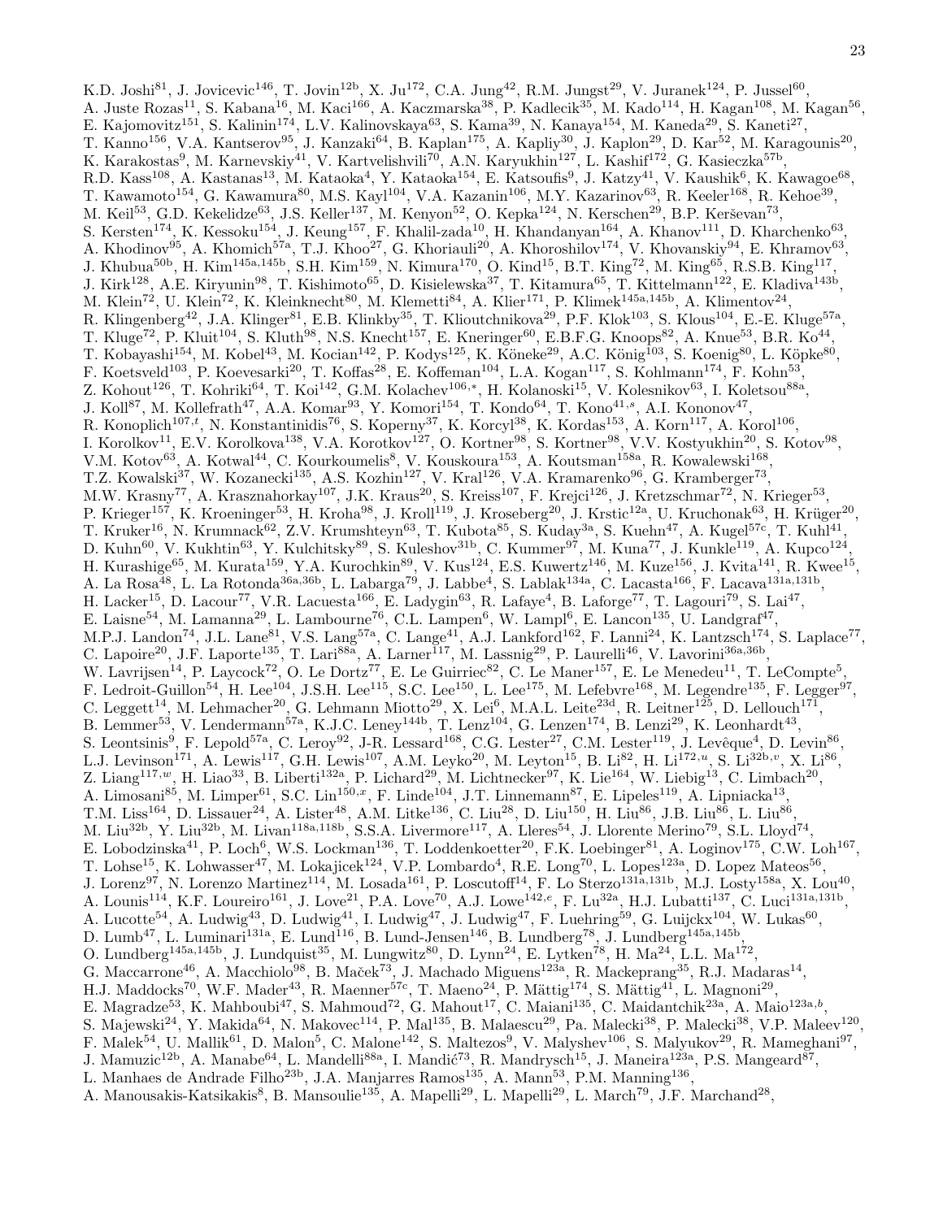K.D. Joshi[81], J. Jovicevic[146], T. Jovin[12b], X. Ju[172], C.A. Jung[42], R.M. Jungst[29], V. Juranek[124], P. Jussel[60], A. Juste Rozas[11], S. Kabana[16], M. Kaci[166], A. Kaczmarska[38], P. Kadlecik[35], M. Kado[114], H. Kagan[108], M. Kagan[56], E. Kajomovitz[151], S. Kalinin[174], L.V. Kalinovskaya[63], S. Kama[39], N. Kanaya[154], M. Kaneda[29], S. Kaneti[27], T. Kanno[156], V.A. Kantserov[95], J. Kanzaki[64], B. Kaplan[175], A. Kapliy[30], J. Kaplon[29], D. Kar[52], M. Karagounis[20], K. Karakostas[9], M. Karnevskiy[41], V. Kartvelishvili[70], A.N. Karyukhin[127], L. Kashif[172], G. Kasieczka[57b], R.D. Kass[108], A. Kastanas[13], M. Kataoka[4], Y. Kataoka[154], E. Katsoufis[9], J. Katzy[41], V. Kaushik[6], K. Kawagoe[68], T. Kawamoto[154], G. Kawamura[80], M.S. Kayl[104], V.A. Kazanin[106], M.Y. Kazarinov[63], R. Keeler[168], R. Kehoe[39], M. Keil[53], G.D. Kekelidze[63], J.S. Keller[137], M. Kenyon[52], O. Kepka[124], N. Kerschen[29], B.P. Kerševan[73], S. Kersten[174], K. Kessoku[154], J. Keung[157], F. Khalil-zada[10], H. Khandanyan[164], A. Khanov[111], D. Kharchenko[63], A. Khodinov[95], A. Khomich[57a], T.J. Khoo[27], G. Khoriauli[20], A. Khoroshilov[174], V. Khovanskiy[94], E. Khramov[63], J. Khubua[50b], H. Kim[145a,145b], S.H. Kim[159], N. Kimura[170], O. Kind[15], B.T. King[72], M. King[65], R.S.B. King[117], J. Kirk[128], A.E. Kiryunin[98], T. Kishimoto[65], D. Kisielewska[37], T. Kitamura[65], T. Kittelmann[122], E. Kladiva[143b], M. Klein[72], U. Klein[72], K. Kleinknecht[80], M. Klemetti[84], A. Klier[171], P. Klimek[145a,145b], A. Klimentov[24], R. Klingenberg[42], J.A. Klinger[81], E.B. Klinkby[35], T. Klioutchnikova[29], P.F. Klok[103], S. Klous[104], E.-E. Kluge[57a], T. Kluge[72], P. Kluit[104], S. Kluth[98], N.S. Knecht[157], E. Kneringer[60], E.B.F.G. Knoops[82], A. Knue[53], B.R. Ko[44], T. Kobayashi[154], M. Kobel[43], M. Kocian[142], P. Kodys[125], K. Köneke[29], A.C. König[103], S. Koenig[80], L. Köpke[80], F. Koetsveld[103], P. Koevesarki[20], T. Koffas[28], E. Koffeman[104], L.A. Kogan[117], S. Kohlmann[174], F. Kohn[53], Z. Kohout[126], T. Kohriki[64], T. Koi[142], G.M. Kolachev[106,*], H. Kolanoski[15], V. Kolesnikov[63], I. Koletsou[88a], J. Koll[87], M. Kollefrath[47], A.A. Komar[93], Y. Komori[154], T. Kondo[64], T. Kono[41,s], A.I. Kononov[47], R. Konoplich[107,t], N. Konstantinidis[76], S. Koperny[37], K. Korcyl[38], K. Kordas[153], A. Korn[117], A. Korol[106], I. Korolkov[11], E.V. Korolkova[138], V.A. Korotkov[127], O. Kortner[98], S. Kortner[98], V.V. Kostyukhin[20], S. Kotov[98], V.M. Kotov[63], A. Kotwal[44], C. Kourkoumelis[8], V. Kouskoura[153], A. Koutsman[158a], R. Kowalewski[168], T.Z. Kowalski[37], W. Kozanecki[135], A.S. Kozhin[127], V. Kral[126], V.A. Kramarenko[96], G. Kramberger[73], M.W. Krasny[77], A. Krasznahorkay[107], J.K. Kraus[20], S. Kreiss[107], F. Krejci[126], J. Kretzschmar[72], N. Krieger[53], P. Krieger[157], K. Kroeninger[53], H. Kroha[98], J. Kroll[119], J. Kroseberg[20], J. Krstic[12a], U. Kruchonak[63], H. Krüger[20], T. Kruker[16], N. Krumnack[62], Z.V. Krumshteyn[63], T. Kubota[85], S. Kuday[3a], S. Kuehn[47], A. Kugel[57c], T. Kuhl[41], D. Kuhn[60], V. Kukhtin[63], Y. Kulchitsky[89], S. Kuleshov[31b], C. Kummer[97], M. Kuna[77], J. Kunkle[119], A. Kupco[124], H. Kurashige[65], M. Kurata[159], Y.A. Kurochkin[89], V. Kus[124], E.S. Kuwertz[146], M. Kuze[156], J. Kvita[141], R. Kwee[15], A. La Rosa[48], L. La Rotonda[36a,36b], L. Labarga[79], J. Labbe[4], S. Lablak[134a], C. Lacasta[166], F. Lacava[131a,131b], H. Lacker[15], D. Lacour[77], V.R. Lacuesta[166], E. Ladygin[63], R. Lafaye[4], B. Laforge[77], T. Lagouri[79], S. Lai[47], E. Laisne[54], M. Lamanna[29], L. Lambourne[76], C.L. Lampen[6], W. Lampl[6], E. Lancon[135], U. Landgraf[47], M.P.J. Landon[74], J.L. Lane[81], V.S. Lang[57a], C. Lange[41], A.J. Lankford[162], F. Lanni[24], K. Lantzsch[174], S. Laplace[77], C. Lapoire[20], J.F. Laporte[135], T. Lari[88a], A. Larner[117], M. Lassnig[29], P. Laurelli[46], V. Lavorini[36a,36b], W. Lavrijsen[14], P. Laycock[72], O. Le Dortz[77], E. Le Guirriec[82], C. Le Maner[157], E. Le Menedeu[11], T. LeCompte[5], F. Ledroit-Guillon[54], H. Lee[104], J.S.H. Lee[115], S.C. Lee[150], L. Lee[175], M. Lefebvre[168], M. Legendre[135], F. Legger[97], C. Leggett[14], M. Lehmacher[20], G. Lehmann Miotto[29], X. Lei[6], M.A.L. Leite[23d], R. Leitner[125], D. Lellouch[171], B. Lemmer[53], V. Lendermann[57a], K.J.C. Leney[144b], T. Lenz[104], G. Lenzen[174], B. Lenzi[29], K. Leonhardt[43], S. Leontsinis[9], F. Lepold[57a], C. Leroy[92], J-R. Lessard[168], C.G. Lester[27], C.M. Lester[119], J. Levêque[4], D. Levin[86], L.J. Levinson[171], A. Lewis[117], G.H. Lewis[107], A.M. Leyko[20], M. Leyton[15], B. Li[82], H. Li[172,u], S. Li[32b,v], X. Li[86], Z. Liang[117,w], H. Liao[33], B. Liberti[132a], P. Lichard[29], M. Lichtnecker[97], K. Lie[164], W. Liebig[13], C. Limbach[20], A. Limosani[85], M. Limper[61], S.C. Lin[150,x], F. Linde[104], J.T. Linnemann[87], E. Lipeles[119], A. Lipniacka[13], T.M. Liss[164], D. Lissauer[24], A. Lister[48], A.M. Litke[136], C. Liu[28], D. Liu[150], H. Liu[86], J.B. Liu[86], L. Liu[86], M. Liu[32b], Y. Liu[32b], M. Livan[118a,118b], S.S.A. Livermore[117], A. Lleres[54], J. Llorente Merino[79], S.L. Lloyd[74], E. Lobodzinska[41], P. Loch[6], W.S. Lockman[136], T. Loddenkoetter[20], F.K. Loebinger[81], A. Loginov[175], C.W. Loh[167], T. Lohse[15], K. Lohwasser[47], M. Lokajicek[124], V.P. Lombardo[4], R.E. Long[70], L. Lopes[123a], D. Lopez Mateos[56], J. Lorenz[97], N. Lorenzo Martinez[114], M. Losada[161], P. Loscutoff[14], F. Lo Sterzo[131a,131b], M.J. Losty[158a], X. Lou[40], A. Lounis[114], K.F. Loureiro[161], J. Love[21], P.A. Love[70], A.J. Lowe[142,e], F. Lu[32a], H.J. Lubatti[137], C. Luci[131a,131b], A. Lucotte[54], A. Ludwig[43], D. Ludwig[41], I. Ludwig[47], J. Ludwig[47], F. Luehring[59], G. Luijckx[104], W. Lukas[60], D. Lumb[47], L. Luminari[131a], E. Lund[116], B. Lund-Jensen[146], B. Lundberg[78], J. Lundberg[145a,145b], O. Lundberg[145a,145b], J. Lundquist[35], M. Lungwitz[80], D. Lynn[24], E. Lytken[78], H. Ma[24], L.L. Ma[172], G. Maccarrone[46], A. Macchiolo[98], B. Maček[73], J. Machado Miguens[123a], R. Mackeprang[35], R.J. Madaras[14], H.J. Maddocks[70], W.F. Mader[43], R. Maenner[57c], T. Maeno[24], P. Mättig[174], S. Mättig[41], L. Magnoni[29], E. Magradze[53], K. Mahboubi[47], S. Mahmoud[72], G. Mahout[17], C. Maiani[135], C. Maidantchik[23a], A. Maio[123a,b], S. Majewski[24], Y. Makida[64], N. Makovec[114], P. Mal[135], B. Malaescu[29], Pa. Malecki[38], P. Malecki[38], V.P. Maleev[120], F. Malek[54], U. Mallik[61], D. Malon[5], C. Malone[142], S. Maltezos[9], V. Malyshev[106], S. Malyukov[29], R. Mameghani[97], J. Mamuzic[12b], A. Manabe[64], L. Mandelli[88a], I. Mandić[73], R. Mandrysch[15], J. Maneira[123a], P.S. Mangeard[87], L. Manhaes de Andrade Filho[23b], J.A. Manjarres Ramos[135], A. Mann[53], P.M. Manning[136], A. Manousakis-Katsikakis[8], B. Mansoulie[135], A. Mapelli[29], L. Mapelli[29], L. March[79], J.F. Marchand[28],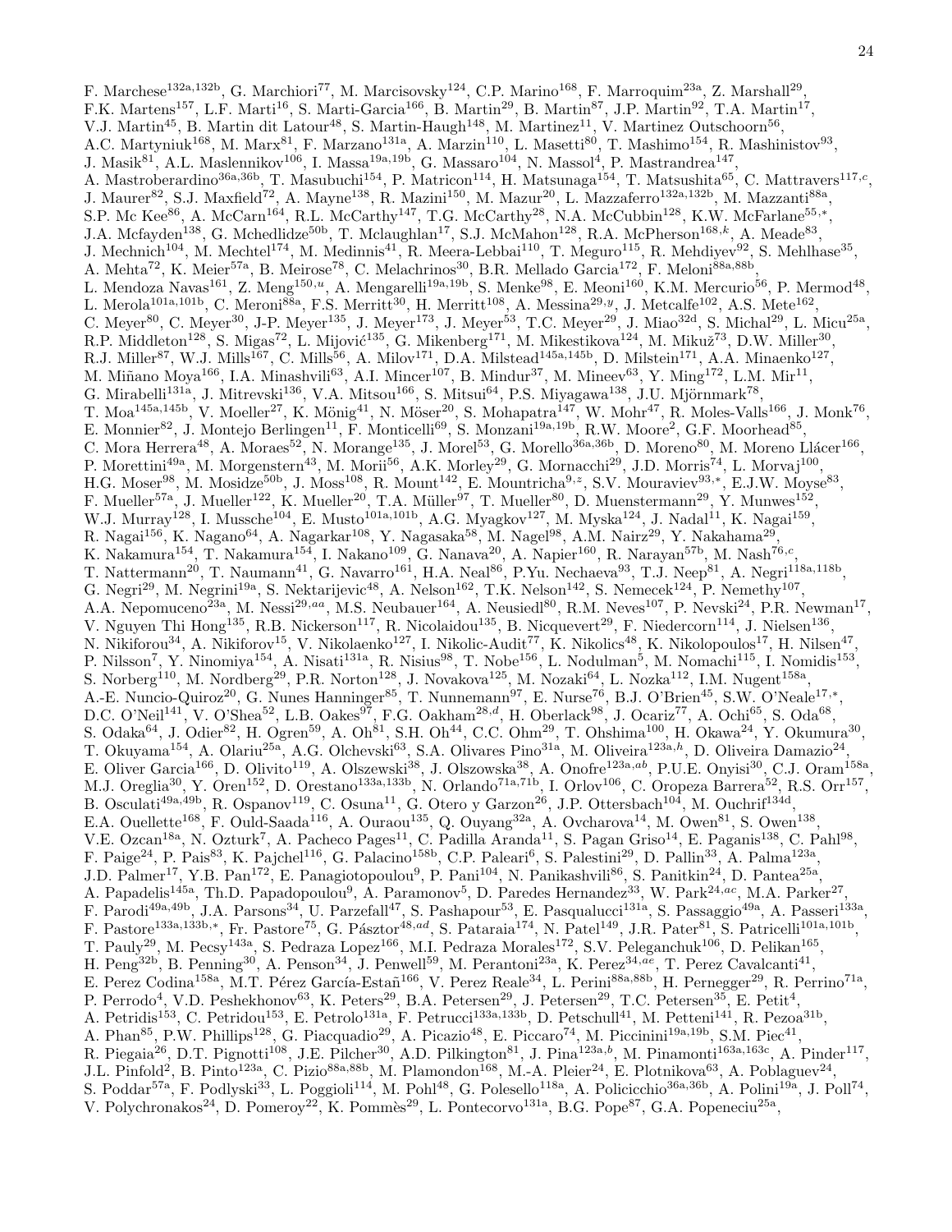F. Marchese[132a,132b], G. Marchiori[77], M. Marcisovsky[124], C.P. Marino[168], F. Marroquim[23a], Z. Marshall[29], F.K. Martens[157], L.F. Marti[16], S. Marti-Garcia[166], B. Martin[29], B. Martin[87], J.P. Martin[92], T.A. Martin[17], V.J. Martin[45], B. Martin dit Latour[48], S. Martin-Haugh[148], M. Martinez[11], V. Martinez Outschoorn[56], A.C. Martyniuk[168], M. Marx[81], F. Marzano[131a], A. Marzin[110], L. Masetti[80], T. Mashimo[154], R. Mashinistov[93], J. Masik[81], A.L. Maslennikov[106], I. Massa[19a,19b], G. Massaro[104], N. Massol[4], P. Mastrandrea[147], A. Mastroberardino[36a,36b], T. Masubuchi[154], P. Matricon[114], H. Matsunaga[154], T. Matsushita[65], C. Mattravers[117,c], J. Maurer[82], S.J. Maxfield[72], A. Mayne[138], R. Mazini[150], M. Mazur[20], L. Mazzaferro[132a,132b], M. Mazzanti[88a], S.P. Mc Kee[86], A. McCarn[164], R.L. McCarthy[147], T.G. McCarthy[28], N.A. McCubbin[128], K.W. McFarlane[55,*], J.A. Mcfayden[138], G. Mchedlidze[50b], T. Mclaughlan[17], S.J. McMahon[128], R.A. McPherson[168,k], A. Meade[83], J. Mechnich[104], M. Mechtel[174], M. Medinnis[41], R. Meera-Lebbai[110], T. Meguro[115], R. Mehdiyev[92], S. Mehlhase[35], A. Mehta[72], K. Meier[57a], B. Meirose[78], C. Melachrinos[30], B.R. Mellado Garcia[172], F. Meloni[88a,88b], L. Mendoza Navas[161], Z. Meng[150,u], A. Mengarelli[19a,19b], S. Menke[98], E. Meoni[160], K.M. Mercurio[56], P. Mermod[48], L. Merola[101a,101b], C. Meroni[88a], F.S. Merritt[30], H. Merritt[108], A. Messina[29,y], J. Metcalfe[102], A.S. Mete[162], C. Meyer[80], C. Meyer[30], J-P. Meyer[135], J. Meyer[173], J. Meyer[53], T.C. Meyer[29], J. Miao[32d], S. Michal[29], L. Micu[25a], R.P. Middleton[128], S. Migas[72], L. Mijović[135], G. Mikenberg[171], M. Mikestikova[124], M. Mikuž[73], D.W. Miller[30], R.J. Miller[87], W.J. Mills[167], C. Mills[56], A. Milov[171], D.A. Milstead[145a,145b], D. Milstein[171], A.A. Minaenko[127], M. Miñano Moya[166], I.A. Minashvili[63], A.I. Mincer[107], B. Mindur[37], M. Mineev[63], Y. Ming[172], L.M. Mir[11], G. Mirabelli[131a], J. Mitrevski[136], V.A. Mitsou[166], S. Mitsui[64], P.S. Miyagawa[138], J.U. Mjörnmark[78], T. Moa[145a,145b], V. Moeller[27], K. Mönig[41], N. Möser[20], S. Mohapatra[147], W. Mohr[47], R. Moles-Valls[166], J. Monk[76], E. Monnier[82], J. Montejo Berlingen[11], F. Monticelli[69], S. Monzani[19a,19b], R.W. Moore[2], G.F. Moorhead[85], C. Mora Herrera[48], A. Moraes[52], N. Morange[135], J. Morel[53], G. Morello[36a,36b], D. Moreno[80], M. Moreno Llácer[166], P. Morettini[49a], M. Morgenstern[43], M. Morii[56], A.K. Morley[29], G. Mornacchi[29], J.D. Morris[74], L. Morvaj[100], H.G. Moser[98], M. Mosidze[50b], J. Moss[108], R. Mount[142], E. Mountricha[9,z], S.V. Mouraviev[93,*], E.J.W. Moyse[83], F. Mueller[57a], J. Mueller[122], K. Mueller[20], T.A. Müller[97], T. Mueller[80], D. Muenstermann[29], Y. Munwes[152], W.J. Murray[128], I. Mussche[104], E. Musto[101a,101b], A.G. Myagkov[127], M. Myska[124], J. Nadal[11], K. Nagai[159], R. Nagai[156], K. Nagano[64], A. Nagarkar[108], Y. Nagasaka[58], M. Nagel[98], A.M. Nairz[29], Y. Nakahama[29], K. Nakamura[154], T. Nakamura[154], I. Nakano[109], G. Nanava[20], A. Napier[160], R. Narayan[57b], M. Nash[76,c], T. Nattermann[20], T. Naumann[41], G. Navarro[161], H.A. Neal[86], P.Yu. Nechaeva[93], T.J. Neep[81], A. Negri[118a,118b], G. Negri[29], M. Negrini[19a], S. Nektarijevic[48], A. Nelson[162], T.K. Nelson[142], S. Nemecek[124], P. Nemethy[107], A.A. Nepomuceno[23a], M. Nessi[29,aa], M.S. Neubauer[164], A. Neusiedl[80], R.M. Neves[107], P. Nevski[24], P.R. Newman[17], V. Nguyen Thi Hong[135], R.B. Nickerson[117], R. Nicolaidou[135], B. Nicquevert[29], F. Niedercorn[114], J. Nielsen[136], N. Nikiforou[34], A. Nikiforov[15], V. Nikolaenko[127], I. Nikolic-Audit[77], K. Nikolics[48], K. Nikolopoulos[17], H. Nilsen[47], P. Nilsson[7], Y. Ninomiya[154], A. Nisati[131a], R. Nisius[98], T. Nobe[156], L. Nodulman[5], M. Nomachi[115], I. Nomidis[153], S. Norberg[110], M. Nordberg[29], P.R. Norton[128], J. Novakova[125], M. Nozaki[64], L. Nozka[112], I.M. Nugent[158a], A.-E. Nuncio-Quiroz[20], G. Nunes Hanninger[85], T. Nunnemann[97], E. Nurse[76], B.J. O'Brien[45], S.W. O'Neale[17,*], D.C. O'Neil[141], V. O'Shea[52], L.B. Oakes[97], F.G. Oakham[28,d], H. Oberlack[98], J. Ocariz[77], A. Ochi[65], S. Oda[68], S. Odaka[64], J. Odier[82], H. Ogren[59], A. Oh[81], S.H. Oh[44], C.C. Ohm[29], T. Ohshima[100], H. Okawa[24], Y. Okumura[30], T. Okuyama[154], A. Olariu[25a], A.G. Olchevski[63], S.A. Olivares Pino[31a], M. Oliveira[123a,h], D. Oliveira Damazio[24], E. Oliver Garcia[166], D. Olivito[119], A. Olszewski[38], J. Olszowska[38], A. Onofre[123a,ab], P.U.E. Onyisi[30], C.J. Oram[158a], M.J. Oreglia[30], Y. Oren[152], D. Orestano[133a,133b], N. Orlando[71a,71b], I. Orlov[106], C. Oropeza Barrera[52], R.S. Orr[157], B. Osculati[49a,49b], R. Ospanov[119], C. Osuna[11], G. Otero y Garzon[26], J.P. Ottersbach[104], M. Ouchrif[134d], E.A. Ouellette[168], F. Ould-Saada[116], A. Ouraou[135], Q. Ouyang[32a], A. Ovcharova[14], M. Owen[81], S. Owen[138], V.E. Ozcan[18a], N. Ozturk[7], A. Pacheco Pages[11], C. Padilla Aranda[11], S. Pagan Griso[14], E. Paganis[138], C. Pahl[98], F. Paige[24], P. Pais[83], K. Pajchel[116], G. Palacino[158b], C.P. Paleari[6], S. Palestini[29], D. Pallin[33], A. Palma[123a], J.D. Palmer[17], Y.B. Pan[172], E. Panagiotopoulou[9], P. Pani[104], N. Panikashvili[86], S. Panitkin[24], D. Pantea[25a], A. Papadelis[145a], Th.D. Papadopoulou[9], A. Paramonov[5], D. Paredes Hernandez[33], W. Park[24,ac], M.A. Parker[27], F. Parodi[49a,49b], J.A. Parsons[34], U. Parzefall[47], S. Pashapour[53], E. Pasqualucci[131a], S. Passaggio[49a], A. Passeri[133a], F. Pastore[133a,133b,*], Fr. Pastore[75], G. Pásztor[48,ad], S. Pataraia[174], N. Patel[149], J.R. Pater[81], S. Patricelli[101a,101b], T. Pauly[29], M. Pecsy[143a], S. Pedraza Lopez[166], M.I. Pedraza Morales[172], S.V. Peleganchuk[106], D. Pelikan[165], H. Peng[32b], B. Penning[30], A. Penson[34], J. Penwell[59], M. Perantoni[23a], K. Perez[34,ae], T. Perez Cavalcanti[41], E. Perez Codina[158a], M.T. Pérez García-Estañ[166], V. Perez Reale[34], L. Perini[88a,88b], H. Pernegger[29], R. Perrino[71a], P. Perrodo[4], V.D. Peshekhonov[63], K. Peters[29], B.A. Petersen[29], J. Petersen[29], T.C. Petersen[35], E. Petit[4], A. Petridis[153], C. Petridou[153], E. Petrolo[131a], F. Petrucci[133a,133b], D. Petschull[41], M. Petteni[141], R. Pezoa[31b], A. Phan[85], P.W. Phillips[128], G. Piacquadio[29], A. Picazio[48], E. Piccaro[74], M. Piccinini[19a,19b], S.M. Piec[41], R. Piegaia[26], D.T. Pignotti[108], J.E. Pilcher[30], A.D. Pilkington[81], J. Pina[123a,b], M. Pinamonti[163a,163c], A. Pinder[117], J.L. Pinfold[2], B. Pinto[123a], C. Pizio[88a,88b], M. Plamondon[168], M.-A. Pleier[24], E. Plotnikova[63], A. Poblaguev[24], S. Poddar[57a], F. Podlyski[33], L. Poggioli[114], M. Pohl[48], G. Polesello[118a], A. Policicchio[36a,36b], A. Polini[19a], J. Poll[74], V. Polychronakos[24], D. Pomeroy[22], K. Pommès[29], L. Pontecorvo[131a], B.G. Pope[87], G.A. Popeneciu[25a],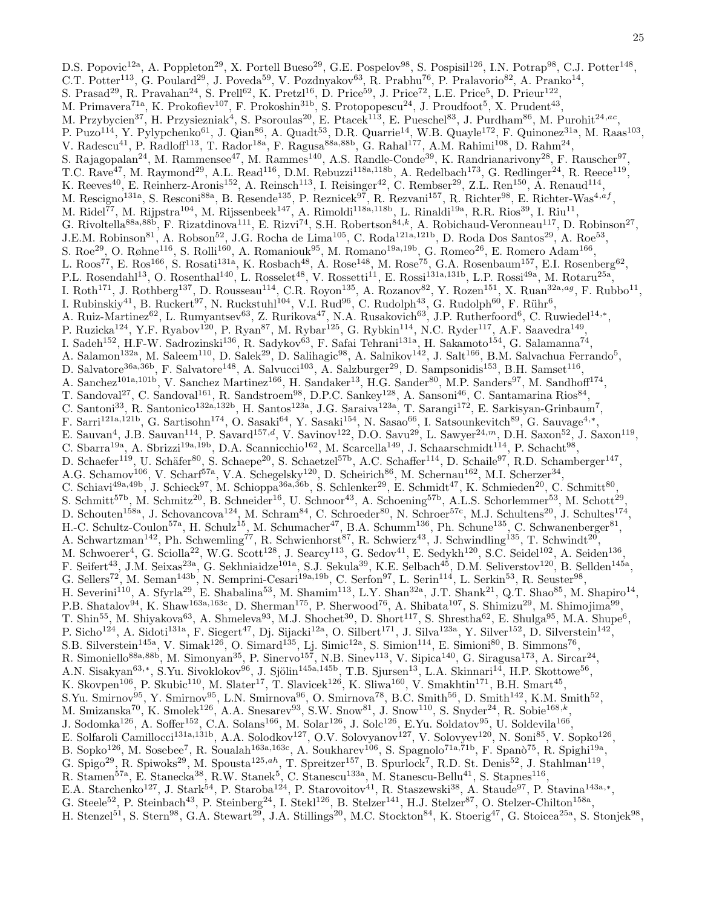D.S. Popovic[12a], A. Poppleton[29], X. Portell Bueso[29], G.E. Pospelov[98], S. Pospisil[126], I.N. Potrap[98], C.J. Potter[148], C.T. Potter[113], G. Poulard[29], J. Poveda[59], V. Pozdnyakov[63], R. Prabhu[76], P. Pralavorio[82], A. Pranko[14], S. Prasad[29], R. Pravahan[24], S. Prell[62], K. Pretzl[16], D. Price[59], J. Price[72], L.E. Price[5], D. Prieur[122], M. Primavera[71a], K. Prokofiev[107], F. Prokoshin[31b], S. Protopopescu[24], J. Proudfoot[5], X. Prudent[43], M. Przybycien[37], H. Przysiezniak[4], S. Psoroulas[20], E. Ptacek[113], E. Pueschel[83], J. Purdham[86], M. Purohit[24,ac], P. Puzo[114], Y. Pylypchenko[61], J. Qian[86], A. Quadt[53], D.R. Quarrie[14], W.B. Quayle[172], F. Quinonez[31a], M. Raas[103], V. Radescu[41], P. Radloff[113], T. Rador[18a], F. Ragusa[88a,88b], G. Rahal[177], A.M. Rahimi[108], D. Rahm[24], S. Rajagopalan[24], M. Rammensee[47], M. Rammes[140], A.S. Randle-Conde[39], K. Randrianarivony[28], F. Rauscher[97], T.C. Rave[47], M. Raymond[29], A.L. Read[116], D.M. Rebuzzi[118a,118b], A. Redelbach[173], G. Redlinger[24], R. Reece[119], K. Reeves[40], E. Reinherz-Aronis[152], A. Reinsch[113], I. Reisinger[42], C. Rembser[29], Z.L. Ren[150], A. Renaud[114], M. Rescigno[131a], S. Resconi[88a], B. Resende[135], P. Reznicek[97], R. Rezvani[157], R. Richter[98], E. Richter-Was[4,af], M. Ridel[77], M. Rijpstra[104], M. Rijssenbeek[147], A. Rimoldi[118a,118b], L. Rinaldi[19a], R.R. Rios[39], I. Riu[11], G. Rivoltella[88a,88b], F. Rizatdinova[111], E. Rizvi[74], S.H. Robertson[84,k], A. Robichaud-Veronneau[117], D. Robinson[27], J.E.M. Robinson[81], A. Robson[52], J.G. Rocha de Lima[105], C. Roda[121a,121b], D. Roda Dos Santos[29], A. Roe[53], S. Roe[29], O. Røhne[116], S. Rolli[160], A. Romaniouk[95], M. Romano[19a,19b], G. Romeo[26], E. Romero Adam[166], L. Roos[77], E. Ros[166], S. Rosati[131a], K. Rosbach[48], A. Rose[148], M. Rose[75], G.A. Rosenbaum[157], E.I. Rosenberg[62], P.L. Rosendahl[13], O. Rosenthal[140], L. Rosselet[48], V. Rossetti[11], E. Rossi[131a,131b], L.P. Rossi[49a], M. Rotaru[25a], I. Roth[171], J. Rothberg[137], D. Rousseau[114], C.R. Royon[135], A. Rozanov[82], Y. Rozen[151], X. Ruan[32a,ag], F. Rubbo[11], I. Rubinskiy[41], B. Ruckert[97], N. Ruckstuhl[104], V.I. Rud[96], C. Rudolph[43], G. Rudolph[60], F. Rühr[6], A. Ruiz-Martinez[62], L. Rumyantsev[63], Z. Rurikova[47], N.A. Rusakovich[63], J.P. Rutherfoord[6], C. Ruwiedel[14,*], P. Ruzicka[124], Y.F. Ryabov[120], P. Ryan[87], M. Rybar[125], G. Rybkin[114], N.C. Ryder[117], A.F. Saavedra[149], I. Sadeh[152], H.F-W. Sadrozinski[136], R. Sadykov[63], F. Safai Tehrani[131a], H. Sakamoto[154], G. Salamanna[74], A. Salamon[132a], M. Saleem[110], D. Salek[29], D. Salihagic[98], A. Salnikov[142], J. Salt[166], B.M. Salvachua Ferrando[5], D. Salvatore[36a,36b], F. Salvatore[148], A. Salvucci[103], A. Salzburger[29], D. Sampsonidis[153], B.H. Samset[116], A. Sanchez[101a,101b], V. Sanchez Martinez[166], H. Sandaker[13], H.G. Sander[80], M.P. Sanders[97], M. Sandhoff[174], T. Sandoval[27], C. Sandoval[161], R. Sandstroem[98], D.P.C. Sankey[128], A. Sansoni[46], C. Santamarina Rios[84], C. Santoni[33], R. Santonico[132a,132b], H. Santos[123a], J.G. Saraiva[123a], T. Sarangi[172], E. Sarkisyan-Grinbaum[7], F. Sarri[121a,121b], G. Sartisohn[174], O. Sasaki[64], Y. Sasaki[154], N. Sasao[66], I. Satsounkevitch[89], G. Sauvage[4,*], E. Sauvan[4], J.B. Sauvan[114], P. Savard[157,d], V. Savinov[122], D.O. Savu[29], L. Sawyer[24,m], D.H. Saxon[52], J. Saxon[119], C. Sbarra[19a], A. Sbrizzi[19a,19b], D.A. Scannicchio[162], M. Scarcella[149], J. Schaarschmidt[114], P. Schacht[98], D. Schaefer[119], U. Schäfer[80], S. Schaepe[20], S. Schaetzel[57b], A.C. Schaffer[114], D. Schaile[97], R.D. Schamberger[147], A.G. Schamov[106], V. Scharf[57a], V.A. Schegelsky[120], D. Scheirich[86], M. Schernau[162], M.I. Scherzer[34], C. Schiavi[49a,49b], J. Schieck[97], M. Schioppa[36a,36b], S. Schlenker[29], E. Schmidt[47], K. Schmieden[20], C. Schmitt[80], S. Schmitt[57b], M. Schmitz[20], B. Schneider[16], U. Schnoor[43], A. Schoening[57b], A.L.S. Schorlemmer[53], M. Schott[29], D. Schouten[158a], J. Schovancova[124], M. Schram[84], C. Schroeder[80], N. Schroer[57c], M.J. Schultens[20], J. Schultes[174], H.-C. Schultz-Coulon[57a], H. Schulz[15], M. Schumacher[47], B.A. Schumm[136], Ph. Schune[135], C. Schwanenberger[81], A. Schwartzman[142], Ph. Schwemling[77], R. Schwienhorst[87], R. Schwierz[43], J. Schwindling[135], T. Schwindt[20], M. Schwoerer[4], G. Sciolla[22], W.G. Scott[128], J. Searcy[113], G. Sedov[41], E. Sedykh[120], S.C. Seidel[102], A. Seiden[136], F. Seifert[43], J.M. Seixas[23a], G. Sekhniaidze[101a], S.J. Sekula[39], K.E. Selbach[45], D.M. Seliverstov[120], B. Sellden[145a], G. Sellers[72], M. Seman[143b], N. Semprini-Cesari[19a,19b], C. Serfon[97], L. Serin[114], L. Serkin[53], R. Seuster[98], H. Severini[110], A. Sfyrla[29], E. Shabalina[53], M. Shamim[113], L.Y. Shan[32a], J.T. Shank[21], Q.T. Shao[85], M. Shapiro[14], P.B. Shatalov[94], K. Shaw[163a,163c], D. Sherman[175], P. Sherwood[76], A. Shibata[107], S. Shimizu[29], M. Shimojima[99], T. Shin[55], M. Shiyakova[63], A. Shmeleva[93], M.J. Shochet[30], D. Short[117], S. Shrestha[62], E. Shulga[95], M.A. Shupe[6], P. Sicho[124], A. Sidoti[131a], F. Siegert[47], Dj. Sijacki[12a], O. Silbert[171], J. Silva[123a], Y. Silver[152], D. Silverstein[142], S.B. Silverstein[145a], V. Simak[126], O. Simard[135], Lj. Simic[12a], S. Simion[114], E. Simioni[80], B. Simmons[76], R. Simoniello[88a,88b], M. Simonyan[35], P. Sinervo[157], N.B. Sinev[113], V. Sipica[140], G. Siragusa[173], A. Sircar[24], A.N. Sisakyan[63,*], S.Yu. Sivoklokov[96], J. Sjölin[145a,145b], T.B. Sjursen[13], L.A. Skinnari[14], H.P. Skottowe[56], K. Skovpen[106], P. Skubic[110], M. Slater[17], T. Slavicek[126], K. Sliwa[160], V. Smakhtin[171], B.H. Smart[45], S.Yu. Smirnov[95], Y. Smirnov[95], L.N. Smirnova[96], O. Smirnova[78], B.C. Smith[56], D. Smith[142], K.M. Smith[52], M. Smizanska[70], K. Smolek[126], A.A. Snesarev[93], S.W. Snow[81], J. Snow[110], S. Snyder[24], R. Sobie[168,k], J. Sodomka[126], A. Soffer[152], C.A. Solans[166], M. Solar[126], J. Solc[126], E.Yu. Soldatov[95], U. Soldevila[166], E. Solfaroli Camillocci[131a,131b], A.A. Solodkov[127], O.V. Solovyanov[127], V. Solovyev[120], N. Soni[85], V. Sopko[126], B. Sopko[126], M. Sosebee[7], R. Soualah[163a,163c], A. Soukharev[106], S. Spagnolo[71a,71b], F. Spanò[75], R. Spighi[19a], G. Spigo[29], R. Spiwoks[29], M. Spousta[125,ah], T. Spreitzer[157], B. Spurlock[7], R.D. St. Denis[52], J. Stahlman[119], R. Stamen[57a], E. Stanecka[38], R.W. Stanek[5], C. Stanescu[133a], M. Stanescu-Bellu[41], S. Stapnes[116], E.A. Starchenko[127], J. Stark[54], P. Staroba[124], P. Starovoitov[41], R. Staszewski[38], A. Staude[97], P. Stavina[143a,*], G. Steele[52], P. Steinbach[43], P. Steinberg[24], I. Stekl[126], B. Stelzer[141], H.J. Stelzer[87], O. Stelzer-Chilton[158a], H. Stenzel[51], S. Stern[98], G.A. Stewart[29], J.A. Stillings[20], M.C. Stockton[84], K. Stoerig[47], G. Stoicea[25a], S. Stonjek[98],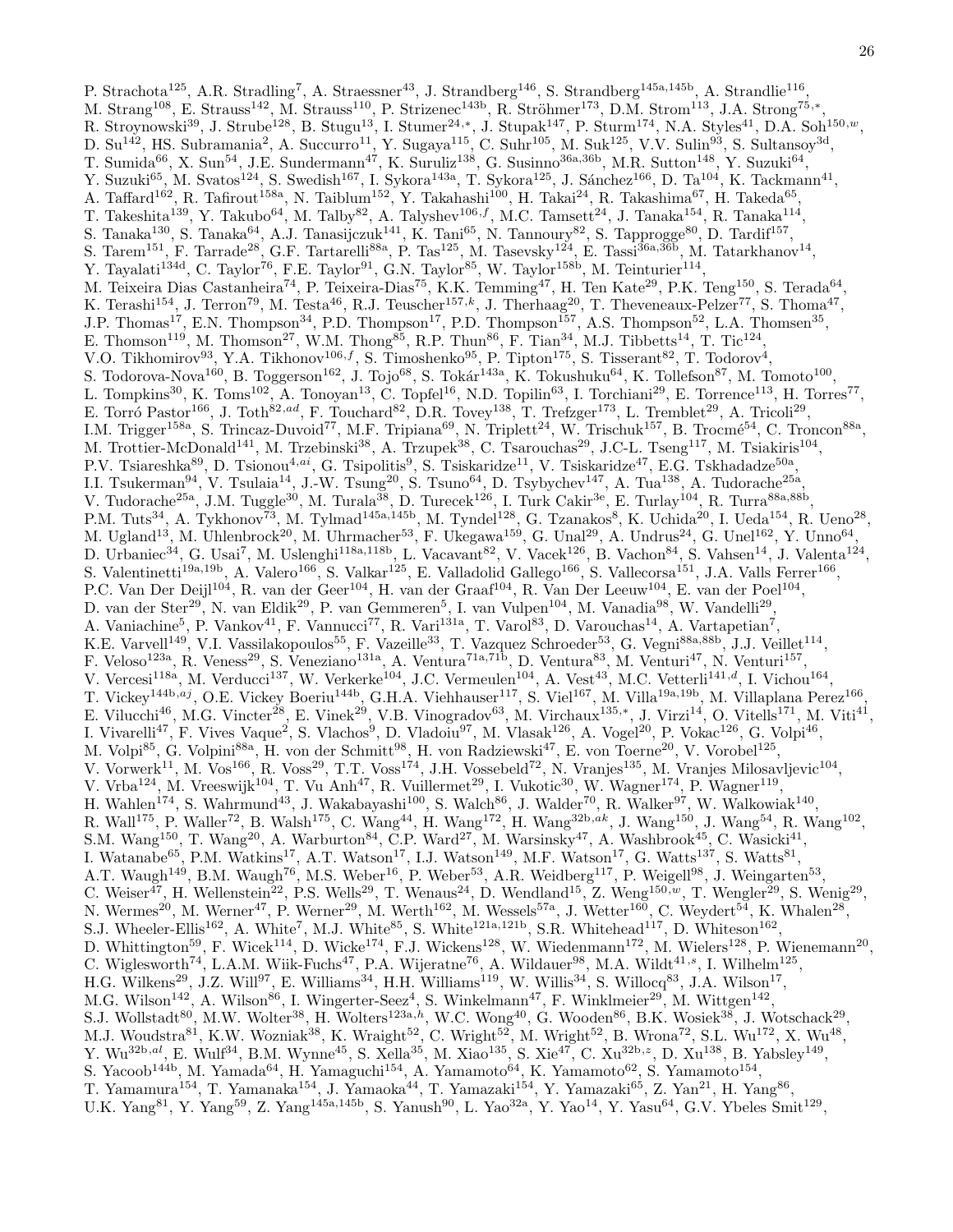P. Strachota[125], A.R. Stradling[7], A. Straessner[43], J. Strandberg[146], S. Strandberg[145a,145b], A. Strandlie[116], M. Strang[108], E. Strauss[142], M. Strauss[110], P. Strizenec[143b], R. Ströhmer[173], D.M. Strom[113], J.A. Strong[75,*], R. Stroynowski[39], J. Strube[128], B. Stugu[13], I. Stumer[24,*], J. Stupak[147], P. Sturm[174], N.A. Styles[41], D.A. Soh[150,w], D. Su[142], HS. Subramania[2], A. Succurro[11], Y. Sugaya[115], C. Suhr[105], M. Suk[125], V.V. Sulin[93], S. Sultansoy[3d], T. Sumida[66], X. Sun[54], J.E. Sundermann[47], K. Suruliz[138], G. Susinno[36a,36b], M.R. Sutton[148], Y. Suzuki[64], Y. Suzuki[65], M. Svatos[124], S. Swedish[167], I. Sykora[143a], T. Sykora[125], J. Sánchez[166], D. Ta[104], K. Tackmann[41], A. Taffard[162], R. Tafirout[158a], N. Taiblum[152], Y. Takahashi[100], H. Takai[24], R. Takashima[67], H. Takeda[65], T. Takeshita[139], Y. Takubo[64], M. Talby[82], A. Talyshev[106,f], M.C. Tamsett[24], J. Tanaka[154], R. Tanaka[114], S. Tanaka[130], S. Tanaka[64], A.J. Tanasijczuk[141], K. Tani[65], N. Tannoury[82], S. Tapprogge[80], D. Tardif[157], S. Tarem[151], F. Tarrade[28], G.F. Tartarelli[88a], P. Tas[125], M. Tasevsky[124], E. Tassi[36a,36b], M. Tatarkhanov[14], Y. Tayalati[134d], C. Taylor[76], F.E. Taylor[91], G.N. Taylor[85], W. Taylor[158b], M. Teinturier[114], M. Teixeira Dias Castanheira[74], P. Teixeira-Dias[75], K.K. Temming[47], H. Ten Kate[29], P.K. Teng[150], S. Terada[64], K. Terashi[154], J. Terron[79], M. Testa[46], R.J. Teuscher[157,k], J. Therhaag[20], T. Theveneaux-Pelzer[77], S. Thoma[47], J.P. Thomas[17], E.N. Thompson[34], P.D. Thompson[17], P.D. Thompson[157], A.S. Thompson[52], L.A. Thomsen[35], E. Thomson[119], M. Thomson[27], W.M. Thong[85], R.P. Thun[86], F. Tian[34], M.J. Tibbetts[14], T. Tic[124], V.O. Tikhomirov[93], Y.A. Tikhonov[106,f], S. Timoshenko[95], P. Tipton[175], S. Tisserant[82], T. Todorov[4], S. Todorova-Nova[160], B. Toggerson[162], J. Tojo[68], S. Tokár[143a], K. Tokushuku[64], K. Tollefson[87], M. Tomoto[100], L. Tompkins[30], K. Toms[102], A. Tonoyan[13], C. Topfel[16], N.D. Topilin[63], I. Torchiani[29], E. Torrence[113], H. Torres[77], E. Torró Pastor[166], J. Toth[82,ad], F. Touchard[82], D.R. Tovey[138], T. Trefzger[173], L. Tremblet[29], A. Tricoli[29], I.M. Trigger[158a], S. Trincaz-Duvoid[77], M.F. Tripiana[69], N. Triplett[24], W. Trischuk[157], B. Trocmé[54], C. Troncon[88a], M. Trottier-McDonald[141], M. Trzebinski[38], A. Trzupek[38], C. Tsarouchas[29], J.C-L. Tseng[117], M. Tsiakiris[104], P.V. Tsiareshka[89], D. Tsionou[4,ai], G. Tsipolitis[9], S. Tsiskaridze[11], V. Tsiskaridze[47], E.G. Tskhadadze[50a], I.I. Tsukerman[94], V. Tsulaia[14], J.-W. Tsung[20], S. Tsuno[64], D. Tsybychev[147], A. Tua[138], A. Tudorache[25a], V. Tudorache[25a], J.M. Tuggle[30], M. Turala[38], D. Turecek[126], I. Turk Cakir[3e], E. Turlay[104], R. Turra[88a,88b], P.M. Tuts[34], A. Tykhonov[73], M. Tylmad[145a,145b], M. Tyndel[128], G. Tzanakos[8], K. Uchida[20], I. Ueda[154], R. Ueno[28], M. Ugland[13], M. Uhlenbrock[20], M. Uhrmacher[53], F. Ukegawa[159], G. Unal[29], A. Undrus[24], G. Unel[162], Y. Unno[64], D. Urbaniec[34], G. Usai[7], M. Uslenghi[118a,118b], L. Vacavant[82], V. Vacek[126], B. Vachon[84], S. Vahsen[14], J. Valenta[124], S. Valentinetti[19a,19b], A. Valero[166], S. Valkar[125], E. Valladolid Gallego[166], S. Vallecorsa[151], J.A. Valls Ferrer[166], P.C. Van Der Deijl[104], R. van der Geer[104], H. van der Graaf[104], R. Van Der Leeuw[104], E. van der Poel[104], D. van der Ster[29], N. van Eldik[29], P. van Gemmeren[5], I. van Vulpen[104], M. Vanadia[98], W. Vandelli[29], A. Vaniachine[5], P. Vankov[41], F. Vannucci[77], R. Vari[131a], T. Varol[83], D. Varouchas[14], A. Vartapetian[7], K.E. Varvell[149], V.I. Vassilakopoulos[55], F. Vazeille[33], T. Vazquez Schroeder[53], G. Vegni[88a,88b], J.J. Veillet[114], F. Veloso[123a], R. Veness[29], S. Veneziano[131a], A. Ventura[71a,71b], D. Ventura[83], M. Venturi[47], N. Venturi[157], V. Vercesi[118a], M. Verducci[137], W. Verkerke[104], J.C. Vermeulen[104], A. Vest[43], M.C. Vetterli[141,d], I. Vichou[164], T. Vickey[144b,aj], O.E. Vickey Boeriu[144b], G.H.A. Viehhauser[117], S. Viel[167], M. Villa[19a,19b], M. Villaplana Perez[166], E. Vilucchi[46], M.G. Vincter[28], E. Vinek[29], V.B. Vinogradov[63], M. Virchaux[135,*], J. Virzi[14], O. Vitells[171], M. Viti[41], I. Vivarelli[47], F. Vives Vaque[2], S. Vlachos[9], D. Vladoiu[97], M. Vlasak[126], A. Vogel[20], P. Vokac[126], G. Volpi[46], M. Volpi[85], G. Volpini[88a], H. von der Schmitt[98], H. von Radziewski[47], E. von Toerne[20], V. Vorobel[125], V. Vorwerk[11], M. Vos[166], R. Voss[29], T.T. Voss[174], J.H. Vossebeld[72], N. Vranjes[135], M. Vranjes Milosavljevic[104], V. Vrba[124], M. Vreeswijk[104], T. Vu Anh[47], R. Vuillermet[29], I. Vukotic[30], W. Wagner[174], P. Wagner[119], H. Wahlen[174], S. Wahrmund[43], J. Wakabayashi[100], S. Walch[86], J. Walder[70], R. Walker[97], W. Walkowiak[140], R. Wall[175], P. Waller[72], B. Walsh[175], C. Wang[44], H. Wang[172], H. Wang[32b,ak], J. Wang[150], J. Wang[54], R. Wang[102], S.M. Wang[150], T. Wang[20], A. Warburton[84], C.P. Ward[27], M. Warsinsky[47], A. Washbrook[45], C. Wasicki[41], I. Watanabe[65], P.M. Watkins[17], A.T. Watson[17], I.J. Watson[149], M.F. Watson[17], G. Watts[137], S. Watts[81], A.T. Waugh[149], B.M. Waugh[76], M.S. Weber[16], P. Weber[53], A.R. Weidberg[117], P. Weigell[98], J. Weingarten[53], C. Weiser[47], H. Wellenstein[22], P.S. Wells[29], T. Wenaus[24], D. Wendland[15], Z. Weng[150,w], T. Wengler[29], S. Wenig[29], N. Wermes[20], M. Werner[47], P. Werner[29], M. Werth[162], M. Wessels[57a], J. Wetter[160], C. Weydert[54], K. Whalen[28], S.J. Wheeler-Ellis[162], A. White[7], M.J. White[85], S. White[121a,121b], S.R. Whitehead[117], D. Whiteson[162], D. Whittington[59], F. Wicek[114], D. Wicke[174], F.J. Wickens[128], W. Wiedenmann[172], M. Wielers[128], P. Wienemann[20], C. Wiglesworth[74], L.A.M. Wiik-Fuchs[47], P.A. Wijeratne[76], A. Wildauer[98], M.A. Wildt[41,s], I. Wilhelm[125], H.G. Wilkens[29], J.Z. Will[97], E. Williams[34], H.H. Williams[119], W. Willis[34], S. Willocq[83], J.A. Wilson[17], M.G. Wilson[142], A. Wilson[86], I. Wingerter-Seez[4], S. Winkelmann[47], F. Winklmeier[29], M. Wittgen[142], S.J. Wollstadt[80], M.W. Wolter[38], H. Wolters[123a,h], W.C. Wong[40], G. Wooden[86], B.K. Wosiek[38], J. Wotschack[29], M.J. Woudstra[81], K.W. Wozniak[38], K. Wraight[52], C. Wright[52], M. Wright[52], B. Wrona[72], S.L. Wu[172], X. Wu[48], Y. Wu[32b,al], E. Wulf[34], B.M. Wynne[45], S. Xella[35], M. Xiao[135], S. Xie[47], C. Xu[32b,z], D. Xu[138], B. Yabsley[149], S. Yacoob[144b], M. Yamada[64], H. Yamaguchi[154], A. Yamamoto[64], K. Yamamoto[62], S. Yamamoto[154], T. Yamamura[154], T. Yamanaka[154], J. Yamaoka[44], T. Yamazaki[154], Y. Yamazaki[65], Z. Yan[21], H. Yang[86], U.K. Yang[81], Y. Yang[59], Z. Yang[145a,145b], S. Yanush[90], L. Yao[32a], Y. Yao[14], Y. Yasu[64], G.V. Ybeles Smit[129],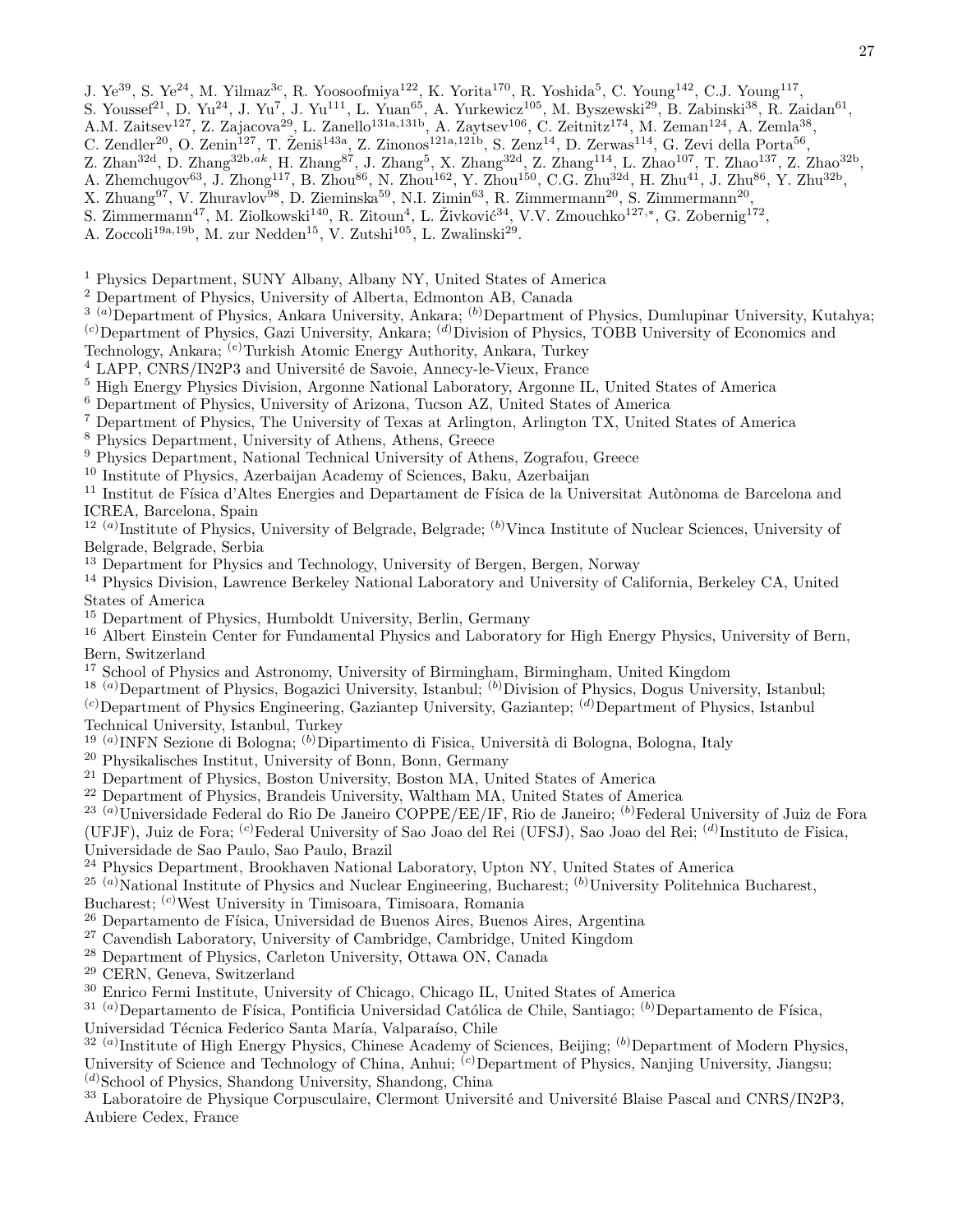J. Ye[39], S. Ye[24], M. Yilmaz[3c], R. Yoosoofmiya[122], K. Yorita[170], R. Yoshida[5], C. Young[142], C.J. Young[117], S. Youssef[21], D. Yu[24], J. Yu[7], J. Yu[111], L. Yuan[65], A. Yurkewicz[105], M. Byszewski[29], B. Zabinski[38], R. Zaidan[61], A.M. Zaitsev[127], Z. Zajacova[29], L. Zanello[131a,131b], A. Zaytsev[106], C. Zeitnitz[174], M. Zeman[124], A. Zemla[38], C. Zendler[20], O. Zenin[127], T. Ženiš[143a], Z. Zinonos[121a,121b], S. Zenz[14], D. Zerwas[114], G. Zevi della Porta[56], Z. Zhan[32d], D. Zhang[32b,ak], H. Zhang[87], J. Zhang[5], X. Zhang[32d], Z. Zhang[114], L. Zhao[107], T. Zhao[137], Z. Zhao[32b], A. Zhemchugov[63], J. Zhong[117], B. Zhou[86], N. Zhou[162], Y. Zhou[150], C.G. Zhu[32d], H. Zhu[41], J. Zhu[86], Y. Zhu[32b], X. Zhuang[97], V. Zhuravlov[98], D. Zieminska[59], N.I. Zimin[63], R. Zimmermann[20], S. Zimmermann[20], S. Zimmermann[47], M. Ziolkowski[140], R. Zitoun[4], L. Živković[34], V.V. Zmouchko[127,*], G. Zobernig[172], A. Zoccoli[19a,19b], M. zur Nedden[15], V. Zutshi[105], L. Zwalinski[29].

[1] Physics Department, SUNY Albany, Albany NY, United States of America
[2] Department of Physics, University of Alberta, Edmonton AB, Canada
[3] [(a)]Department of Physics, Ankara University, Ankara; [(b)]Department of Physics, Dumlupinar University, Kutahya; [(c)]Department of Physics, Gazi University, Ankara; [(d)]Division of Physics, TOBB University of Economics and Technology, Ankara; [(e)]Turkish Atomic Energy Authority, Ankara, Turkey
[4] LAPP, CNRS/IN2P3 and Université de Savoie, Annecy-le-Vieux, France
[5] High Energy Physics Division, Argonne National Laboratory, Argonne IL, United States of America
[6] Department of Physics, University of Arizona, Tucson AZ, United States of America
[7] Department of Physics, The University of Texas at Arlington, Arlington TX, United States of America
[8] Physics Department, University of Athens, Athens, Greece
[9] Physics Department, National Technical University of Athens, Zografou, Greece
[10] Institute of Physics, Azerbaijan Academy of Sciences, Baku, Azerbaijan
[11] Institut de Física d'Altes Energies and Departament de Física de la Universitat Autònoma de Barcelona and ICREA, Barcelona, Spain
[12] [(a)]Institute of Physics, University of Belgrade, Belgrade; [(b)]Vinca Institute of Nuclear Sciences, University of Belgrade, Belgrade, Serbia
[13] Department for Physics and Technology, University of Bergen, Bergen, Norway
[14] Physics Division, Lawrence Berkeley National Laboratory and University of California, Berkeley CA, United States of America
[15] Department of Physics, Humboldt University, Berlin, Germany
[16] Albert Einstein Center for Fundamental Physics and Laboratory for High Energy Physics, University of Bern, Bern, Switzerland
[17] School of Physics and Astronomy, University of Birmingham, Birmingham, United Kingdom
[18] [(a)]Department of Physics, Bogazici University, Istanbul; [(b)]Division of Physics, Dogus University, Istanbul; [(c)]Department of Physics Engineering, Gaziantep University, Gaziantep; [(d)]Department of Physics, Istanbul Technical University, Istanbul, Turkey
[19] [(a)]INFN Sezione di Bologna; [(b)]Dipartimento di Fisica, Università di Bologna, Bologna, Italy
[20] Physikalisches Institut, University of Bonn, Bonn, Germany
[21] Department of Physics, Boston University, Boston MA, United States of America
[22] Department of Physics, Brandeis University, Waltham MA, United States of America
[23] [(a)]Universidade Federal do Rio De Janeiro COPPE/EE/IF, Rio de Janeiro; [(b)]Federal University of Juiz de Fora (UFJF), Juiz de Fora; [(c)]Federal University of Sao Joao del Rei (UFSJ), Sao Joao del Rei; [(d)]Instituto de Fisica, Universidade de Sao Paulo, Sao Paulo, Brazil
[24] Physics Department, Brookhaven National Laboratory, Upton NY, United States of America
[25] [(a)]National Institute of Physics and Nuclear Engineering, Bucharest; [(b)]University Politehnica Bucharest, Bucharest; [(c)]West University in Timisoara, Timisoara, Romania
[26] Departamento de Física, Universidad de Buenos Aires, Buenos Aires, Argentina
[27] Cavendish Laboratory, University of Cambridge, Cambridge, United Kingdom
[28] Department of Physics, Carleton University, Ottawa ON, Canada
[29] CERN, Geneva, Switzerland
[30] Enrico Fermi Institute, University of Chicago, Chicago IL, United States of America
[31] [(a)]Departamento de Física, Pontificia Universidad Católica de Chile, Santiago; [(b)]Departamento de Física, Universidad Técnica Federico Santa María, Valparaíso, Chile
[32] [(a)]Institute of High Energy Physics, Chinese Academy of Sciences, Beijing; [(b)]Department of Modern Physics, University of Science and Technology of China, Anhui; [(c)]Department of Physics, Nanjing University, Jiangsu; [(d)]School of Physics, Shandong University, Shandong, China
[33] Laboratoire de Physique Corpusculaire, Clermont Université and Université Blaise Pascal and CNRS/IN2P3, Aubiere Cedex, France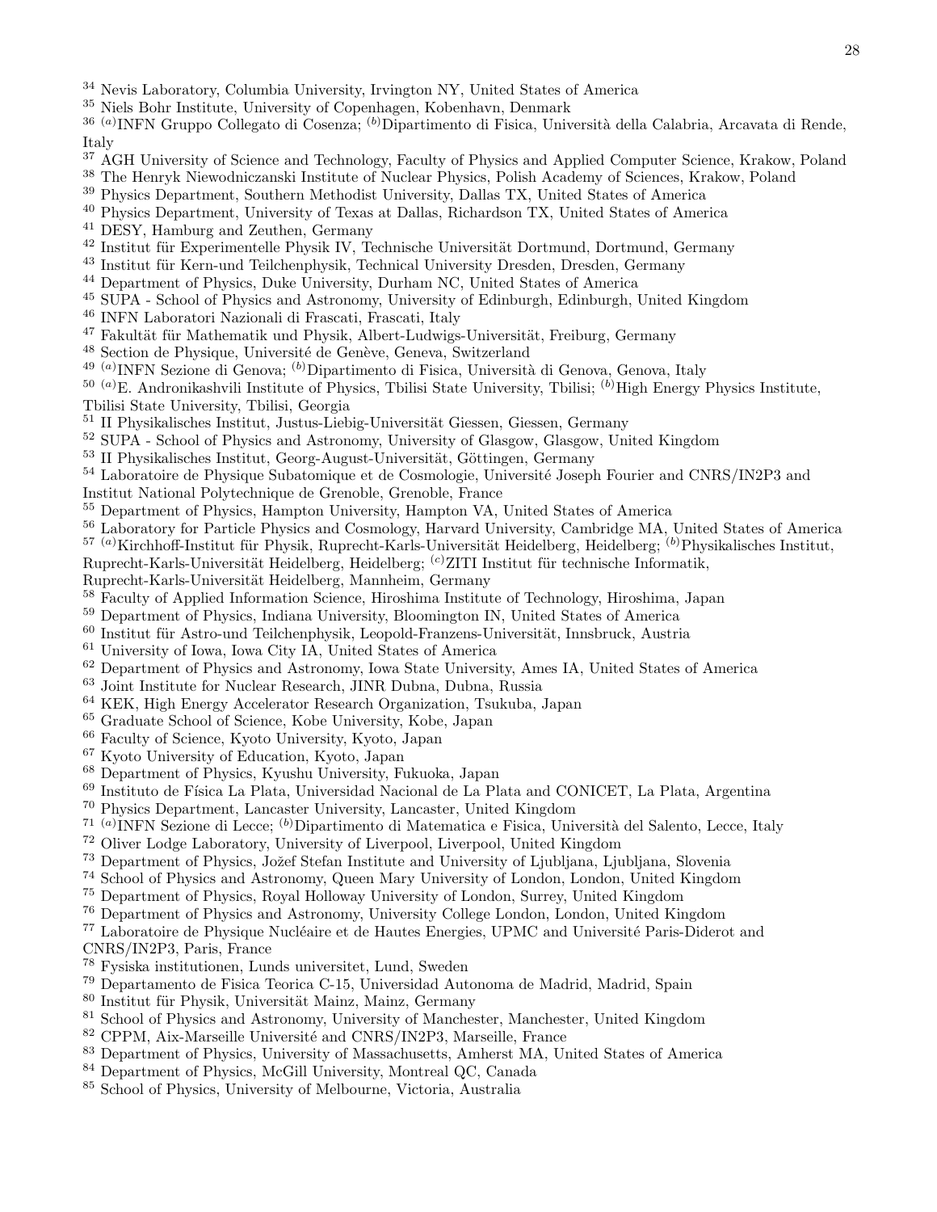[34] Nevis Laboratory, Columbia University, Irvington NY, United States of America
[35] Niels Bohr Institute, University of Copenhagen, Kobenhavn, Denmark
[36] [(a)]INFN Gruppo Collegato di Cosenza; [(b)]Dipartimento di Fisica, Università della Calabria, Arcavata di Rende, Italy
[37] AGH University of Science and Technology, Faculty of Physics and Applied Computer Science, Krakow, Poland
[38] The Henryk Niewodniczanski Institute of Nuclear Physics, Polish Academy of Sciences, Krakow, Poland
[39] Physics Department, Southern Methodist University, Dallas TX, United States of America
[40] Physics Department, University of Texas at Dallas, Richardson TX, United States of America
[41] DESY, Hamburg and Zeuthen, Germany
[42] Institut für Experimentelle Physik IV, Technische Universität Dortmund, Dortmund, Germany
[43] Institut für Kern-und Teilchenphysik, Technical University Dresden, Dresden, Germany
[44] Department of Physics, Duke University, Durham NC, United States of America
[45] SUPA - School of Physics and Astronomy, University of Edinburgh, Edinburgh, United Kingdom
[46] INFN Laboratori Nazionali di Frascati, Frascati, Italy
[47] Fakultät für Mathematik und Physik, Albert-Ludwigs-Universität, Freiburg, Germany
[48] Section de Physique, Université de Genève, Geneva, Switzerland
[49] [(a)]INFN Sezione di Genova; [(b)]Dipartimento di Fisica, Università di Genova, Genova, Italy
[50] [(a)]E. Andronikashvili Institute of Physics, Tbilisi State University, Tbilisi; [(b)]High Energy Physics Institute, Tbilisi State University, Tbilisi, Georgia
[51] II Physikalisches Institut, Justus-Liebig-Universität Giessen, Giessen, Germany
[52] SUPA - School of Physics and Astronomy, University of Glasgow, Glasgow, United Kingdom
[53] II Physikalisches Institut, Georg-August-Universität, Göttingen, Germany
[54] Laboratoire de Physique Subatomique et de Cosmologie, Université Joseph Fourier and CNRS/IN2P3 and Institut National Polytechnique de Grenoble, Grenoble, France
[55] Department of Physics, Hampton University, Hampton VA, United States of America
[56] Laboratory for Particle Physics and Cosmology, Harvard University, Cambridge MA, United States of America
[57] [(a)]Kirchhoff-Institut für Physik, Ruprecht-Karls-Universität Heidelberg, Heidelberg; [(b)]Physikalisches Institut, Ruprecht-Karls-Universität Heidelberg, Heidelberg; [(c)]ZITI Institut für technische Informatik, Ruprecht-Karls-Universität Heidelberg, Mannheim, Germany
[58] Faculty of Applied Information Science, Hiroshima Institute of Technology, Hiroshima, Japan
[59] Department of Physics, Indiana University, Bloomington IN, United States of America
[60] Institut für Astro-und Teilchenphysik, Leopold-Franzens-Universität, Innsbruck, Austria
[61] University of Iowa, Iowa City IA, United States of America
[62] Department of Physics and Astronomy, Iowa State University, Ames IA, United States of America
[63] Joint Institute for Nuclear Research, JINR Dubna, Dubna, Russia
[64] KEK, High Energy Accelerator Research Organization, Tsukuba, Japan
[65] Graduate School of Science, Kobe University, Kobe, Japan
[66] Faculty of Science, Kyoto University, Kyoto, Japan
[67] Kyoto University of Education, Kyoto, Japan
[68] Department of Physics, Kyushu University, Fukuoka, Japan
[69] Instituto de Física La Plata, Universidad Nacional de La Plata and CONICET, La Plata, Argentina
[70] Physics Department, Lancaster University, Lancaster, United Kingdom
[71] [(a)]INFN Sezione di Lecce; [(b)]Dipartimento di Matematica e Fisica, Università del Salento, Lecce, Italy
[72] Oliver Lodge Laboratory, University of Liverpool, Liverpool, United Kingdom
[73] Department of Physics, Jožef Stefan Institute and University of Ljubljana, Ljubljana, Slovenia
[74] School of Physics and Astronomy, Queen Mary University of London, London, United Kingdom
[75] Department of Physics, Royal Holloway University of London, Surrey, United Kingdom
[76] Department of Physics and Astronomy, University College London, London, United Kingdom
[77] Laboratoire de Physique Nucléaire et de Hautes Energies, UPMC and Université Paris-Diderot and CNRS/IN2P3, Paris, France
[78] Fysiska institutionen, Lunds universitet, Lund, Sweden
[79] Departamento de Fisica Teorica C-15, Universidad Autonoma de Madrid, Madrid, Spain
[80] Institut für Physik, Universität Mainz, Mainz, Germany
[81] School of Physics and Astronomy, University of Manchester, Manchester, United Kingdom
[82] CPPM, Aix-Marseille Université and CNRS/IN2P3, Marseille, France
[83] Department of Physics, University of Massachusetts, Amherst MA, United States of America
[84] Department of Physics, McGill University, Montreal QC, Canada
[85] School of Physics, University of Melbourne, Victoria, Australia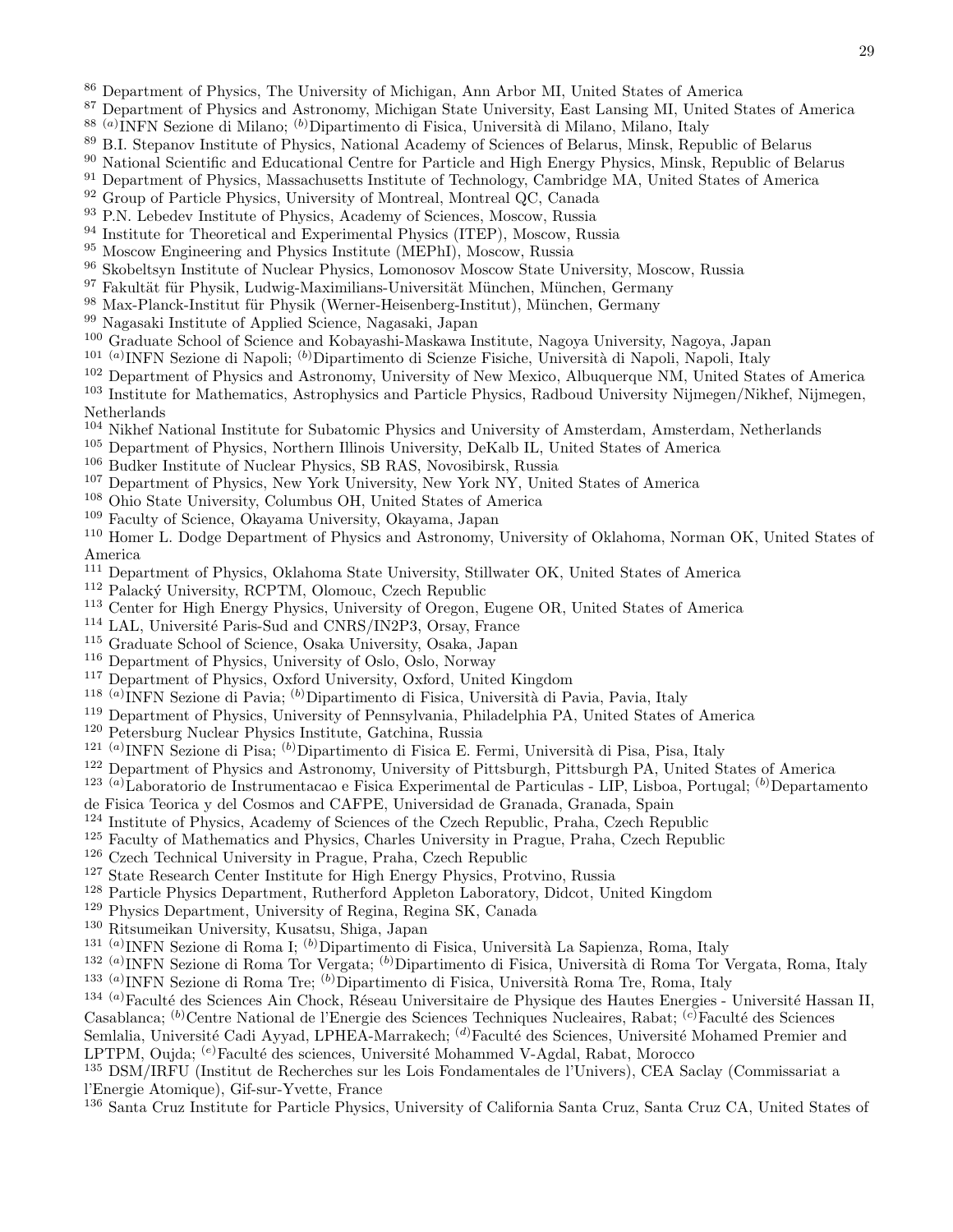[86] Department of Physics, The University of Michigan, Ann Arbor MI, United States of America
[87] Department of Physics and Astronomy, Michigan State University, East Lansing MI, United States of America
[88] [(a)]INFN Sezione di Milano; [(b)]Dipartimento di Fisica, Università di Milano, Milano, Italy
[89] B.I. Stepanov Institute of Physics, National Academy of Sciences of Belarus, Minsk, Republic of Belarus
[90] National Scientific and Educational Centre for Particle and High Energy Physics, Minsk, Republic of Belarus
[91] Department of Physics, Massachusetts Institute of Technology, Cambridge MA, United States of America
[92] Group of Particle Physics, University of Montreal, Montreal QC, Canada
[93] P.N. Lebedev Institute of Physics, Academy of Sciences, Moscow, Russia
[94] Institute for Theoretical and Experimental Physics (ITEP), Moscow, Russia
[95] Moscow Engineering and Physics Institute (MEPhI), Moscow, Russia
[96] Skobeltsyn Institute of Nuclear Physics, Lomonosov Moscow State University, Moscow, Russia
[97] Fakultät für Physik, Ludwig-Maximilians-Universität München, München, Germany
[98] Max-Planck-Institut für Physik (Werner-Heisenberg-Institut), München, Germany
[99] Nagasaki Institute of Applied Science, Nagasaki, Japan
[100] Graduate School of Science and Kobayashi-Maskawa Institute, Nagoya University, Nagoya, Japan
[101] [(a)]INFN Sezione di Napoli; [(b)]Dipartimento di Scienze Fisiche, Università di Napoli, Napoli, Italy
[102] Department of Physics and Astronomy, University of New Mexico, Albuquerque NM, United States of America
[103] Institute for Mathematics, Astrophysics and Particle Physics, Radboud University Nijmegen/Nikhef, Nijmegen, Netherlands
[104] Nikhef National Institute for Subatomic Physics and University of Amsterdam, Amsterdam, Netherlands
[105] Department of Physics, Northern Illinois University, DeKalb IL, United States of America
[106] Budker Institute of Nuclear Physics, SB RAS, Novosibirsk, Russia
[107] Department of Physics, New York University, New York NY, United States of America
[108] Ohio State University, Columbus OH, United States of America
[109] Faculty of Science, Okayama University, Okayama, Japan
[110] Homer L. Dodge Department of Physics and Astronomy, University of Oklahoma, Norman OK, United States of America
[111] Department of Physics, Oklahoma State University, Stillwater OK, United States of America
[112] Palacký University, RCPTM, Olomouc, Czech Republic
[113] Center for High Energy Physics, University of Oregon, Eugene OR, United States of America
[114] LAL, Université Paris-Sud and CNRS/IN2P3, Orsay, France
[115] Graduate School of Science, Osaka University, Osaka, Japan
[116] Department of Physics, University of Oslo, Oslo, Norway
[117] Department of Physics, Oxford University, Oxford, United Kingdom
[118] [(a)]INFN Sezione di Pavia; [(b)]Dipartimento di Fisica, Università di Pavia, Pavia, Italy
[119] Department of Physics, University of Pennsylvania, Philadelphia PA, United States of America
[120] Petersburg Nuclear Physics Institute, Gatchina, Russia
[121] [(a)]INFN Sezione di Pisa; [(b)]Dipartimento di Fisica E. Fermi, Università di Pisa, Pisa, Italy
[122] Department of Physics and Astronomy, University of Pittsburgh, Pittsburgh PA, United States of America
[123] [(a)]Laboratorio de Instrumentacao e Fisica Experimental de Particulas - LIP, Lisboa, Portugal; [(b)]Departamento de Fisica Teorica y del Cosmos and CAFPE, Universidad de Granada, Granada, Spain
[124] Institute of Physics, Academy of Sciences of the Czech Republic, Praha, Czech Republic
[125] Faculty of Mathematics and Physics, Charles University in Prague, Praha, Czech Republic
[126] Czech Technical University in Prague, Praha, Czech Republic
[127] State Research Center Institute for High Energy Physics, Protvino, Russia
[128] Particle Physics Department, Rutherford Appleton Laboratory, Didcot, United Kingdom
[129] Physics Department, University of Regina, Regina SK, Canada
[130] Ritsumeikan University, Kusatsu, Shiga, Japan
[131] [(a)]INFN Sezione di Roma I; [(b)]Dipartimento di Fisica, Università La Sapienza, Roma, Italy
[132] [(a)]INFN Sezione di Roma Tor Vergata; [(b)]Dipartimento di Fisica, Università di Roma Tor Vergata, Roma, Italy
[133] [(a)]INFN Sezione di Roma Tre; [(b)]Dipartimento di Fisica, Università Roma Tre, Roma, Italy
[134] [(a)]Faculté des Sciences Ain Chock, Réseau Universitaire de Physique des Hautes Energies - Université Hassan II, Casablanca; [(b)]Centre National de l'Energie des Sciences Techniques Nucleaires, Rabat; [(c)]Faculté des Sciences Semlalia, Université Cadi Ayyad, LPHEA-Marrakech; [(d)]Faculté des Sciences, Université Mohamed Premier and LPTPM, Oujda; [(e)]Faculté des sciences, Université Mohammed V-Agdal, Rabat, Morocco
[135] DSM/IRFU (Institut de Recherches sur les Lois Fondamentales de l'Univers), CEA Saclay (Commissariat a l'Energie Atomique), Gif-sur-Yvette, France
[136] Santa Cruz Institute for Particle Physics, University of California Santa Cruz, Santa Cruz CA, United States of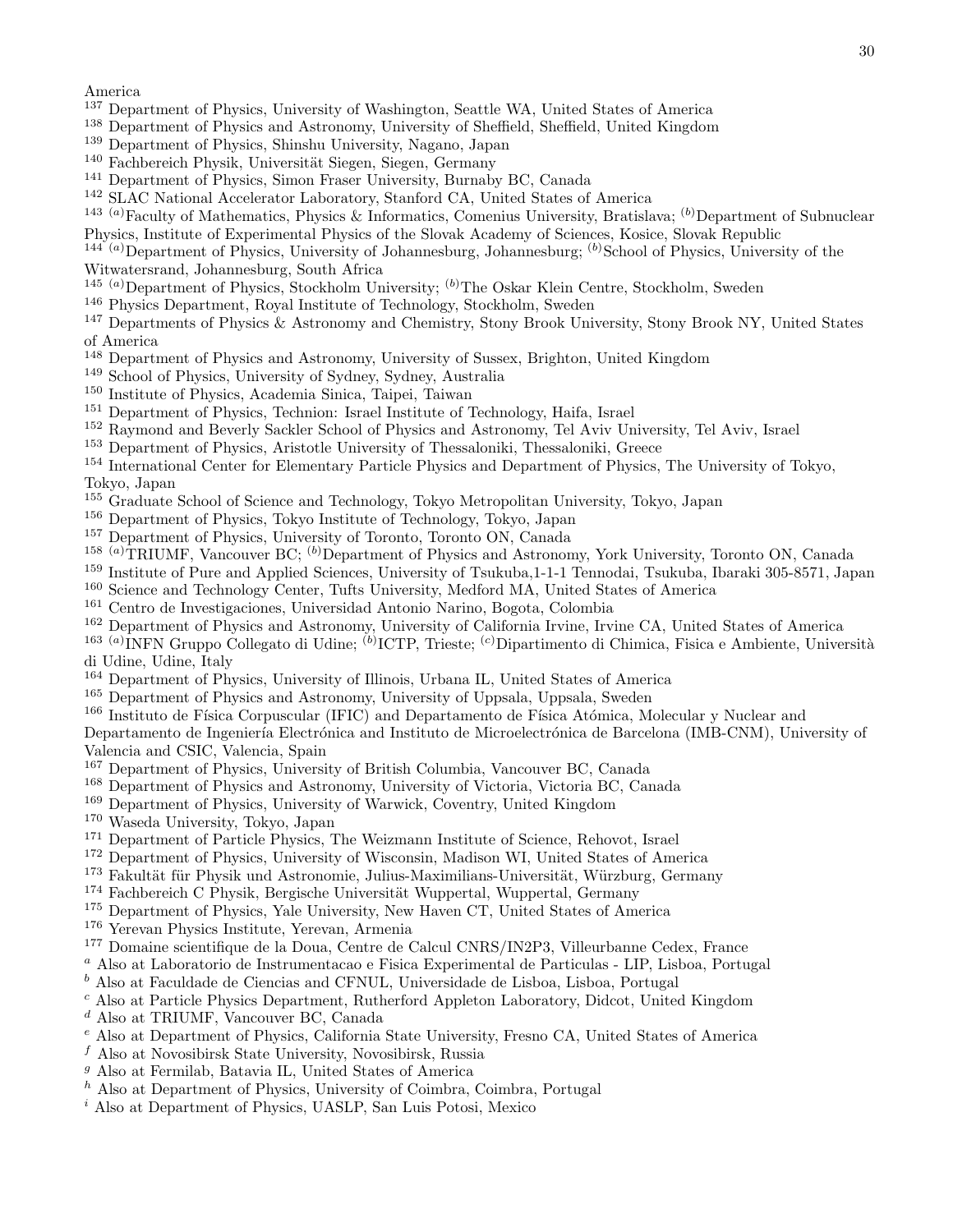America

[137] Department of Physics, University of Washington, Seattle WA, United States of America

[138] Department of Physics and Astronomy, University of Sheffield, Sheffield, United Kingdom

[139] Department of Physics, Shinshu University, Nagano, Japan

[140] Fachbereich Physik, Universität Siegen, Siegen, Germany

[141] Department of Physics, Simon Fraser University, Burnaby BC, Canada

[142] SLAC National Accelerator Laboratory, Stanford CA, United States of America

[143] [(a)]Faculty of Mathematics, Physics & Informatics, Comenius University, Bratislava; [(b)]Department of Subnuclear Physics, Institute of Experimental Physics of the Slovak Academy of Sciences, Kosice, Slovak Republic

[144] [(a)]Department of Physics, University of Johannesburg, Johannesburg; [(b)]School of Physics, University of the Witwatersrand, Johannesburg, South Africa

[145] [(a)]Department of Physics, Stockholm University; [(b)]The Oskar Klein Centre, Stockholm, Sweden

[146] Physics Department, Royal Institute of Technology, Stockholm, Sweden

[147] Departments of Physics & Astronomy and Chemistry, Stony Brook University, Stony Brook NY, United States of America

[148] Department of Physics and Astronomy, University of Sussex, Brighton, United Kingdom

[149] School of Physics, University of Sydney, Sydney, Australia

[150] Institute of Physics, Academia Sinica, Taipei, Taiwan

[151] Department of Physics, Technion: Israel Institute of Technology, Haifa, Israel

[152] Raymond and Beverly Sackler School of Physics and Astronomy, Tel Aviv University, Tel Aviv, Israel

[153] Department of Physics, Aristotle University of Thessaloniki, Thessaloniki, Greece

[154] International Center for Elementary Particle Physics and Department of Physics, The University of Tokyo, Tokyo, Japan

[155] Graduate School of Science and Technology, Tokyo Metropolitan University, Tokyo, Japan

[156] Department of Physics, Tokyo Institute of Technology, Tokyo, Japan

[157] Department of Physics, University of Toronto, Toronto ON, Canada

[158] [(a)]TRIUMF, Vancouver BC; [(b)]Department of Physics and Astronomy, York University, Toronto ON, Canada

[159] Institute of Pure and Applied Sciences, University of Tsukuba,1-1-1 Tennodai, Tsukuba, Ibaraki 305-8571, Japan

[160] Science and Technology Center, Tufts University, Medford MA, United States of America

[161] Centro de Investigaciones, Universidad Antonio Narino, Bogota, Colombia

[162] Department of Physics and Astronomy, University of California Irvine, Irvine CA, United States of America

[163] [(a)]INFN Gruppo Collegato di Udine; [(b)]ICTP, Trieste; [(c)]Dipartimento di Chimica, Fisica e Ambiente, Università di Udine, Udine, Italy

[164] Department of Physics, University of Illinois, Urbana IL, United States of America

[165] Department of Physics and Astronomy, University of Uppsala, Uppsala, Sweden

[166] Instituto de Física Corpuscular (IFIC) and Departamento de Física Atómica, Molecular y Nuclear and Departamento de Ingeniería Electrónica and Instituto de Microelectrónica de Barcelona (IMB-CNM), University of Valencia and CSIC, Valencia, Spain

[167] Department of Physics, University of British Columbia, Vancouver BC, Canada

[168] Department of Physics and Astronomy, University of Victoria, Victoria BC, Canada

[169] Department of Physics, University of Warwick, Coventry, United Kingdom

[170] Waseda University, Tokyo, Japan

[171] Department of Particle Physics, The Weizmann Institute of Science, Rehovot, Israel

[172] Department of Physics, University of Wisconsin, Madison WI, United States of America

[173] Fakultät für Physik und Astronomie, Julius-Maximilians-Universität, Würzburg, Germany

[174] Fachbereich C Physik, Bergische Universität Wuppertal, Wuppertal, Germany

[175] Department of Physics, Yale University, New Haven CT, United States of America

[176] Yerevan Physics Institute, Yerevan, Armenia

[177] Domaine scientifique de la Doua, Centre de Calcul CNRS/IN2P3, Villeurbanne Cedex, France

[a] Also at Laboratorio de Instrumentacao e Fisica Experimental de Particulas - LIP, Lisboa, Portugal

[b] Also at Faculdade de Ciencias and CFNUL, Universidade de Lisboa, Lisboa, Portugal

[c] Also at Particle Physics Department, Rutherford Appleton Laboratory, Didcot, United Kingdom

[d] Also at TRIUMF, Vancouver BC, Canada

[e] Also at Department of Physics, California State University, Fresno CA, United States of America

[f] Also at Novosibirsk State University, Novosibirsk, Russia

[g] Also at Fermilab, Batavia IL, United States of America

[h] Also at Department of Physics, University of Coimbra, Coimbra, Portugal

[i] Also at Department of Physics, UASLP, San Luis Potosi, Mexico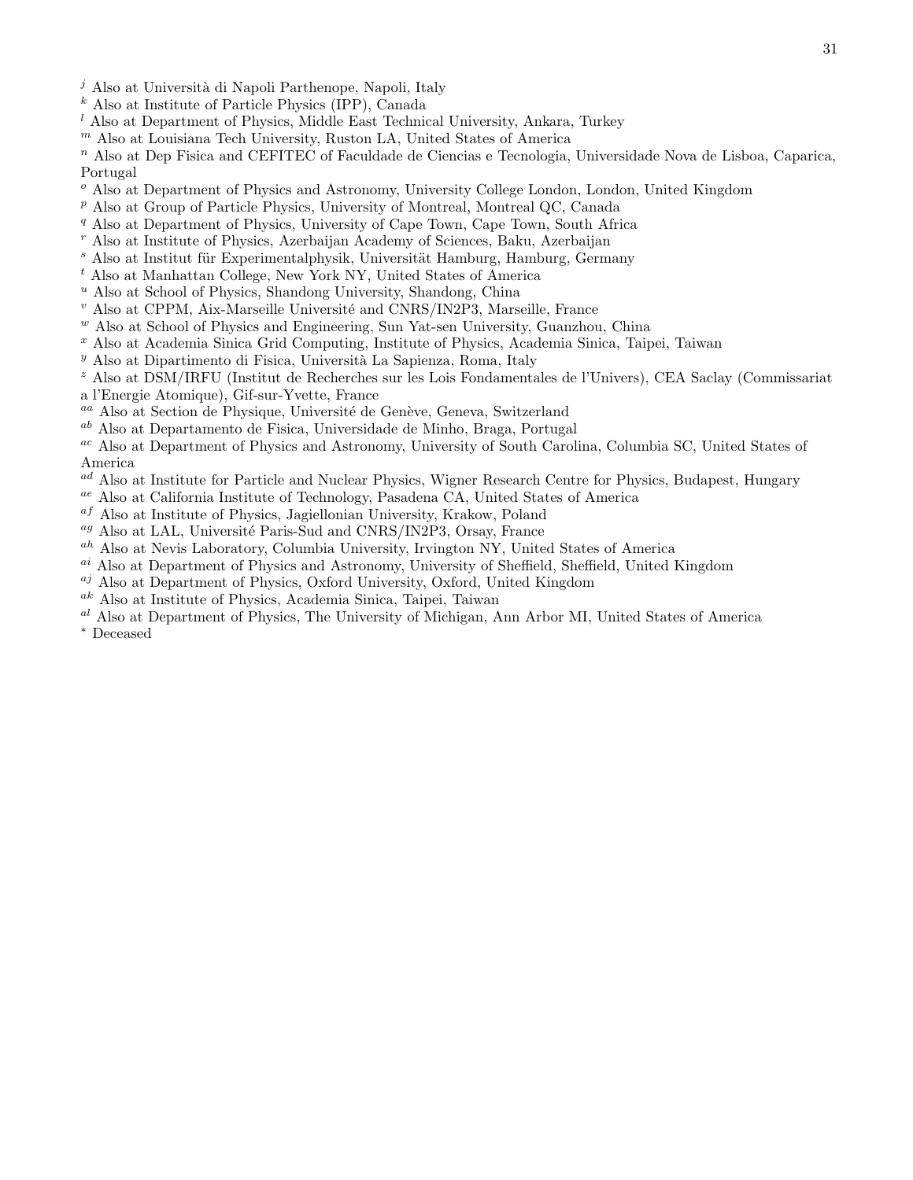[j] Also at Università di Napoli Parthenope, Napoli, Italy
[k] Also at Institute of Particle Physics (IPP), Canada
[l] Also at Department of Physics, Middle East Technical University, Ankara, Turkey
[m] Also at Louisiana Tech University, Ruston LA, United States of America
[n] Also at Dep Fisica and CEFITEC of Faculdade de Ciencias e Tecnologia, Universidade Nova de Lisboa, Caparica, Portugal
[o] Also at Department of Physics and Astronomy, University College London, London, United Kingdom
[p] Also at Group of Particle Physics, University of Montreal, Montreal QC, Canada
[q] Also at Department of Physics, University of Cape Town, Cape Town, South Africa
[r] Also at Institute of Physics, Azerbaijan Academy of Sciences, Baku, Azerbaijan
[s] Also at Institut für Experimentalphysik, Universität Hamburg, Hamburg, Germany
[t] Also at Manhattan College, New York NY, United States of America
[u] Also at School of Physics, Shandong University, Shandong, China
[v] Also at CPPM, Aix-Marseille Université and CNRS/IN2P3, Marseille, France
[w] Also at School of Physics and Engineering, Sun Yat-sen University, Guanzhou, China
[x] Also at Academia Sinica Grid Computing, Institute of Physics, Academia Sinica, Taipei, Taiwan
[y] Also at Dipartimento di Fisica, Università La Sapienza, Roma, Italy
[z] Also at DSM/IRFU (Institut de Recherches sur les Lois Fondamentales de l'Univers), CEA Saclay (Commissariat a l'Energie Atomique), Gif-sur-Yvette, France
[aa] Also at Section de Physique, Université de Genève, Geneva, Switzerland
[ab] Also at Departamento de Fisica, Universidade de Minho, Braga, Portugal
[ac] Also at Department of Physics and Astronomy, University of South Carolina, Columbia SC, United States of America
[ad] Also at Institute for Particle and Nuclear Physics, Wigner Research Centre for Physics, Budapest, Hungary
[ae] Also at California Institute of Technology, Pasadena CA, United States of America
[af] Also at Institute of Physics, Jagiellonian University, Krakow, Poland
[ag] Also at LAL, Université Paris-Sud and CNRS/IN2P3, Orsay, France
[ah] Also at Nevis Laboratory, Columbia University, Irvington NY, United States of America
[ai] Also at Department of Physics and Astronomy, University of Sheffield, Sheffield, United Kingdom
[aj] Also at Department of Physics, Oxford University, Oxford, United Kingdom
[ak] Also at Institute of Physics, Academia Sinica, Taipei, Taiwan
[al] Also at Department of Physics, The University of Michigan, Ann Arbor MI, United States of America
[*] Deceased